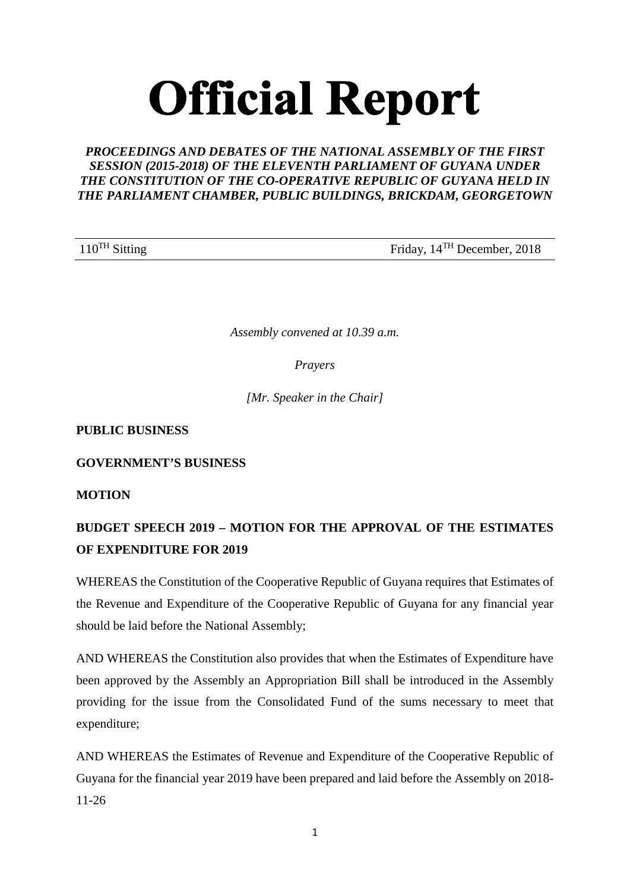# Official Report

***PROCEEDINGS AND DEBATES OF THE NATIONAL ASSEMBLY OF THE FIRST SESSION (2015-2018) OF THE ELEVENTH PARLIAMENT OF GUYANA UNDER THE CONSTITUTION OF THE CO-OPERATIVE REPUBLIC OF GUYANA HELD IN THE PARLIAMENT CHAMBER, PUBLIC BUILDINGS, BRICKDAM, GEORGETOWN***

110TH Sitting | Friday, 14TH December, 2018

*Assembly convened at 10.39 a.m.*

*Prayers*

*[Mr. Speaker in the Chair]*

**PUBLIC BUSINESS**

**GOVERNMENT'S BUSINESS**

**MOTION**

**BUDGET SPEECH 2019 – MOTION FOR THE APPROVAL OF THE ESTIMATES OF EXPENDITURE FOR 2019**

WHEREAS the Constitution of the Cooperative Republic of Guyana requires that Estimates of the Revenue and Expenditure of the Cooperative Republic of Guyana for any financial year should be laid before the National Assembly;

AND WHEREAS the Constitution also provides that when the Estimates of Expenditure have been approved by the Assembly an Appropriation Bill shall be introduced in the Assembly providing for the issue from the Consolidated Fund of the sums necessary to meet that expenditure;

AND WHEREAS the Estimates of Revenue and Expenditure of the Cooperative Republic of Guyana for the financial year 2019 have been prepared and laid before the Assembly on 2018-11-26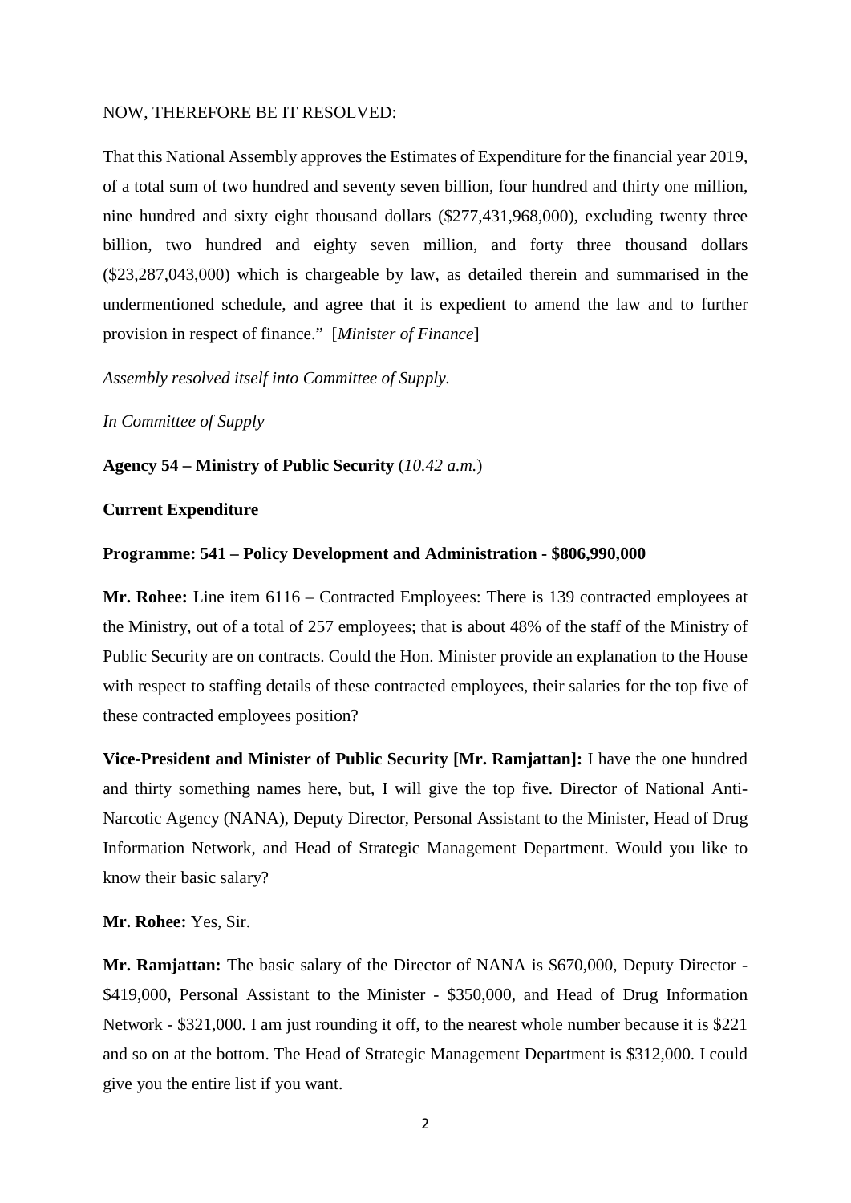NOW, THEREFORE BE IT RESOLVED:

That this National Assembly approves the Estimates of Expenditure for the financial year 2019, of a total sum of two hundred and seventy seven billion, four hundred and thirty one million, nine hundred and sixty eight thousand dollars ($277,431,968,000), excluding twenty three billion, two hundred and eighty seven million, and forty three thousand dollars ($23,287,043,000) which is chargeable by law, as detailed therein and summarised in the undermentioned schedule, and agree that it is expedient to amend the law and to further provision in respect of finance." [*Minister of Finance*]

*Assembly resolved itself into Committee of Supply.*

*In Committee of Supply*

**Agency 54 – Ministry of Public Security** (*10.42 a.m.*)

**Current Expenditure**

**Programme: 541 – Policy Development and Administration - $806,990,000**

**Mr. Rohee:** Line item 6116 – Contracted Employees: There is 139 contracted employees at the Ministry, out of a total of 257 employees; that is about 48% of the staff of the Ministry of Public Security are on contracts. Could the Hon. Minister provide an explanation to the House with respect to staffing details of these contracted employees, their salaries for the top five of these contracted employees position?

**Vice-President and Minister of Public Security [Mr. Ramjattan]:** I have the one hundred and thirty something names here, but, I will give the top five. Director of National Anti-Narcotic Agency (NANA), Deputy Director, Personal Assistant to the Minister, Head of Drug Information Network, and Head of Strategic Management Department. Would you like to know their basic salary?

**Mr. Rohee:** Yes, Sir.

**Mr. Ramjattan:** The basic salary of the Director of NANA is $670,000, Deputy Director - $419,000, Personal Assistant to the Minister - $350,000, and Head of Drug Information Network - $321,000. I am just rounding it off, to the nearest whole number because it is $221 and so on at the bottom. The Head of Strategic Management Department is $312,000. I could give you the entire list if you want.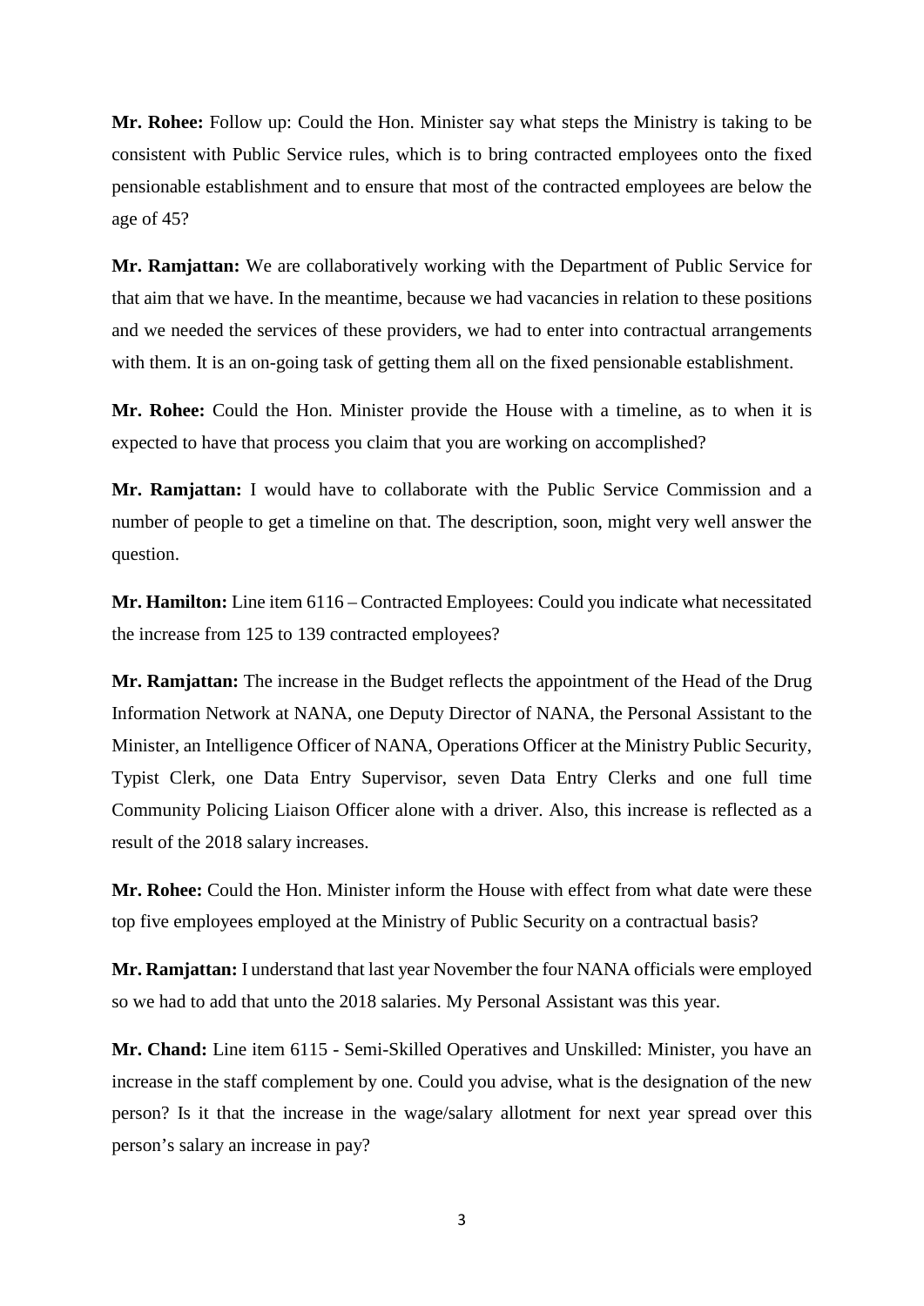**Mr. Rohee:** Follow up: Could the Hon. Minister say what steps the Ministry is taking to be consistent with Public Service rules, which is to bring contracted employees onto the fixed pensionable establishment and to ensure that most of the contracted employees are below the age of 45?

**Mr. Ramjattan:** We are collaboratively working with the Department of Public Service for that aim that we have. In the meantime, because we had vacancies in relation to these positions and we needed the services of these providers, we had to enter into contractual arrangements with them. It is an on-going task of getting them all on the fixed pensionable establishment.

**Mr. Rohee:** Could the Hon. Minister provide the House with a timeline, as to when it is expected to have that process you claim that you are working on accomplished?

**Mr. Ramjattan:** I would have to collaborate with the Public Service Commission and a number of people to get a timeline on that. The description, soon, might very well answer the question.

**Mr. Hamilton:** Line item 6116 – Contracted Employees: Could you indicate what necessitated the increase from 125 to 139 contracted employees?

**Mr. Ramjattan:** The increase in the Budget reflects the appointment of the Head of the Drug Information Network at NANA, one Deputy Director of NANA, the Personal Assistant to the Minister, an Intelligence Officer of NANA, Operations Officer at the Ministry Public Security, Typist Clerk, one Data Entry Supervisor, seven Data Entry Clerks and one full time Community Policing Liaison Officer alone with a driver. Also, this increase is reflected as a result of the 2018 salary increases.

**Mr. Rohee:** Could the Hon. Minister inform the House with effect from what date were these top five employees employed at the Ministry of Public Security on a contractual basis?

**Mr. Ramjattan:** I understand that last year November the four NANA officials were employed so we had to add that unto the 2018 salaries. My Personal Assistant was this year.

**Mr. Chand:** Line item 6115 - Semi-Skilled Operatives and Unskilled: Minister, you have an increase in the staff complement by one. Could you advise, what is the designation of the new person? Is it that the increase in the wage/salary allotment for next year spread over this person's salary an increase in pay?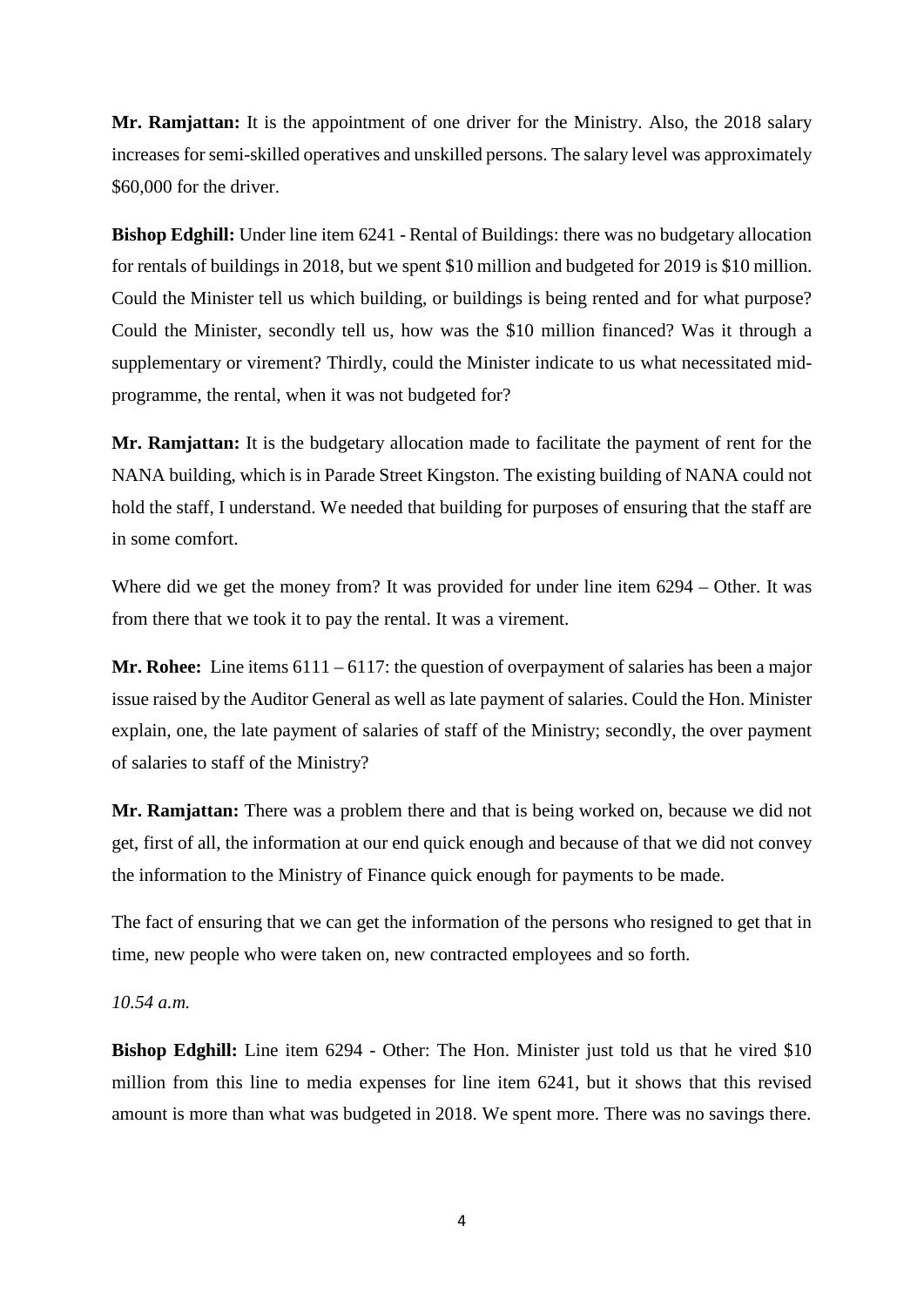**Mr. Ramjattan:** It is the appointment of one driver for the Ministry. Also, the 2018 salary increases for semi-skilled operatives and unskilled persons. The salary level was approximately $60,000 for the driver.

**Bishop Edghill:** Under line item 6241 - Rental of Buildings: there was no budgetary allocation for rentals of buildings in 2018, but we spent $10 million and budgeted for 2019 is $10 million. Could the Minister tell us which building, or buildings is being rented and for what purpose? Could the Minister, secondly tell us, how was the $10 million financed? Was it through a supplementary or virement? Thirdly, could the Minister indicate to us what necessitated mid-programme, the rental, when it was not budgeted for?

**Mr. Ramjattan:** It is the budgetary allocation made to facilitate the payment of rent for the NANA building, which is in Parade Street Kingston. The existing building of NANA could not hold the staff, I understand. We needed that building for purposes of ensuring that the staff are in some comfort.

Where did we get the money from? It was provided for under line item 6294 – Other. It was from there that we took it to pay the rental. It was a virement.

**Mr. Rohee:** Line items 6111 – 6117: the question of overpayment of salaries has been a major issue raised by the Auditor General as well as late payment of salaries. Could the Hon. Minister explain, one, the late payment of salaries of staff of the Ministry; secondly, the over payment of salaries to staff of the Ministry?

**Mr. Ramjattan:** There was a problem there and that is being worked on, because we did not get, first of all, the information at our end quick enough and because of that we did not convey the information to the Ministry of Finance quick enough for payments to be made.

The fact of ensuring that we can get the information of the persons who resigned to get that in time, new people who were taken on, new contracted employees and so forth.

*10.54 a.m.*

**Bishop Edghill:** Line item 6294 - Other: The Hon. Minister just told us that he vired $10 million from this line to media expenses for line item 6241, but it shows that this revised amount is more than what was budgeted in 2018. We spent more. There was no savings there.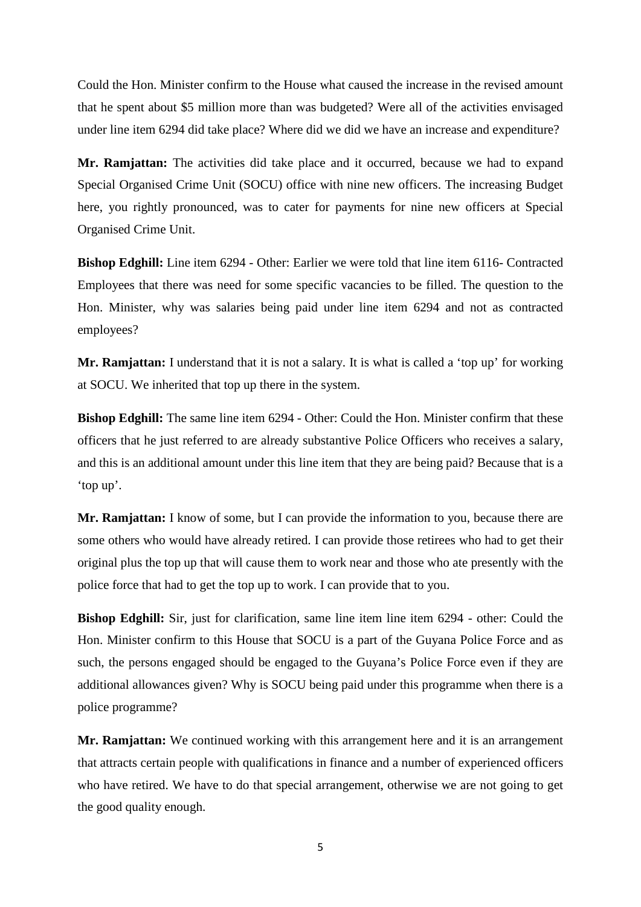Could the Hon. Minister confirm to the House what caused the increase in the revised amount that he spent about $5 million more than was budgeted? Were all of the activities envisaged under line item 6294 did take place? Where did we did we have an increase and expenditure?

**Mr. Ramjattan:** The activities did take place and it occurred, because we had to expand Special Organised Crime Unit (SOCU) office with nine new officers. The increasing Budget here, you rightly pronounced, was to cater for payments for nine new officers at Special Organised Crime Unit.

**Bishop Edghill:** Line item 6294 - Other: Earlier we were told that line item 6116- Contracted Employees that there was need for some specific vacancies to be filled. The question to the Hon. Minister, why was salaries being paid under line item 6294 and not as contracted employees?

**Mr. Ramjattan:** I understand that it is not a salary. It is what is called a 'top up' for working at SOCU. We inherited that top up there in the system.

**Bishop Edghill:** The same line item 6294 - Other: Could the Hon. Minister confirm that these officers that he just referred to are already substantive Police Officers who receives a salary, and this is an additional amount under this line item that they are being paid? Because that is a 'top up'.

**Mr. Ramjattan:** I know of some, but I can provide the information to you, because there are some others who would have already retired. I can provide those retirees who had to get their original plus the top up that will cause them to work near and those who ate presently with the police force that had to get the top up to work. I can provide that to you.

**Bishop Edghill:** Sir, just for clarification, same line item line item 6294 - other: Could the Hon. Minister confirm to this House that SOCU is a part of the Guyana Police Force and as such, the persons engaged should be engaged to the Guyana's Police Force even if they are additional allowances given? Why is SOCU being paid under this programme when there is a police programme?

**Mr. Ramjattan:** We continued working with this arrangement here and it is an arrangement that attracts certain people with qualifications in finance and a number of experienced officers who have retired. We have to do that special arrangement, otherwise we are not going to get the good quality enough.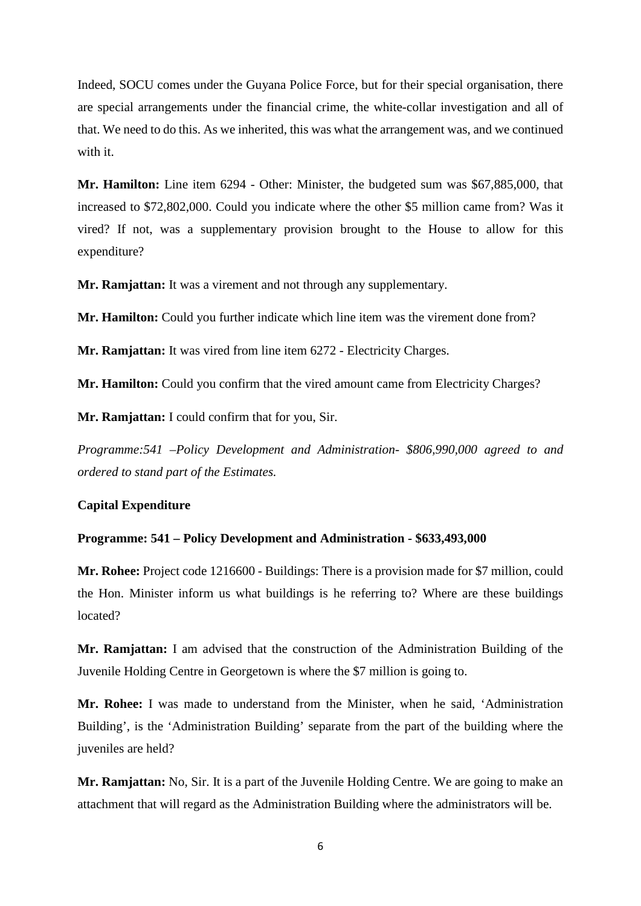Indeed, SOCU comes under the Guyana Police Force, but for their special organisation, there are special arrangements under the financial crime, the white-collar investigation and all of that. We need to do this. As we inherited, this was what the arrangement was, and we continued with it.

**Mr. Hamilton:** Line item 6294 - Other: Minister, the budgeted sum was $67,885,000, that increased to $72,802,000. Could you indicate where the other $5 million came from? Was it vired? If not, was a supplementary provision brought to the House to allow for this expenditure?

**Mr. Ramjattan:** It was a virement and not through any supplementary.

**Mr. Hamilton:** Could you further indicate which line item was the virement done from?

**Mr. Ramjattan:** It was vired from line item 6272 - Electricity Charges.

**Mr. Hamilton:** Could you confirm that the vired amount came from Electricity Charges?

**Mr. Ramjattan:** I could confirm that for you, Sir.

*Programme:541 –Policy Development and Administration- $806,990,000 agreed to and ordered to stand part of the Estimates.*

**Capital Expenditure**

**Programme: 541 – Policy Development and Administration - $633,493,000**

**Mr. Rohee:** Project code 1216600 - Buildings: There is a provision made for $7 million, could the Hon. Minister inform us what buildings is he referring to? Where are these buildings located?

**Mr. Ramjattan:** I am advised that the construction of the Administration Building of the Juvenile Holding Centre in Georgetown is where the $7 million is going to.

**Mr. Rohee:** I was made to understand from the Minister, when he said, 'Administration Building', is the 'Administration Building' separate from the part of the building where the juveniles are held?

**Mr. Ramjattan:** No, Sir. It is a part of the Juvenile Holding Centre. We are going to make an attachment that will regard as the Administration Building where the administrators will be.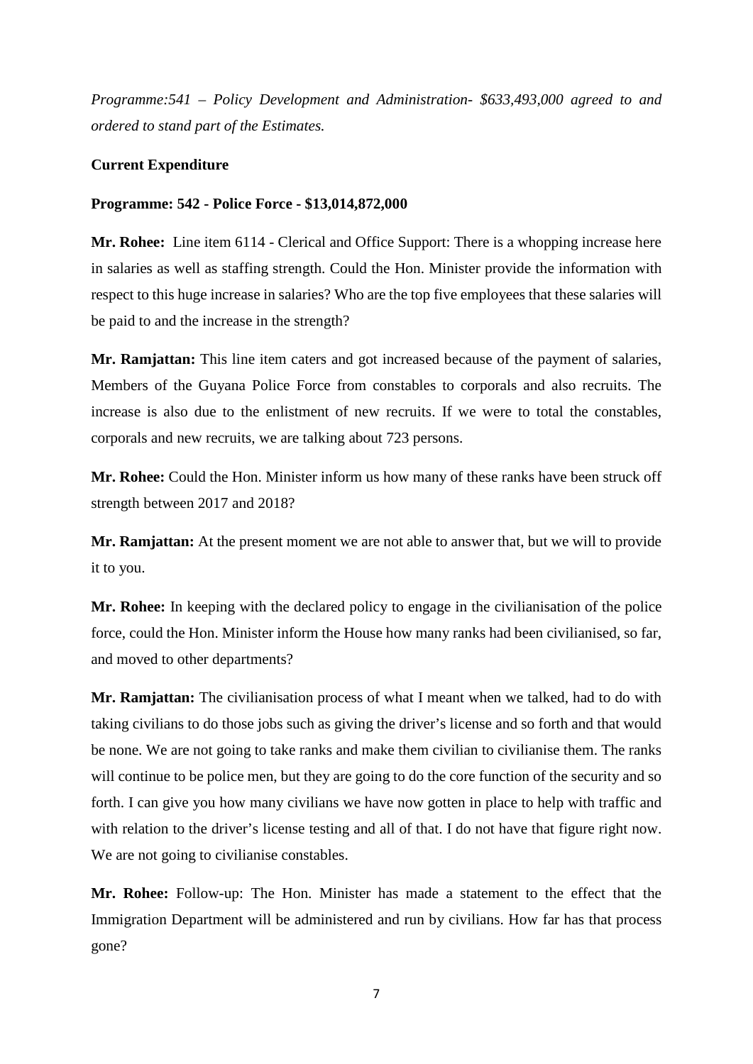*Programme:541 – Policy Development and Administration- $633,493,000 agreed to and ordered to stand part of the Estimates.*

**Current Expenditure**

**Programme: 542 - Police Force - $13,014,872,000**

**Mr. Rohee:** Line item 6114 - Clerical and Office Support: There is a whopping increase here in salaries as well as staffing strength. Could the Hon. Minister provide the information with respect to this huge increase in salaries? Who are the top five employees that these salaries will be paid to and the increase in the strength?

**Mr. Ramjattan:** This line item caters and got increased because of the payment of salaries, Members of the Guyana Police Force from constables to corporals and also recruits. The increase is also due to the enlistment of new recruits. If we were to total the constables, corporals and new recruits, we are talking about 723 persons.

**Mr. Rohee:** Could the Hon. Minister inform us how many of these ranks have been struck off strength between 2017 and 2018?

**Mr. Ramjattan:** At the present moment we are not able to answer that, but we will to provide it to you.

**Mr. Rohee:** In keeping with the declared policy to engage in the civilianisation of the police force, could the Hon. Minister inform the House how many ranks had been civilianised, so far, and moved to other departments?

**Mr. Ramjattan:** The civilianisation process of what I meant when we talked, had to do with taking civilians to do those jobs such as giving the driver's license and so forth and that would be none. We are not going to take ranks and make them civilian to civilianise them. The ranks will continue to be police men, but they are going to do the core function of the security and so forth. I can give you how many civilians we have now gotten in place to help with traffic and with relation to the driver's license testing and all of that. I do not have that figure right now. We are not going to civilianise constables.

**Mr. Rohee:** Follow-up: The Hon. Minister has made a statement to the effect that the Immigration Department will be administered and run by civilians. How far has that process gone?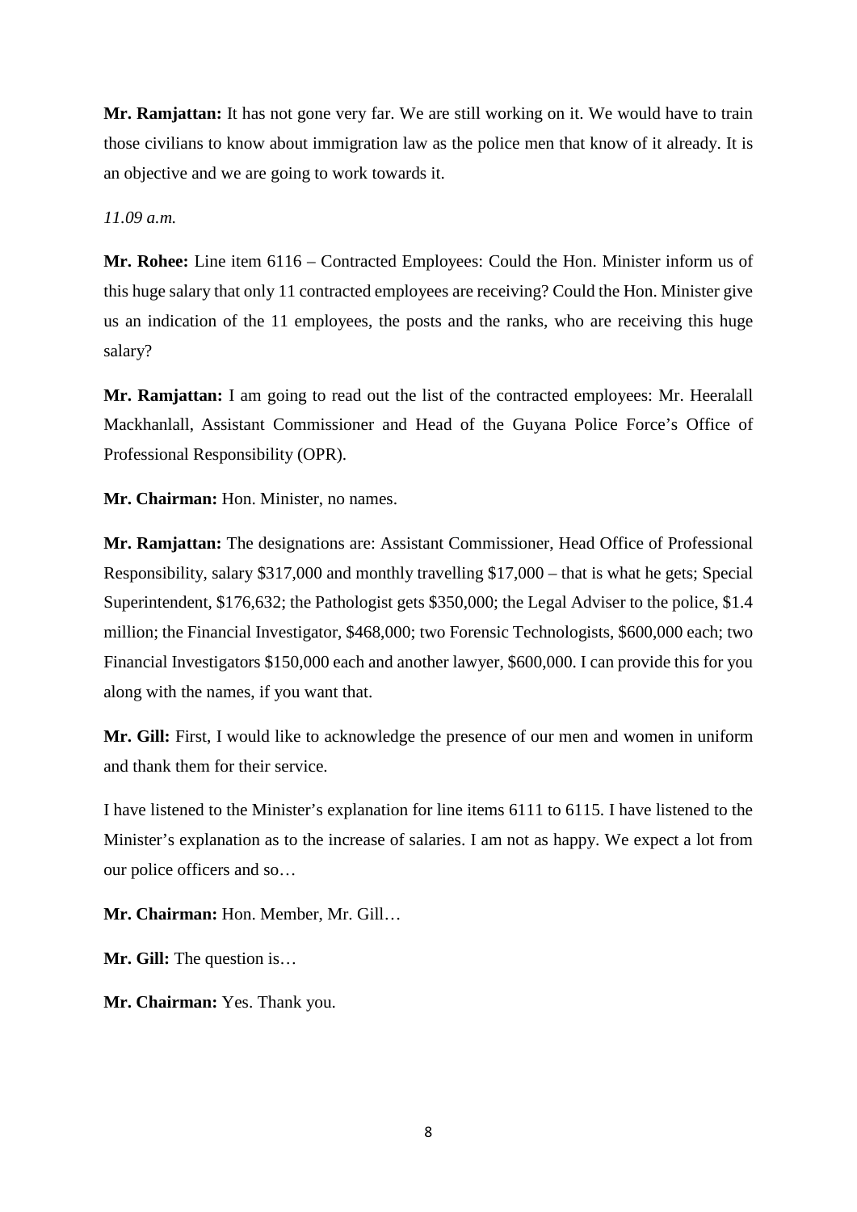**Mr. Ramjattan:** It has not gone very far. We are still working on it. We would have to train those civilians to know about immigration law as the police men that know of it already. It is an objective and we are going to work towards it.

*11.09 a.m.*

**Mr. Rohee:** Line item 6116 – Contracted Employees: Could the Hon. Minister inform us of this huge salary that only 11 contracted employees are receiving? Could the Hon. Minister give us an indication of the 11 employees, the posts and the ranks, who are receiving this huge salary?

**Mr. Ramjattan:** I am going to read out the list of the contracted employees: Mr. Heeralall Mackhanlall, Assistant Commissioner and Head of the Guyana Police Force's Office of Professional Responsibility (OPR).

**Mr. Chairman:** Hon. Minister, no names.

**Mr. Ramjattan:** The designations are: Assistant Commissioner, Head Office of Professional Responsibility, salary $317,000 and monthly travelling $17,000 – that is what he gets; Special Superintendent, $176,632; the Pathologist gets $350,000; the Legal Adviser to the police, $1.4 million; the Financial Investigator, $468,000; two Forensic Technologists, $600,000 each; two Financial Investigators $150,000 each and another lawyer, $600,000. I can provide this for you along with the names, if you want that.

**Mr. Gill:** First, I would like to acknowledge the presence of our men and women in uniform and thank them for their service.

I have listened to the Minister's explanation for line items 6111 to 6115. I have listened to the Minister's explanation as to the increase of salaries. I am not as happy. We expect a lot from our police officers and so…

**Mr. Chairman:** Hon. Member, Mr. Gill…

**Mr. Gill:** The question is…

**Mr. Chairman:** Yes. Thank you.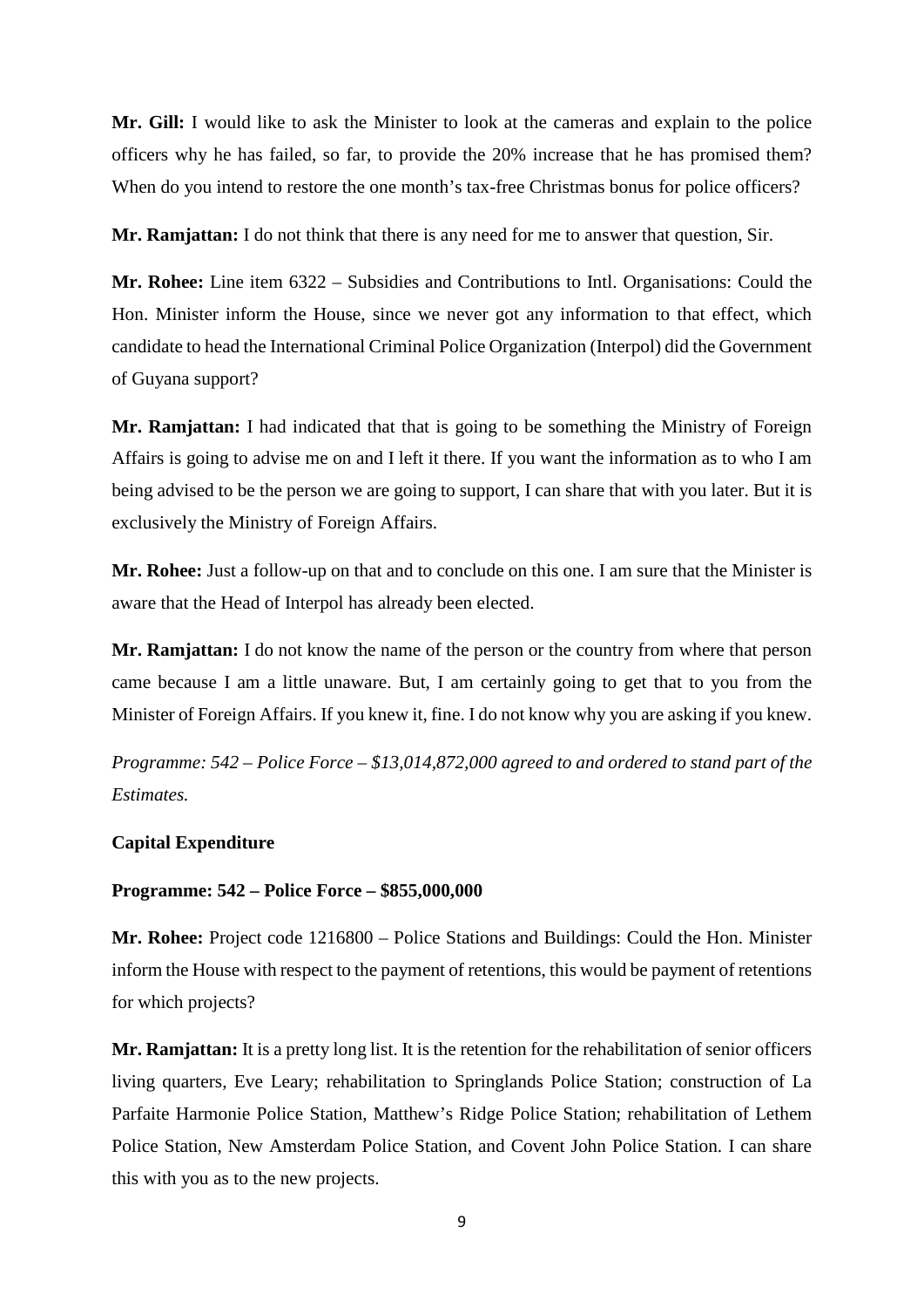**Mr. Gill:** I would like to ask the Minister to look at the cameras and explain to the police officers why he has failed, so far, to provide the 20% increase that he has promised them? When do you intend to restore the one month's tax-free Christmas bonus for police officers?

**Mr. Ramjattan:** I do not think that there is any need for me to answer that question, Sir.

**Mr. Rohee:** Line item 6322 – Subsidies and Contributions to Intl. Organisations: Could the Hon. Minister inform the House, since we never got any information to that effect, which candidate to head the International Criminal Police Organization (Interpol) did the Government of Guyana support?

**Mr. Ramjattan:** I had indicated that that is going to be something the Ministry of Foreign Affairs is going to advise me on and I left it there. If you want the information as to who I am being advised to be the person we are going to support, I can share that with you later. But it is exclusively the Ministry of Foreign Affairs.

**Mr. Rohee:** Just a follow-up on that and to conclude on this one. I am sure that the Minister is aware that the Head of Interpol has already been elected.

**Mr. Ramjattan:** I do not know the name of the person or the country from where that person came because I am a little unaware. But, I am certainly going to get that to you from the Minister of Foreign Affairs. If you knew it, fine. I do not know why you are asking if you knew.

*Programme: 542 – Police Force – $13,014,872,000 agreed to and ordered to stand part of the Estimates.*

**Capital Expenditure**

**Programme: 542 – Police Force – $855,000,000**

**Mr. Rohee:** Project code 1216800 – Police Stations and Buildings: Could the Hon. Minister inform the House with respect to the payment of retentions, this would be payment of retentions for which projects?

**Mr. Ramjattan:** It is a pretty long list. It is the retention for the rehabilitation of senior officers living quarters, Eve Leary; rehabilitation to Springlands Police Station; construction of La Parfaite Harmonie Police Station, Matthew's Ridge Police Station; rehabilitation of Lethem Police Station, New Amsterdam Police Station, and Covent John Police Station. I can share this with you as to the new projects.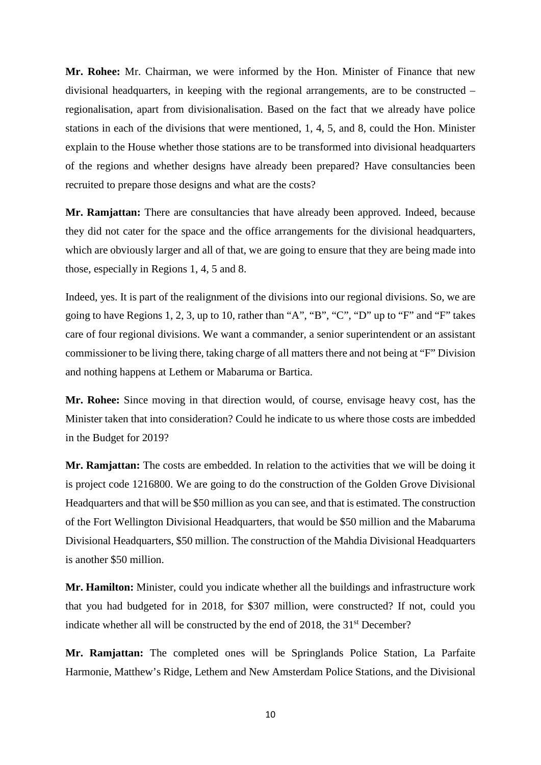**Mr. Rohee:** Mr. Chairman, we were informed by the Hon. Minister of Finance that new divisional headquarters, in keeping with the regional arrangements, are to be constructed – regionalisation, apart from divisionalisation. Based on the fact that we already have police stations in each of the divisions that were mentioned, 1, 4, 5, and 8, could the Hon. Minister explain to the House whether those stations are to be transformed into divisional headquarters of the regions and whether designs have already been prepared? Have consultancies been recruited to prepare those designs and what are the costs?

**Mr. Ramjattan:** There are consultancies that have already been approved. Indeed, because they did not cater for the space and the office arrangements for the divisional headquarters, which are obviously larger and all of that, we are going to ensure that they are being made into those, especially in Regions 1, 4, 5 and 8.

Indeed, yes. It is part of the realignment of the divisions into our regional divisions. So, we are going to have Regions 1, 2, 3, up to 10, rather than "A", "B", "C", "D" up to "F" and "F" takes care of four regional divisions. We want a commander, a senior superintendent or an assistant commissioner to be living there, taking charge of all matters there and not being at "F" Division and nothing happens at Lethem or Mabaruma or Bartica.

**Mr. Rohee:** Since moving in that direction would, of course, envisage heavy cost, has the Minister taken that into consideration? Could he indicate to us where those costs are imbedded in the Budget for 2019?

**Mr. Ramjattan:** The costs are embedded. In relation to the activities that we will be doing it is project code 1216800. We are going to do the construction of the Golden Grove Divisional Headquarters and that will be $50 million as you can see, and that is estimated. The construction of the Fort Wellington Divisional Headquarters, that would be $50 million and the Mabaruma Divisional Headquarters, $50 million. The construction of the Mahdia Divisional Headquarters is another $50 million.

**Mr. Hamilton:** Minister, could you indicate whether all the buildings and infrastructure work that you had budgeted for in 2018, for $307 million, were constructed? If not, could you indicate whether all will be constructed by the end of 2018, the 31st December?

**Mr. Ramjattan:** The completed ones will be Springlands Police Station, La Parfaite Harmonie, Matthew's Ridge, Lethem and New Amsterdam Police Stations, and the Divisional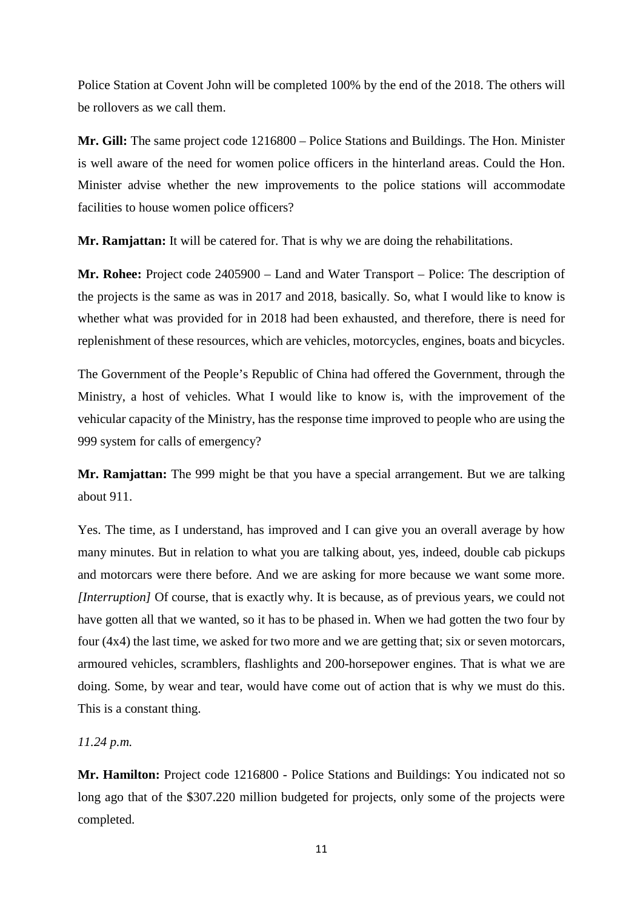Police Station at Covent John will be completed 100% by the end of the 2018. The others will be rollovers as we call them.

**Mr. Gill:** The same project code 1216800 – Police Stations and Buildings. The Hon. Minister is well aware of the need for women police officers in the hinterland areas. Could the Hon. Minister advise whether the new improvements to the police stations will accommodate facilities to house women police officers?

**Mr. Ramjattan:** It will be catered for. That is why we are doing the rehabilitations.

**Mr. Rohee:** Project code 2405900 – Land and Water Transport – Police: The description of the projects is the same as was in 2017 and 2018, basically. So, what I would like to know is whether what was provided for in 2018 had been exhausted, and therefore, there is need for replenishment of these resources, which are vehicles, motorcycles, engines, boats and bicycles.

The Government of the People's Republic of China had offered the Government, through the Ministry, a host of vehicles. What I would like to know is, with the improvement of the vehicular capacity of the Ministry, has the response time improved to people who are using the 999 system for calls of emergency?

**Mr. Ramjattan:** The 999 might be that you have a special arrangement. But we are talking about 911.

Yes. The time, as I understand, has improved and I can give you an overall average by how many minutes. But in relation to what you are talking about, yes, indeed, double cab pickups and motorcars were there before. And we are asking for more because we want some more. *[Interruption]* Of course, that is exactly why. It is because, as of previous years, we could not have gotten all that we wanted, so it has to be phased in. When we had gotten the two four by four (4x4) the last time, we asked for two more and we are getting that; six or seven motorcars, armoured vehicles, scramblers, flashlights and 200-horsepower engines. That is what we are doing. Some, by wear and tear, would have come out of action that is why we must do this. This is a constant thing.

*11.24 p.m.*

**Mr. Hamilton:** Project code 1216800 - Police Stations and Buildings: You indicated not so long ago that of the $307.220 million budgeted for projects, only some of the projects were completed.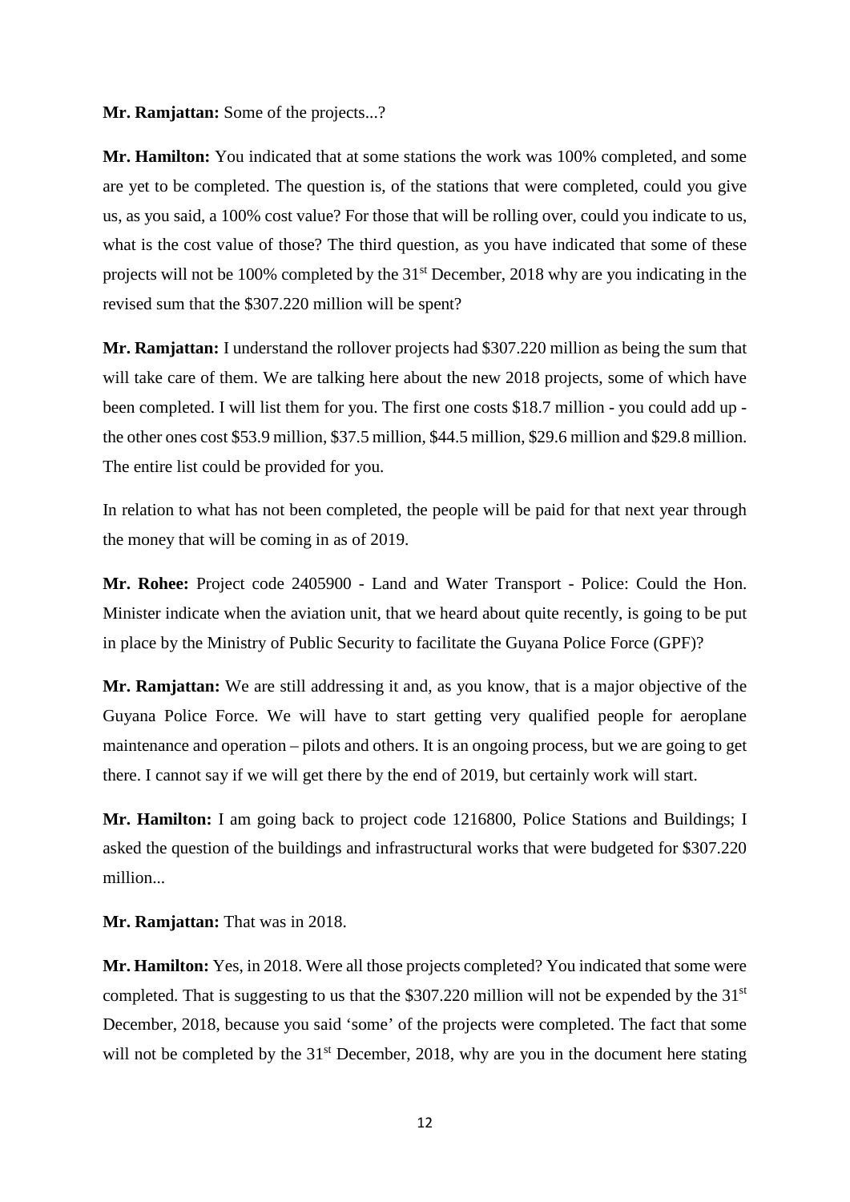**Mr. Ramjattan:** Some of the projects...?

**Mr. Hamilton:** You indicated that at some stations the work was 100% completed, and some are yet to be completed. The question is, of the stations that were completed, could you give us, as you said, a 100% cost value? For those that will be rolling over, could you indicate to us, what is the cost value of those? The third question, as you have indicated that some of these projects will not be 100% completed by the 31st December, 2018 why are you indicating in the revised sum that the $307.220 million will be spent?

**Mr. Ramjattan:** I understand the rollover projects had $307.220 million as being the sum that will take care of them. We are talking here about the new 2018 projects, some of which have been completed. I will list them for you. The first one costs $18.7 million - you could add up - the other ones cost $53.9 million, $37.5 million, $44.5 million, $29.6 million and $29.8 million. The entire list could be provided for you.

In relation to what has not been completed, the people will be paid for that next year through the money that will be coming in as of 2019.

**Mr. Rohee:** Project code 2405900 - Land and Water Transport - Police: Could the Hon. Minister indicate when the aviation unit, that we heard about quite recently, is going to be put in place by the Ministry of Public Security to facilitate the Guyana Police Force (GPF)?

**Mr. Ramjattan:** We are still addressing it and, as you know, that is a major objective of the Guyana Police Force. We will have to start getting very qualified people for aeroplane maintenance and operation – pilots and others. It is an ongoing process, but we are going to get there. I cannot say if we will get there by the end of 2019, but certainly work will start.

**Mr. Hamilton:** I am going back to project code 1216800, Police Stations and Buildings; I asked the question of the buildings and infrastructural works that were budgeted for $307.220 million...

**Mr. Ramjattan:** That was in 2018.

**Mr. Hamilton:** Yes, in 2018. Were all those projects completed? You indicated that some were completed. That is suggesting to us that the $307.220 million will not be expended by the 31st December, 2018, because you said 'some' of the projects were completed. The fact that some will not be completed by the 31st December, 2018, why are you in the document here stating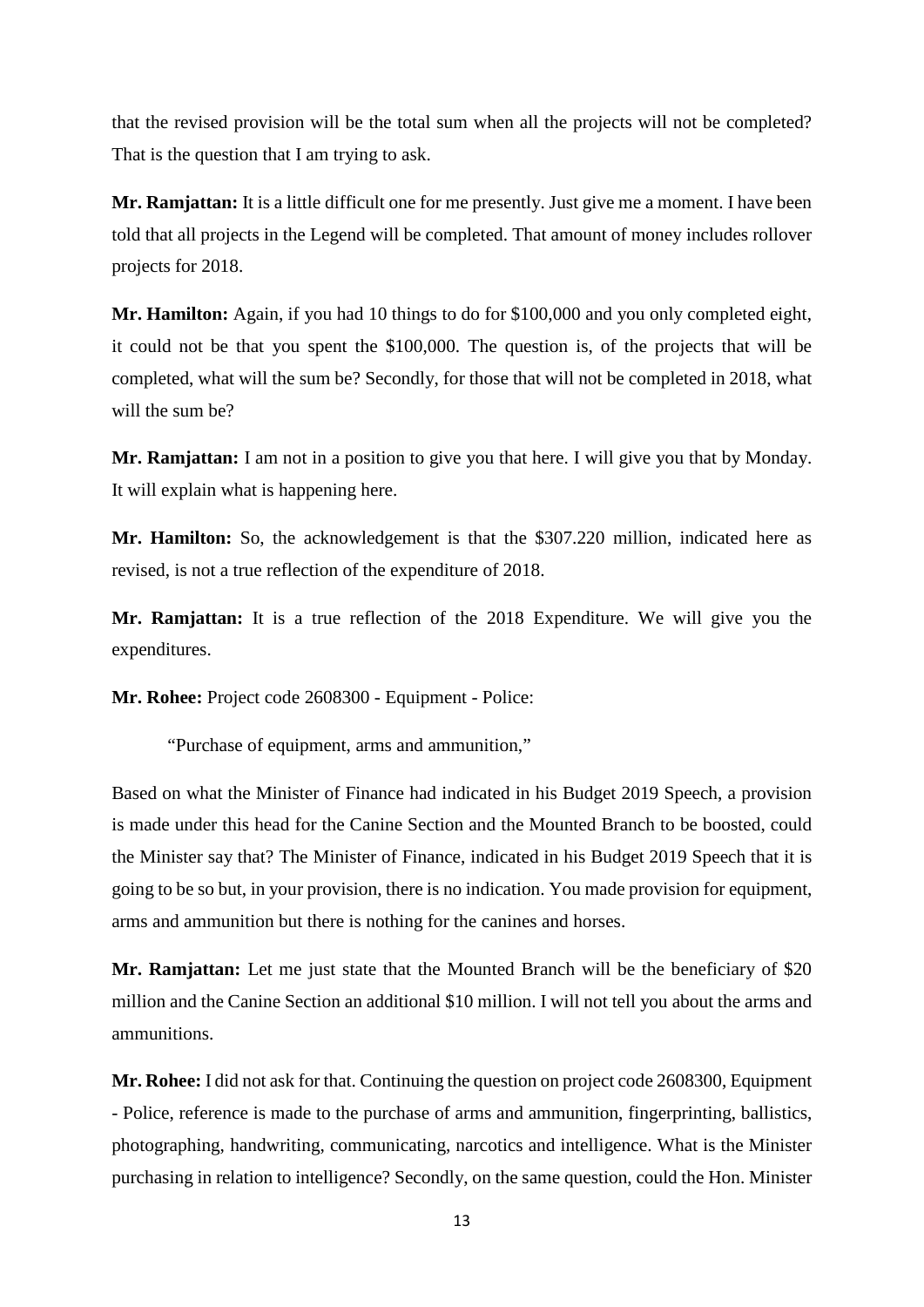that the revised provision will be the total sum when all the projects will not be completed? That is the question that I am trying to ask.

**Mr. Ramjattan:** It is a little difficult one for me presently. Just give me a moment. I have been told that all projects in the Legend will be completed. That amount of money includes rollover projects for 2018.

**Mr. Hamilton:** Again, if you had 10 things to do for $100,000 and you only completed eight, it could not be that you spent the $100,000. The question is, of the projects that will be completed, what will the sum be? Secondly, for those that will not be completed in 2018, what will the sum be?

**Mr. Ramjattan:** I am not in a position to give you that here. I will give you that by Monday. It will explain what is happening here.

**Mr. Hamilton:** So, the acknowledgement is that the $307.220 million, indicated here as revised, is not a true reflection of the expenditure of 2018.

**Mr. Ramjattan:** It is a true reflection of the 2018 Expenditure. We will give you the expenditures.

**Mr. Rohee:** Project code 2608300 - Equipment - Police:

> "Purchase of equipment, arms and ammunition,"

Based on what the Minister of Finance had indicated in his Budget 2019 Speech, a provision is made under this head for the Canine Section and the Mounted Branch to be boosted, could the Minister say that? The Minister of Finance, indicated in his Budget 2019 Speech that it is going to be so but, in your provision, there is no indication. You made provision for equipment, arms and ammunition but there is nothing for the canines and horses.

**Mr. Ramjattan:** Let me just state that the Mounted Branch will be the beneficiary of $20 million and the Canine Section an additional $10 million. I will not tell you about the arms and ammunitions.

**Mr. Rohee:** I did not ask for that. Continuing the question on project code 2608300, Equipment - Police, reference is made to the purchase of arms and ammunition, fingerprinting, ballistics, photographing, handwriting, communicating, narcotics and intelligence. What is the Minister purchasing in relation to intelligence? Secondly, on the same question, could the Hon. Minister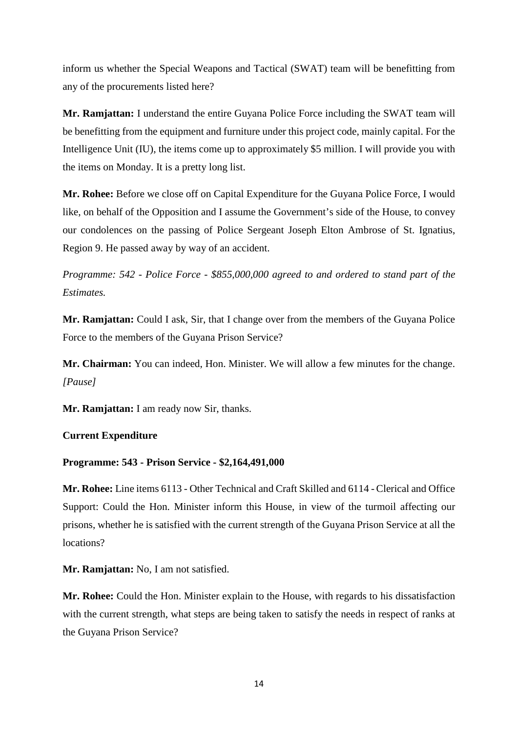inform us whether the Special Weapons and Tactical (SWAT) team will be benefitting from any of the procurements listed here?

**Mr. Ramjattan:** I understand the entire Guyana Police Force including the SWAT team will be benefitting from the equipment and furniture under this project code, mainly capital. For the Intelligence Unit (IU), the items come up to approximately $5 million. I will provide you with the items on Monday. It is a pretty long list.

**Mr. Rohee:** Before we close off on Capital Expenditure for the Guyana Police Force, I would like, on behalf of the Opposition and I assume the Government's side of the House, to convey our condolences on the passing of Police Sergeant Joseph Elton Ambrose of St. Ignatius, Region 9. He passed away by way of an accident.

*Programme: 542 - Police Force - $855,000,000 agreed to and ordered to stand part of the Estimates.*

**Mr. Ramjattan:** Could I ask, Sir, that I change over from the members of the Guyana Police Force to the members of the Guyana Prison Service?

**Mr. Chairman:** You can indeed, Hon. Minister. We will allow a few minutes for the change. *[Pause]*

**Mr. Ramjattan:** I am ready now Sir, thanks.

**Current Expenditure**

**Programme: 543 - Prison Service - $2,164,491,000**

**Mr. Rohee:** Line items 6113 - Other Technical and Craft Skilled and 6114 - Clerical and Office Support: Could the Hon. Minister inform this House, in view of the turmoil affecting our prisons, whether he is satisfied with the current strength of the Guyana Prison Service at all the locations?

**Mr. Ramjattan:** No, I am not satisfied.

**Mr. Rohee:** Could the Hon. Minister explain to the House, with regards to his dissatisfaction with the current strength, what steps are being taken to satisfy the needs in respect of ranks at the Guyana Prison Service?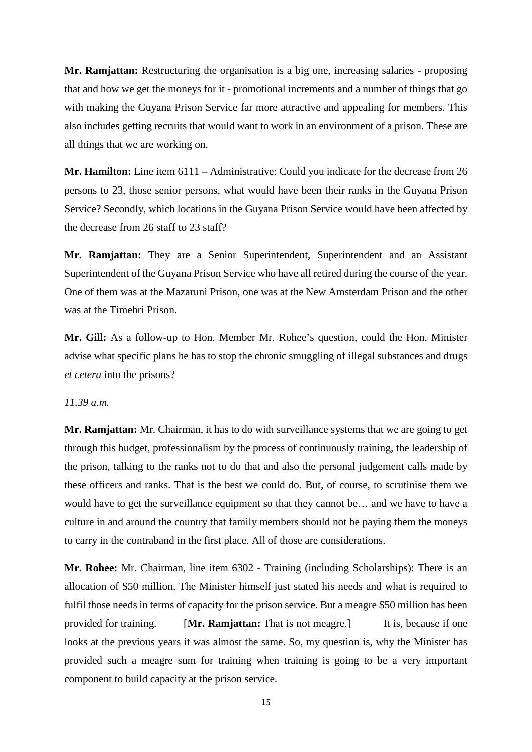**Mr. Ramjattan:** Restructuring the organisation is a big one, increasing salaries - proposing that and how we get the moneys for it - promotional increments and a number of things that go with making the Guyana Prison Service far more attractive and appealing for members. This also includes getting recruits that would want to work in an environment of a prison. These are all things that we are working on.

**Mr. Hamilton:** Line item 6111 – Administrative: Could you indicate for the decrease from 26 persons to 23, those senior persons, what would have been their ranks in the Guyana Prison Service? Secondly, which locations in the Guyana Prison Service would have been affected by the decrease from 26 staff to 23 staff?

**Mr. Ramjattan:** They are a Senior Superintendent, Superintendent and an Assistant Superintendent of the Guyana Prison Service who have all retired during the course of the year. One of them was at the Mazaruni Prison, one was at the New Amsterdam Prison and the other was at the Timehri Prison.

**Mr. Gill:** As a follow-up to Hon. Member Mr. Rohee's question, could the Hon. Minister advise what specific plans he has to stop the chronic smuggling of illegal substances and drugs *et cetera* into the prisons?

*11.39 a.m.*

**Mr. Ramjattan:** Mr. Chairman, it has to do with surveillance systems that we are going to get through this budget, professionalism by the process of continuously training, the leadership of the prison, talking to the ranks not to do that and also the personal judgement calls made by these officers and ranks. That is the best we could do. But, of course, to scrutinise them we would have to get the surveillance equipment so that they cannot be… and we have to have a culture in and around the country that family members should not be paying them the moneys to carry in the contraband in the first place. All of those are considerations.

**Mr. Rohee:** Mr. Chairman, line item 6302 - Training (including Scholarships): There is an allocation of $50 million. The Minister himself just stated his needs and what is required to fulfil those needs in terms of capacity for the prison service. But a meagre $50 million has been provided for training. [**Mr. Ramjattan:** That is not meagre.] It is, because if one looks at the previous years it was almost the same. So, my question is, why the Minister has provided such a meagre sum for training when training is going to be a very important component to build capacity at the prison service.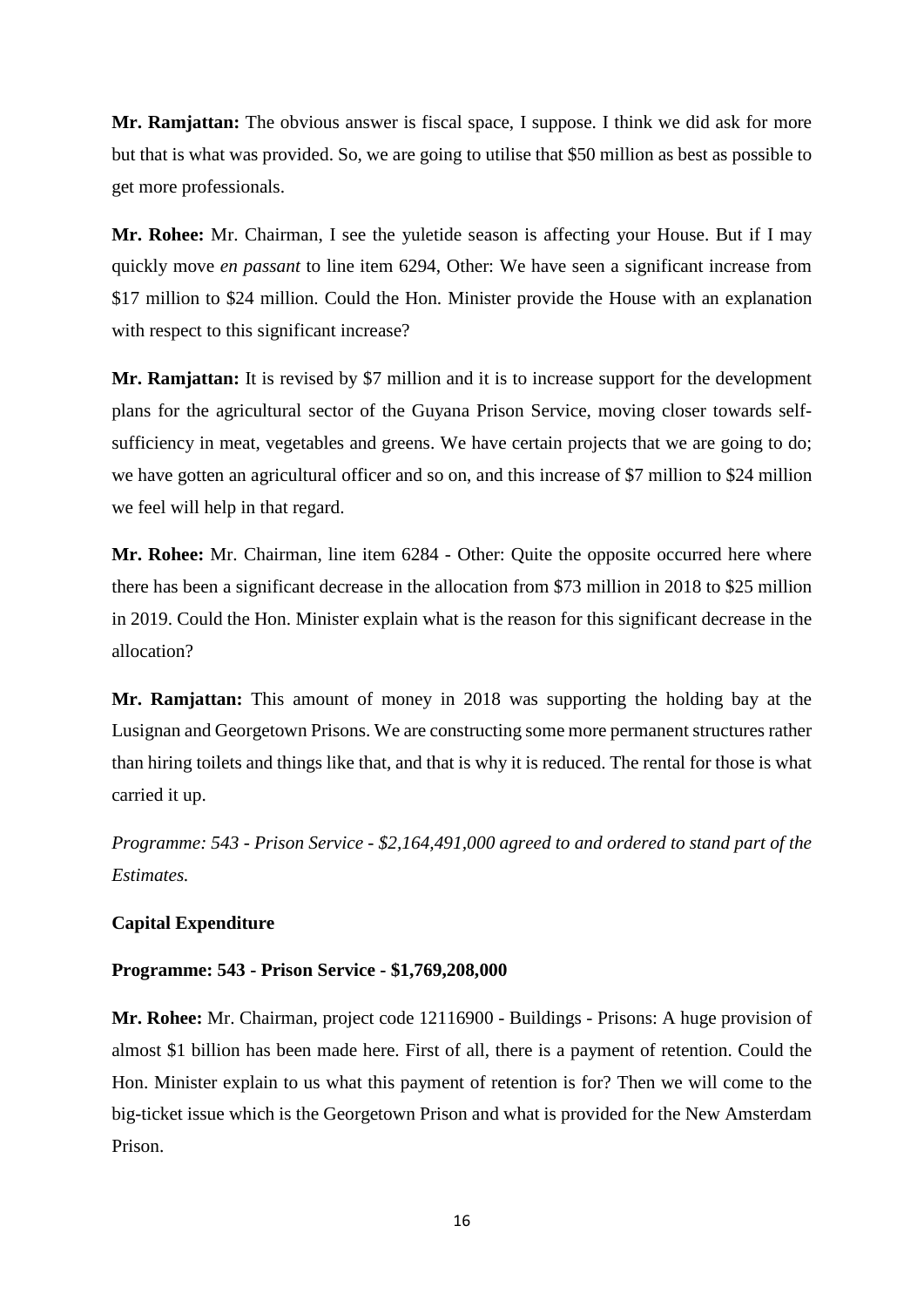**Mr. Ramjattan:** The obvious answer is fiscal space, I suppose. I think we did ask for more but that is what was provided. So, we are going to utilise that $50 million as best as possible to get more professionals.

**Mr. Rohee:** Mr. Chairman, I see the yuletide season is affecting your House. But if I may quickly move *en passant* to line item 6294, Other: We have seen a significant increase from $17 million to $24 million. Could the Hon. Minister provide the House with an explanation with respect to this significant increase?

**Mr. Ramjattan:** It is revised by $7 million and it is to increase support for the development plans for the agricultural sector of the Guyana Prison Service, moving closer towards self-sufficiency in meat, vegetables and greens. We have certain projects that we are going to do; we have gotten an agricultural officer and so on, and this increase of $7 million to $24 million we feel will help in that regard.

**Mr. Rohee:** Mr. Chairman, line item 6284 - Other: Quite the opposite occurred here where there has been a significant decrease in the allocation from $73 million in 2018 to $25 million in 2019. Could the Hon. Minister explain what is the reason for this significant decrease in the allocation?

**Mr. Ramjattan:** This amount of money in 2018 was supporting the holding bay at the Lusignan and Georgetown Prisons. We are constructing some more permanent structures rather than hiring toilets and things like that, and that is why it is reduced. The rental for those is what carried it up.

*Programme: 543 - Prison Service - $2,164,491,000 agreed to and ordered to stand part of the Estimates.*

**Capital Expenditure**

**Programme: 543 - Prison Service - $1,769,208,000**

**Mr. Rohee:** Mr. Chairman, project code 12116900 - Buildings - Prisons: A huge provision of almost $1 billion has been made here. First of all, there is a payment of retention. Could the Hon. Minister explain to us what this payment of retention is for? Then we will come to the big-ticket issue which is the Georgetown Prison and what is provided for the New Amsterdam Prison.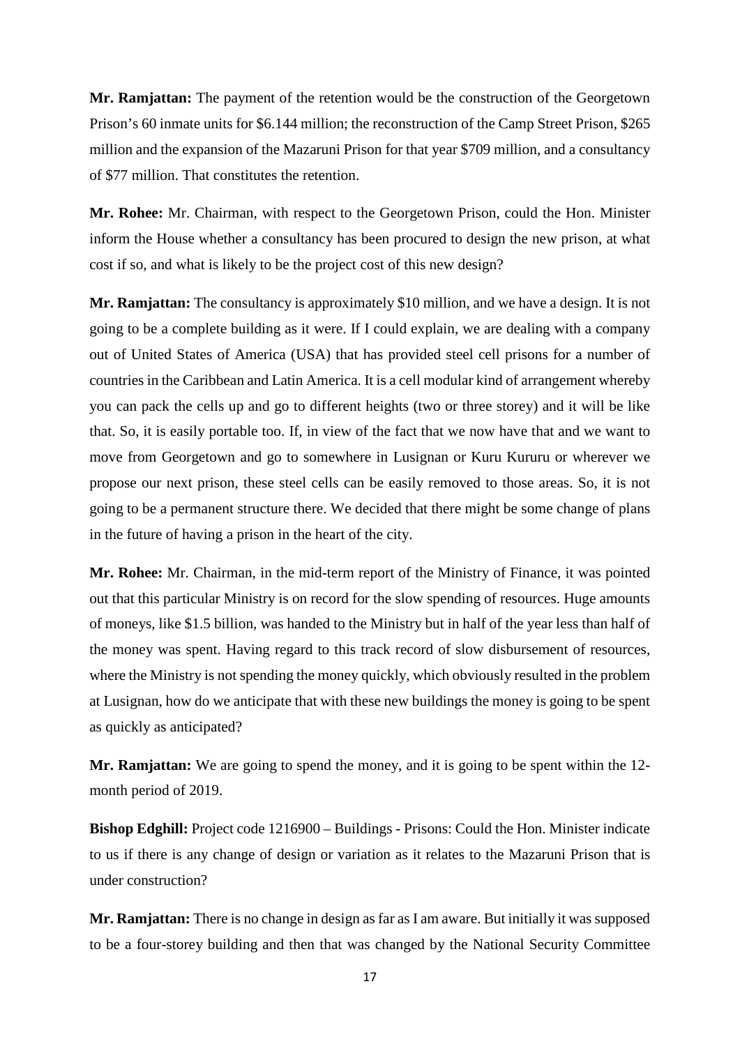**Mr. Ramjattan:** The payment of the retention would be the construction of the Georgetown Prison's 60 inmate units for $6.144 million; the reconstruction of the Camp Street Prison, $265 million and the expansion of the Mazaruni Prison for that year $709 million, and a consultancy of $77 million. That constitutes the retention.

**Mr. Rohee:** Mr. Chairman, with respect to the Georgetown Prison, could the Hon. Minister inform the House whether a consultancy has been procured to design the new prison, at what cost if so, and what is likely to be the project cost of this new design?

**Mr. Ramjattan:** The consultancy is approximately $10 million, and we have a design. It is not going to be a complete building as it were. If I could explain, we are dealing with a company out of United States of America (USA) that has provided steel cell prisons for a number of countries in the Caribbean and Latin America. It is a cell modular kind of arrangement whereby you can pack the cells up and go to different heights (two or three storey) and it will be like that. So, it is easily portable too. If, in view of the fact that we now have that and we want to move from Georgetown and go to somewhere in Lusignan or Kuru Kururu or wherever we propose our next prison, these steel cells can be easily removed to those areas. So, it is not going to be a permanent structure there. We decided that there might be some change of plans in the future of having a prison in the heart of the city.

**Mr. Rohee:** Mr. Chairman, in the mid-term report of the Ministry of Finance, it was pointed out that this particular Ministry is on record for the slow spending of resources. Huge amounts of moneys, like $1.5 billion, was handed to the Ministry but in half of the year less than half of the money was spent. Having regard to this track record of slow disbursement of resources, where the Ministry is not spending the money quickly, which obviously resulted in the problem at Lusignan, how do we anticipate that with these new buildings the money is going to be spent as quickly as anticipated?

**Mr. Ramjattan:** We are going to spend the money, and it is going to be spent within the 12-month period of 2019.

**Bishop Edghill:** Project code 1216900 – Buildings - Prisons: Could the Hon. Minister indicate to us if there is any change of design or variation as it relates to the Mazaruni Prison that is under construction?

**Mr. Ramjattan:** There is no change in design as far as I am aware. But initially it was supposed to be a four-storey building and then that was changed by the National Security Committee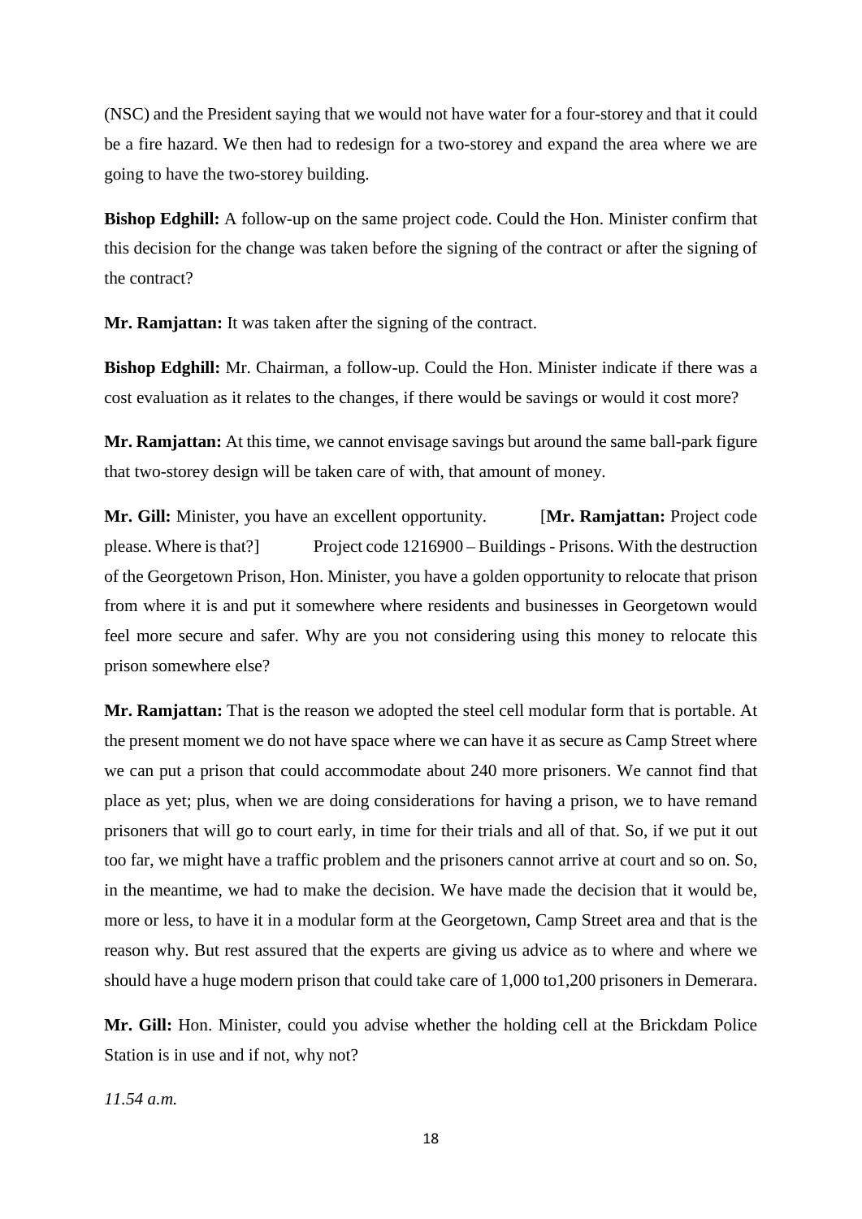(NSC) and the President saying that we would not have water for a four-storey and that it could be a fire hazard. We then had to redesign for a two-storey and expand the area where we are going to have the two-storey building.

**Bishop Edghill:** A follow-up on the same project code. Could the Hon. Minister confirm that this decision for the change was taken before the signing of the contract or after the signing of the contract?

**Mr. Ramjattan:** It was taken after the signing of the contract.

**Bishop Edghill:** Mr. Chairman, a follow-up. Could the Hon. Minister indicate if there was a cost evaluation as it relates to the changes, if there would be savings or would it cost more?

**Mr. Ramjattan:** At this time, we cannot envisage savings but around the same ball-park figure that two-storey design will be taken care of with, that amount of money.

**Mr. Gill:** Minister, you have an excellent opportunity. [**Mr. Ramjattan:** Project code please. Where is that?] Project code 1216900 – Buildings - Prisons. With the destruction of the Georgetown Prison, Hon. Minister, you have a golden opportunity to relocate that prison from where it is and put it somewhere where residents and businesses in Georgetown would feel more secure and safer. Why are you not considering using this money to relocate this prison somewhere else?

**Mr. Ramjattan:** That is the reason we adopted the steel cell modular form that is portable. At the present moment we do not have space where we can have it as secure as Camp Street where we can put a prison that could accommodate about 240 more prisoners. We cannot find that place as yet; plus, when we are doing considerations for having a prison, we to have remand prisoners that will go to court early, in time for their trials and all of that. So, if we put it out too far, we might have a traffic problem and the prisoners cannot arrive at court and so on. So, in the meantime, we had to make the decision. We have made the decision that it would be, more or less, to have it in a modular form at the Georgetown, Camp Street area and that is the reason why. But rest assured that the experts are giving us advice as to where and where we should have a huge modern prison that could take care of 1,000 to1,200 prisoners in Demerara.

**Mr. Gill:** Hon. Minister, could you advise whether the holding cell at the Brickdam Police Station is in use and if not, why not?

*11.54 a.m.*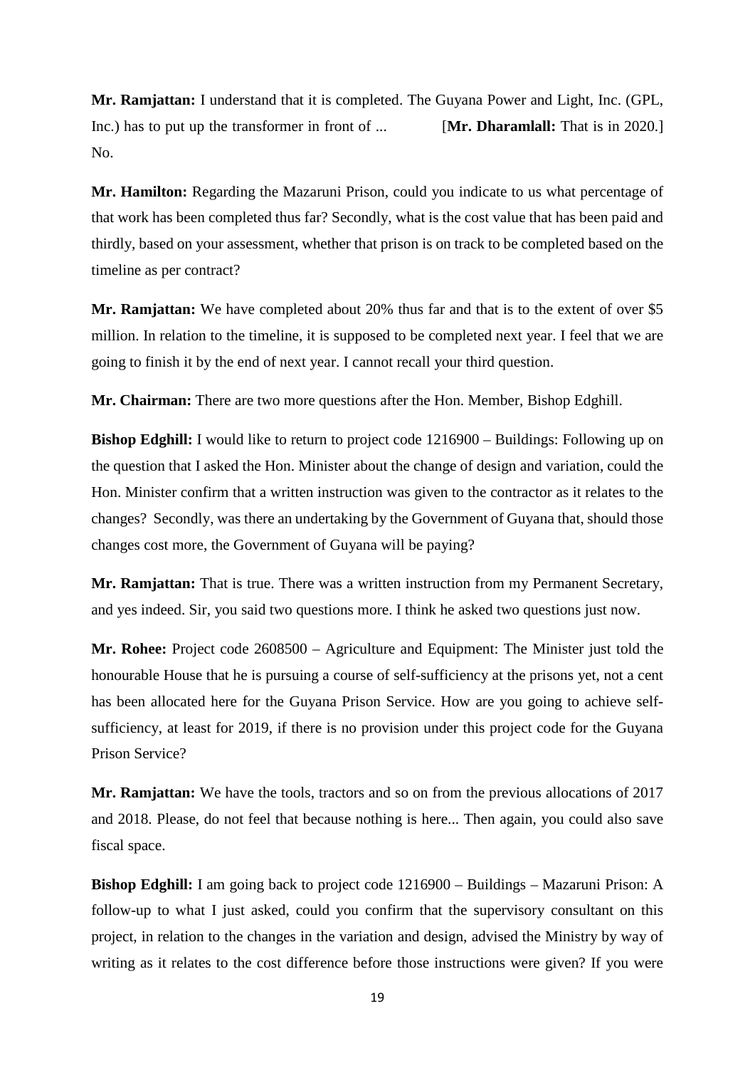**Mr. Ramjattan:** I understand that it is completed. The Guyana Power and Light, Inc. (GPL, Inc.) has to put up the transformer in front of ... [**Mr. Dharamlall:** That is in 2020.] No.

**Mr. Hamilton:** Regarding the Mazaruni Prison, could you indicate to us what percentage of that work has been completed thus far? Secondly, what is the cost value that has been paid and thirdly, based on your assessment, whether that prison is on track to be completed based on the timeline as per contract?

**Mr. Ramjattan:** We have completed about 20% thus far and that is to the extent of over $5 million. In relation to the timeline, it is supposed to be completed next year. I feel that we are going to finish it by the end of next year. I cannot recall your third question.

**Mr. Chairman:** There are two more questions after the Hon. Member, Bishop Edghill.

**Bishop Edghill:** I would like to return to project code 1216900 – Buildings: Following up on the question that I asked the Hon. Minister about the change of design and variation, could the Hon. Minister confirm that a written instruction was given to the contractor as it relates to the changes? Secondly, was there an undertaking by the Government of Guyana that, should those changes cost more, the Government of Guyana will be paying?

**Mr. Ramjattan:** That is true. There was a written instruction from my Permanent Secretary, and yes indeed. Sir, you said two questions more. I think he asked two questions just now.

**Mr. Rohee:** Project code 2608500 – Agriculture and Equipment: The Minister just told the honourable House that he is pursuing a course of self-sufficiency at the prisons yet, not a cent has been allocated here for the Guyana Prison Service. How are you going to achieve self-sufficiency, at least for 2019, if there is no provision under this project code for the Guyana Prison Service?

**Mr. Ramjattan:** We have the tools, tractors and so on from the previous allocations of 2017 and 2018. Please, do not feel that because nothing is here... Then again, you could also save fiscal space.

**Bishop Edghill:** I am going back to project code 1216900 – Buildings – Mazaruni Prison: A follow-up to what I just asked, could you confirm that the supervisory consultant on this project, in relation to the changes in the variation and design, advised the Ministry by way of writing as it relates to the cost difference before those instructions were given? If you were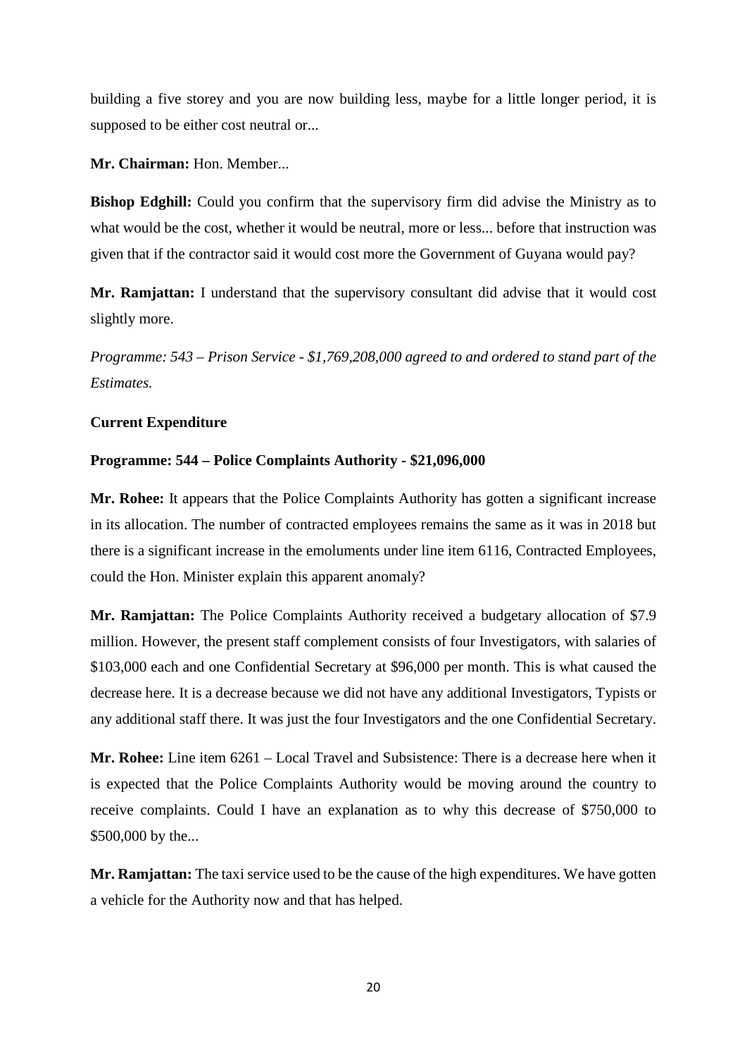building a five storey and you are now building less, maybe for a little longer period, it is supposed to be either cost neutral or...

**Mr. Chairman:** Hon. Member...

**Bishop Edghill:** Could you confirm that the supervisory firm did advise the Ministry as to what would be the cost, whether it would be neutral, more or less... before that instruction was given that if the contractor said it would cost more the Government of Guyana would pay?

**Mr. Ramjattan:** I understand that the supervisory consultant did advise that it would cost slightly more.

*Programme: 543 – Prison Service - $1,769,208,000 agreed to and ordered to stand part of the Estimates.*

**Current Expenditure**

**Programme: 544 – Police Complaints Authority - $21,096,000**

**Mr. Rohee:** It appears that the Police Complaints Authority has gotten a significant increase in its allocation. The number of contracted employees remains the same as it was in 2018 but there is a significant increase in the emoluments under line item 6116, Contracted Employees, could the Hon. Minister explain this apparent anomaly?

**Mr. Ramjattan:** The Police Complaints Authority received a budgetary allocation of $7.9 million. However, the present staff complement consists of four Investigators, with salaries of $103,000 each and one Confidential Secretary at $96,000 per month. This is what caused the decrease here. It is a decrease because we did not have any additional Investigators, Typists or any additional staff there. It was just the four Investigators and the one Confidential Secretary.

**Mr. Rohee:** Line item 6261 – Local Travel and Subsistence: There is a decrease here when it is expected that the Police Complaints Authority would be moving around the country to receive complaints. Could I have an explanation as to why this decrease of $750,000 to $500,000 by the...

**Mr. Ramjattan:** The taxi service used to be the cause of the high expenditures. We have gotten a vehicle for the Authority now and that has helped.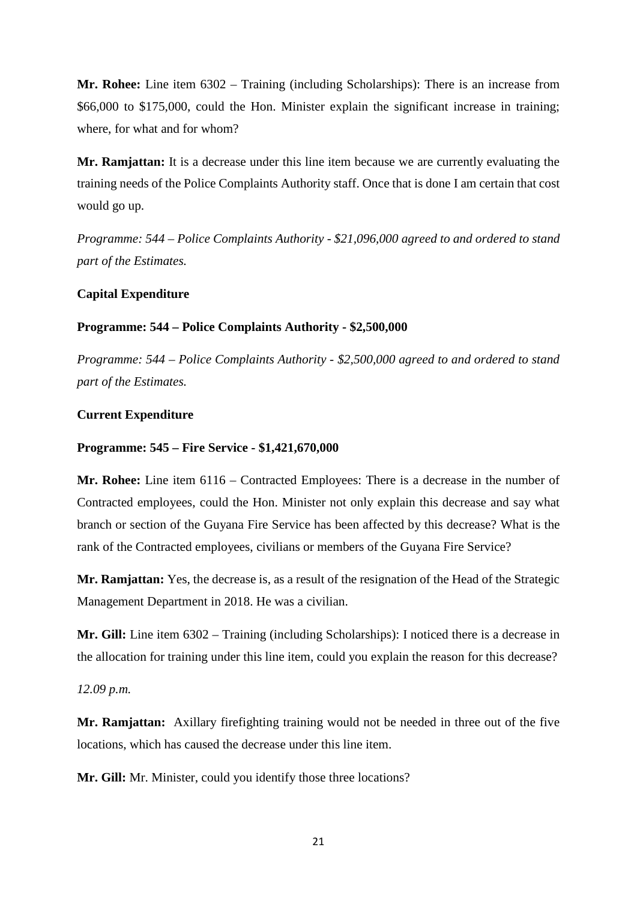**Mr. Rohee:** Line item 6302 – Training (including Scholarships): There is an increase from \$66,000 to \$175,000, could the Hon. Minister explain the significant increase in training; where, for what and for whom?

**Mr. Ramjattan:** It is a decrease under this line item because we are currently evaluating the training needs of the Police Complaints Authority staff. Once that is done I am certain that cost would go up.

*Programme: 544 – Police Complaints Authority - \$21,096,000 agreed to and ordered to stand part of the Estimates.*

**Capital Expenditure**

**Programme: 544 – Police Complaints Authority - \$2,500,000**

*Programme: 544 – Police Complaints Authority - \$2,500,000 agreed to and ordered to stand part of the Estimates.*

**Current Expenditure**

**Programme: 545 – Fire Service - \$1,421,670,000**

**Mr. Rohee:** Line item 6116 – Contracted Employees: There is a decrease in the number of Contracted employees, could the Hon. Minister not only explain this decrease and say what branch or section of the Guyana Fire Service has been affected by this decrease? What is the rank of the Contracted employees, civilians or members of the Guyana Fire Service?

**Mr. Ramjattan:** Yes, the decrease is, as a result of the resignation of the Head of the Strategic Management Department in 2018. He was a civilian.

**Mr. Gill:** Line item 6302 – Training (including Scholarships): I noticed there is a decrease in the allocation for training under this line item, could you explain the reason for this decrease?

*12.09 p.m.*

**Mr. Ramjattan:** Axillary firefighting training would not be needed in three out of the five locations, which has caused the decrease under this line item.

**Mr. Gill:** Mr. Minister, could you identify those three locations?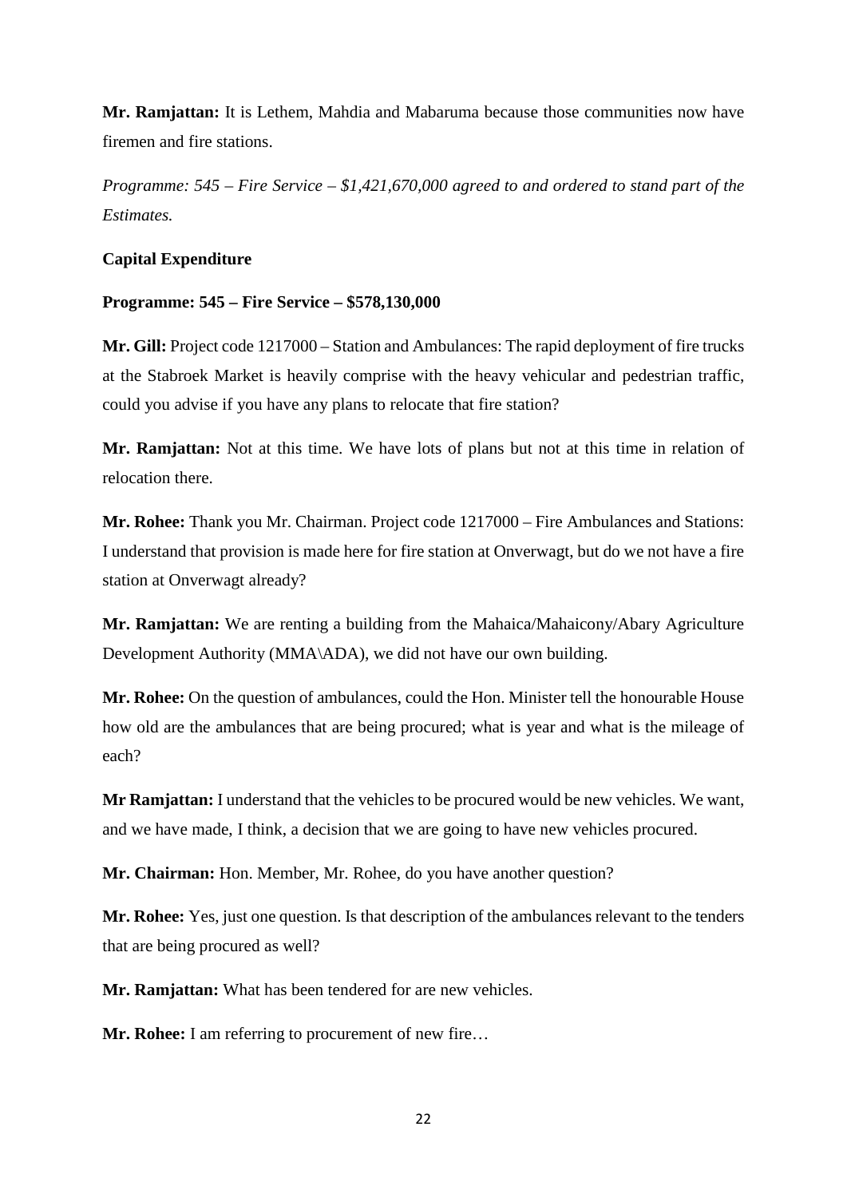**Mr. Ramjattan:** It is Lethem, Mahdia and Mabaruma because those communities now have firemen and fire stations.

*Programme: 545 – Fire Service – $1,421,670,000 agreed to and ordered to stand part of the Estimates.*

**Capital Expenditure**

**Programme: 545 – Fire Service – $578,130,000**

**Mr. Gill:** Project code 1217000 – Station and Ambulances: The rapid deployment of fire trucks at the Stabroek Market is heavily comprise with the heavy vehicular and pedestrian traffic, could you advise if you have any plans to relocate that fire station?

**Mr. Ramjattan:** Not at this time. We have lots of plans but not at this time in relation of relocation there.

**Mr. Rohee:** Thank you Mr. Chairman. Project code 1217000 – Fire Ambulances and Stations: I understand that provision is made here for fire station at Onverwagt, but do we not have a fire station at Onverwagt already?

**Mr. Ramjattan:** We are renting a building from the Mahaica/Mahaicony/Abary Agriculture Development Authority (MMA\ADA), we did not have our own building.

**Mr. Rohee:** On the question of ambulances, could the Hon. Minister tell the honourable House how old are the ambulances that are being procured; what is year and what is the mileage of each?

**Mr Ramjattan:** I understand that the vehicles to be procured would be new vehicles. We want, and we have made, I think, a decision that we are going to have new vehicles procured.

**Mr. Chairman:** Hon. Member, Mr. Rohee, do you have another question?

**Mr. Rohee:** Yes, just one question. Is that description of the ambulances relevant to the tenders that are being procured as well?

**Mr. Ramjattan:** What has been tendered for are new vehicles.

**Mr. Rohee:** I am referring to procurement of new fire…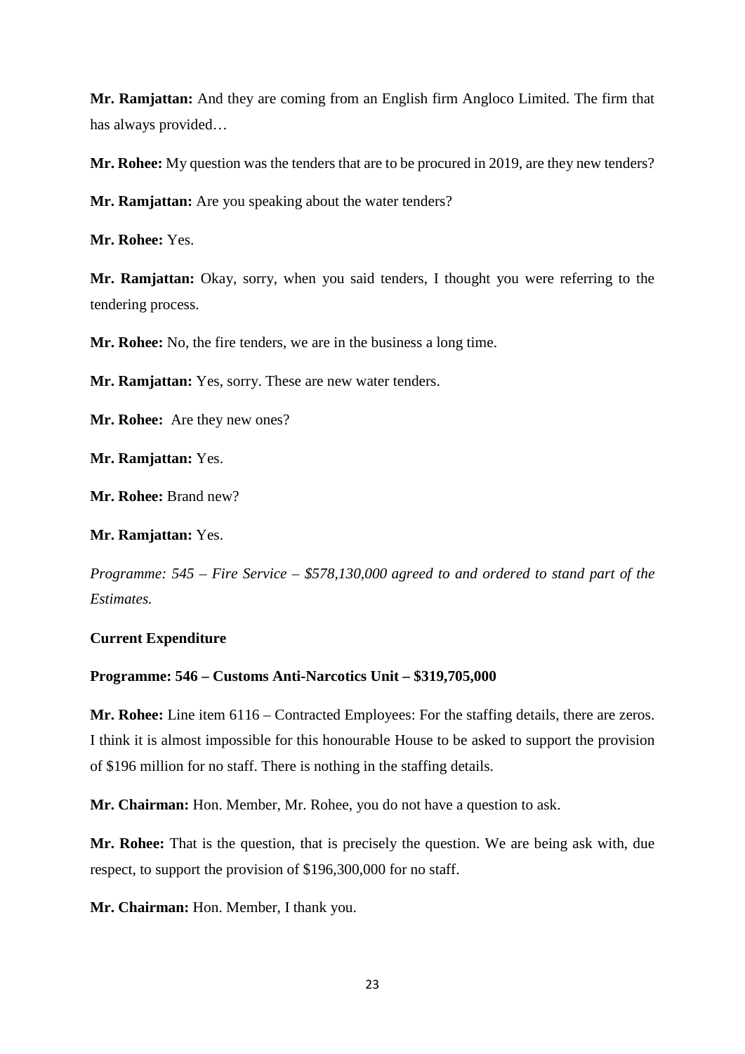**Mr. Ramjattan:** And they are coming from an English firm Angloco Limited. The firm that has always provided…

**Mr. Rohee:** My question was the tenders that are to be procured in 2019, are they new tenders?

**Mr. Ramjattan:** Are you speaking about the water tenders?

**Mr. Rohee:** Yes.

**Mr. Ramjattan:** Okay, sorry, when you said tenders, I thought you were referring to the tendering process.

**Mr. Rohee:** No, the fire tenders, we are in the business a long time.

**Mr. Ramjattan:** Yes, sorry. These are new water tenders.

**Mr. Rohee:** Are they new ones?

**Mr. Ramjattan:** Yes.

**Mr. Rohee:** Brand new?

**Mr. Ramjattan:** Yes.

*Programme: 545 – Fire Service – $578,130,000 agreed to and ordered to stand part of the Estimates.*

**Current Expenditure**

**Programme: 546 – Customs Anti-Narcotics Unit – $319,705,000**

**Mr. Rohee:** Line item 6116 – Contracted Employees: For the staffing details, there are zeros. I think it is almost impossible for this honourable House to be asked to support the provision of $196 million for no staff. There is nothing in the staffing details.

**Mr. Chairman:** Hon. Member, Mr. Rohee, you do not have a question to ask.

**Mr. Rohee:** That is the question, that is precisely the question. We are being ask with, due respect, to support the provision of $196,300,000 for no staff.

**Mr. Chairman:** Hon. Member, I thank you.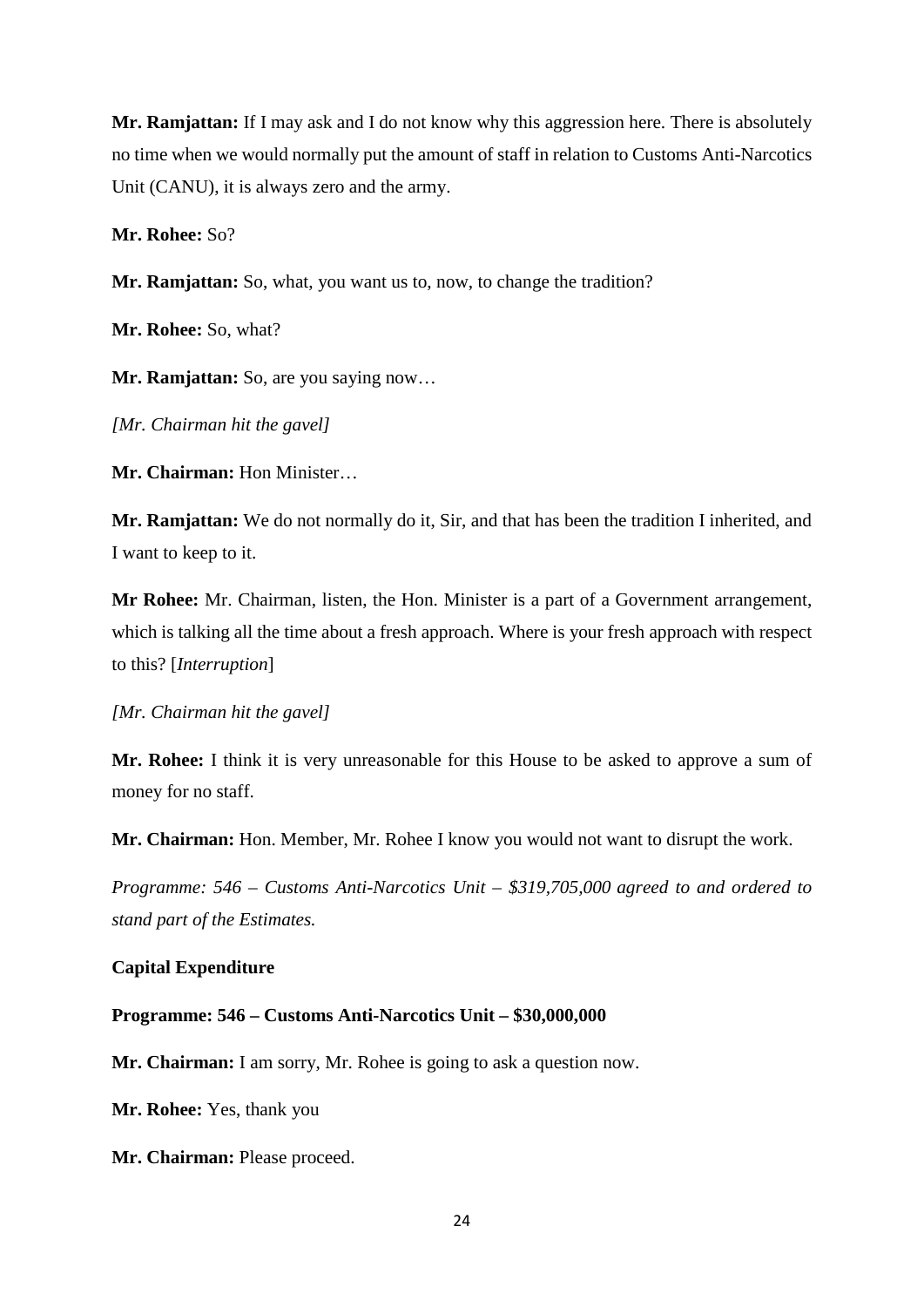**Mr. Ramjattan:** If I may ask and I do not know why this aggression here. There is absolutely no time when we would normally put the amount of staff in relation to Customs Anti-Narcotics Unit (CANU), it is always zero and the army.

**Mr. Rohee:** So?

**Mr. Ramjattan:** So, what, you want us to, now, to change the tradition?

**Mr. Rohee:** So, what?

**Mr. Ramjattan:** So, are you saying now…

*[Mr. Chairman hit the gavel]*

**Mr. Chairman:** Hon Minister…

**Mr. Ramjattan:** We do not normally do it, Sir, and that has been the tradition I inherited, and I want to keep to it.

**Mr Rohee:** Mr. Chairman, listen, the Hon. Minister is a part of a Government arrangement, which is talking all the time about a fresh approach. Where is your fresh approach with respect to this? [*Interruption*]

*[Mr. Chairman hit the gavel]*

**Mr. Rohee:** I think it is very unreasonable for this House to be asked to approve a sum of money for no staff.

**Mr. Chairman:** Hon. Member, Mr. Rohee I know you would not want to disrupt the work.

*Programme: 546 – Customs Anti-Narcotics Unit – $319,705,000 agreed to and ordered to stand part of the Estimates.*

**Capital Expenditure**

**Programme: 546 – Customs Anti-Narcotics Unit – $30,000,000**

**Mr. Chairman:** I am sorry, Mr. Rohee is going to ask a question now.

**Mr. Rohee:** Yes, thank you

**Mr. Chairman:** Please proceed.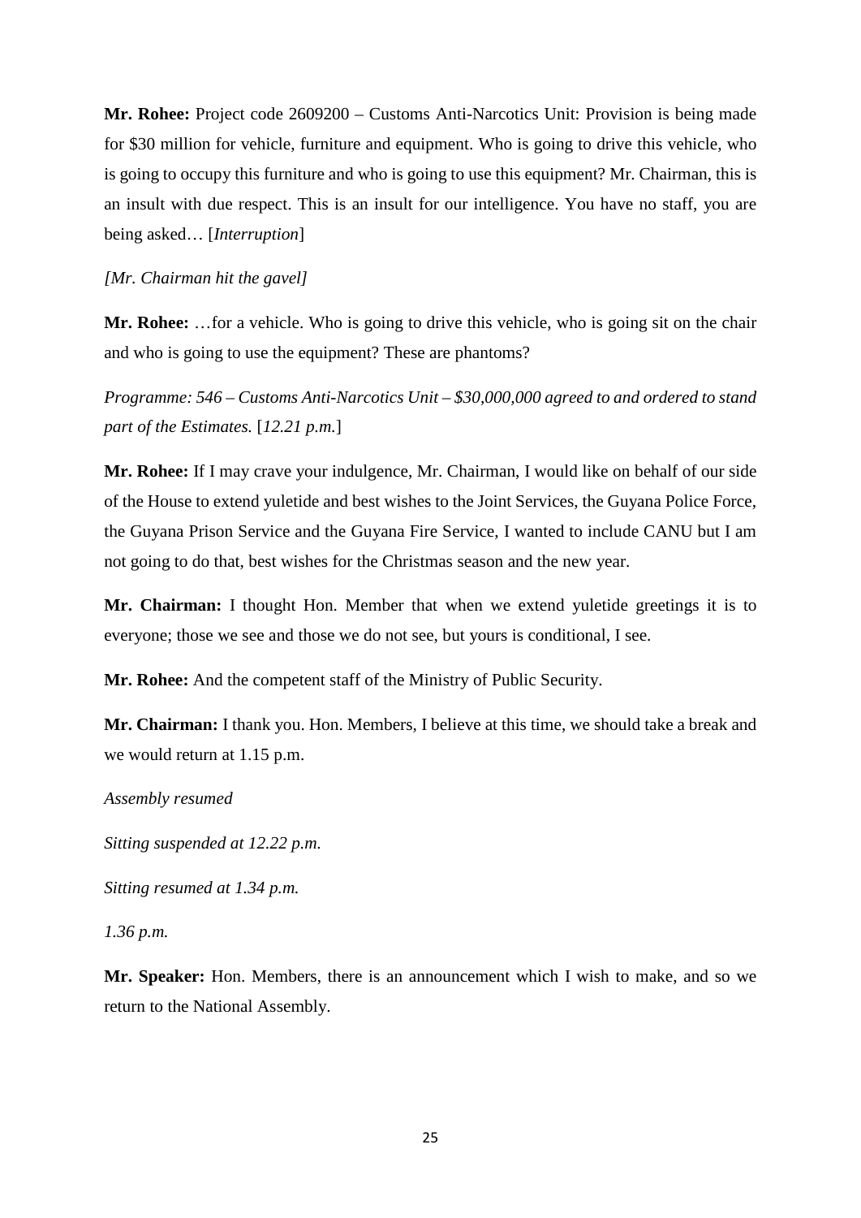**Mr. Rohee:** Project code 2609200 – Customs Anti-Narcotics Unit: Provision is being made for $30 million for vehicle, furniture and equipment. Who is going to drive this vehicle, who is going to occupy this furniture and who is going to use this equipment? Mr. Chairman, this is an insult with due respect. This is an insult for our intelligence. You have no staff, you are being asked… [*Interruption*]

*[Mr. Chairman hit the gavel]*

**Mr. Rohee:** …for a vehicle. Who is going to drive this vehicle, who is going sit on the chair and who is going to use the equipment? These are phantoms?

*Programme: 546 – Customs Anti-Narcotics Unit – $30,000,000 agreed to and ordered to stand part of the Estimates.* [*12.21 p.m.*]

**Mr. Rohee:** If I may crave your indulgence, Mr. Chairman, I would like on behalf of our side of the House to extend yuletide and best wishes to the Joint Services, the Guyana Police Force, the Guyana Prison Service and the Guyana Fire Service, I wanted to include CANU but I am not going to do that, best wishes for the Christmas season and the new year.

**Mr. Chairman:** I thought Hon. Member that when we extend yuletide greetings it is to everyone; those we see and those we do not see, but yours is conditional, I see.

**Mr. Rohee:** And the competent staff of the Ministry of Public Security.

**Mr. Chairman:** I thank you. Hon. Members, I believe at this time, we should take a break and we would return at 1.15 p.m.

*Assembly resumed*

*Sitting suspended at 12.22 p.m.*

*Sitting resumed at 1.34 p.m.*

*1.36 p.m.*

**Mr. Speaker:** Hon. Members, there is an announcement which I wish to make, and so we return to the National Assembly.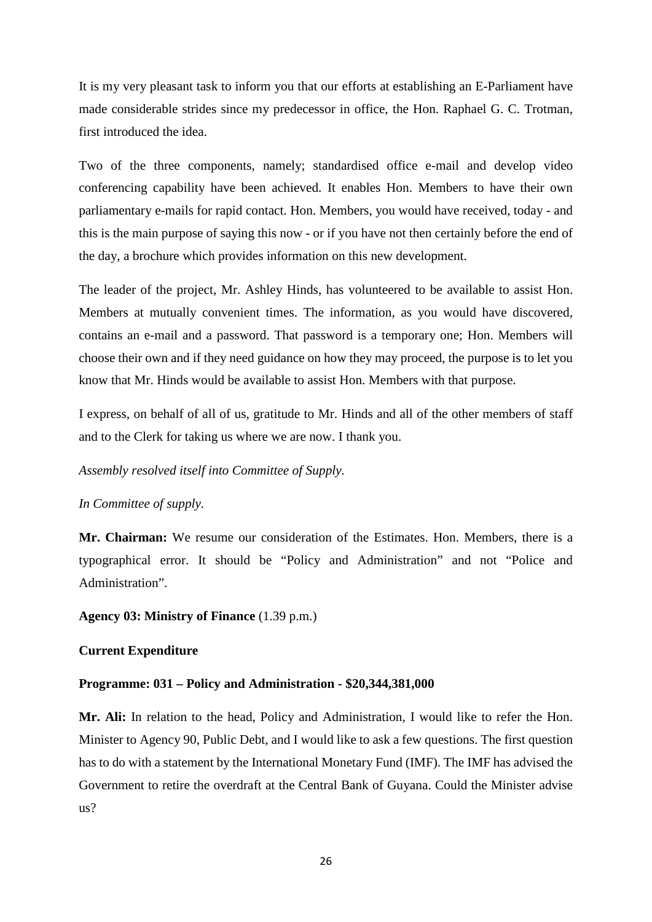It is my very pleasant task to inform you that our efforts at establishing an E-Parliament have made considerable strides since my predecessor in office, the Hon. Raphael G. C. Trotman, first introduced the idea.

Two of the three components, namely; standardised office e-mail and develop video conferencing capability have been achieved. It enables Hon. Members to have their own parliamentary e-mails for rapid contact. Hon. Members, you would have received, today - and this is the main purpose of saying this now - or if you have not then certainly before the end of the day, a brochure which provides information on this new development.

The leader of the project, Mr. Ashley Hinds, has volunteered to be available to assist Hon. Members at mutually convenient times. The information, as you would have discovered, contains an e-mail and a password. That password is a temporary one; Hon. Members will choose their own and if they need guidance on how they may proceed, the purpose is to let you know that Mr. Hinds would be available to assist Hon. Members with that purpose.

I express, on behalf of all of us, gratitude to Mr. Hinds and all of the other members of staff and to the Clerk for taking us where we are now. I thank you.

*Assembly resolved itself into Committee of Supply.*

*In Committee of supply.*

**Mr. Chairman:** We resume our consideration of the Estimates. Hon. Members, there is a typographical error. It should be "Policy and Administration" and not "Police and Administration".

**Agency 03: Ministry of Finance** (1.39 p.m.)

**Current Expenditure**

**Programme: 031 – Policy and Administration - $20,344,381,000**

**Mr. Ali:** In relation to the head, Policy and Administration, I would like to refer the Hon. Minister to Agency 90, Public Debt, and I would like to ask a few questions. The first question has to do with a statement by the International Monetary Fund (IMF). The IMF has advised the Government to retire the overdraft at the Central Bank of Guyana. Could the Minister advise us?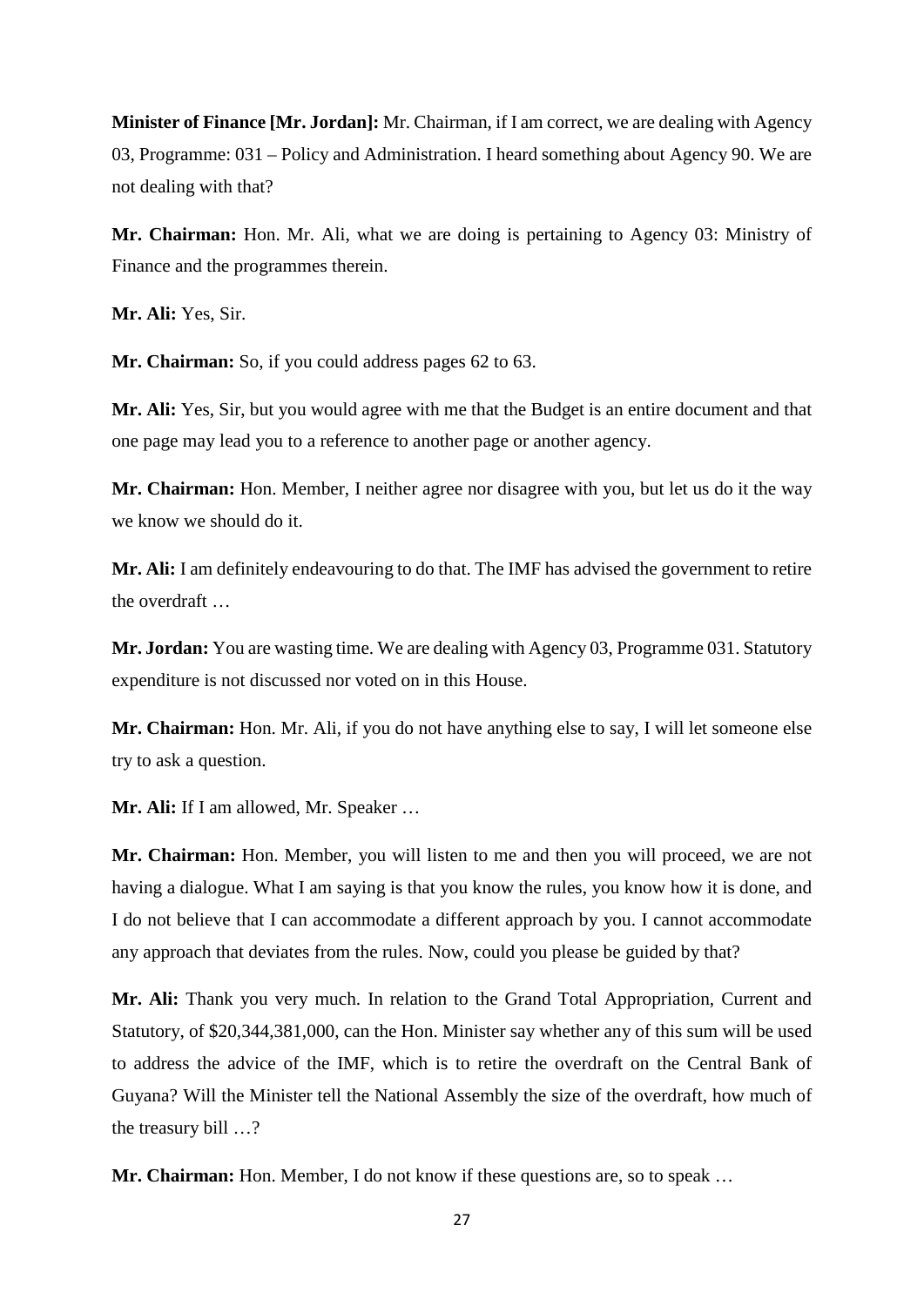**Minister of Finance [Mr. Jordan]:** Mr. Chairman, if I am correct, we are dealing with Agency 03, Programme: 031 – Policy and Administration. I heard something about Agency 90. We are not dealing with that?

**Mr. Chairman:** Hon. Mr. Ali, what we are doing is pertaining to Agency 03: Ministry of Finance and the programmes therein.

**Mr. Ali:** Yes, Sir.

**Mr. Chairman:** So, if you could address pages 62 to 63.

**Mr. Ali:** Yes, Sir, but you would agree with me that the Budget is an entire document and that one page may lead you to a reference to another page or another agency.

**Mr. Chairman:** Hon. Member, I neither agree nor disagree with you, but let us do it the way we know we should do it.

**Mr. Ali:** I am definitely endeavouring to do that. The IMF has advised the government to retire the overdraft …

**Mr. Jordan:** You are wasting time. We are dealing with Agency 03, Programme 031. Statutory expenditure is not discussed nor voted on in this House.

**Mr. Chairman:** Hon. Mr. Ali, if you do not have anything else to say, I will let someone else try to ask a question.

**Mr. Ali:** If I am allowed, Mr. Speaker …

**Mr. Chairman:** Hon. Member, you will listen to me and then you will proceed, we are not having a dialogue. What I am saying is that you know the rules, you know how it is done, and I do not believe that I can accommodate a different approach by you. I cannot accommodate any approach that deviates from the rules. Now, could you please be guided by that?

**Mr. Ali:** Thank you very much. In relation to the Grand Total Appropriation, Current and Statutory, of $20,344,381,000, can the Hon. Minister say whether any of this sum will be used to address the advice of the IMF, which is to retire the overdraft on the Central Bank of Guyana? Will the Minister tell the National Assembly the size of the overdraft, how much of the treasury bill …?

**Mr. Chairman:** Hon. Member, I do not know if these questions are, so to speak …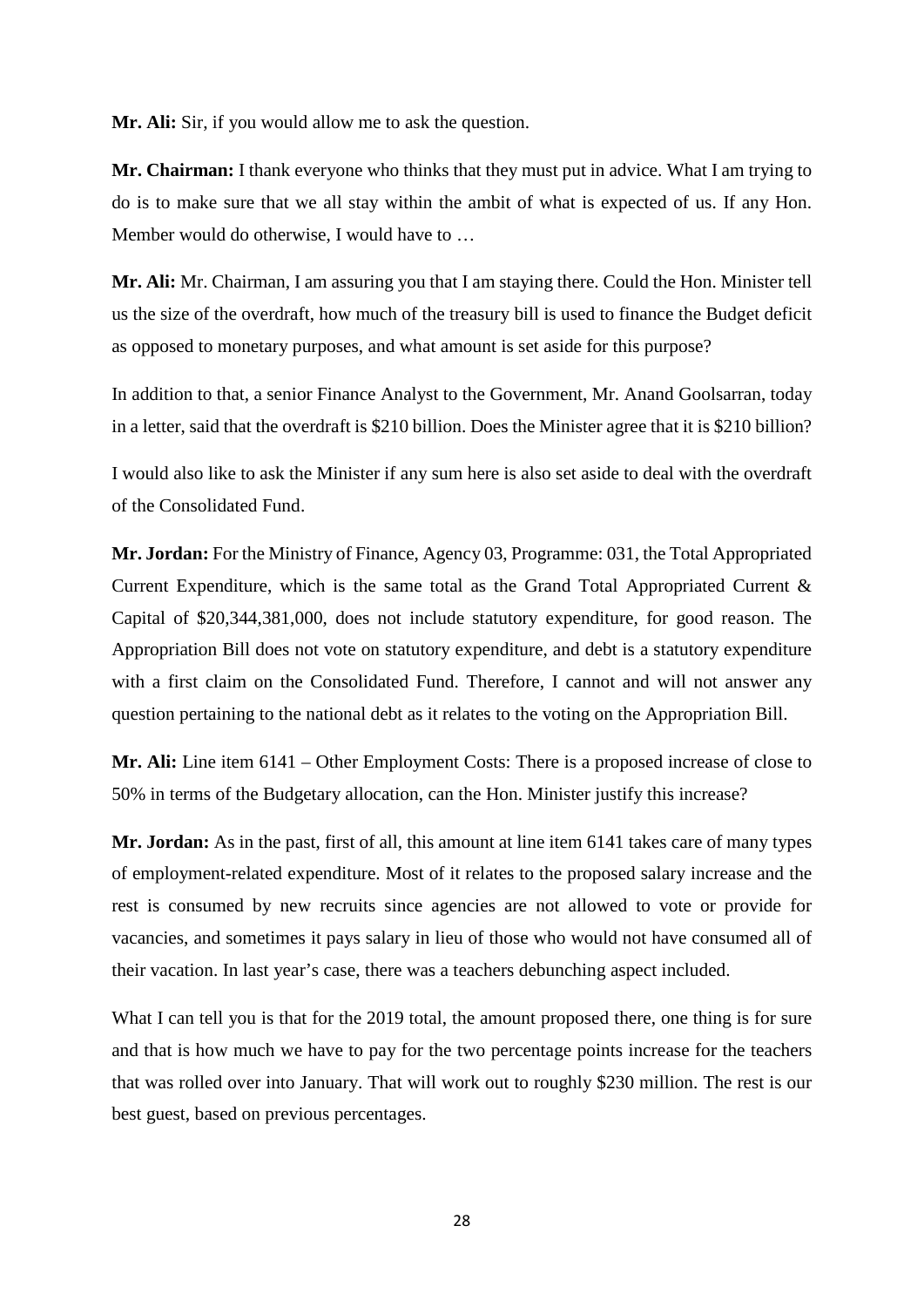**Mr. Ali:** Sir, if you would allow me to ask the question.

**Mr. Chairman:** I thank everyone who thinks that they must put in advice. What I am trying to do is to make sure that we all stay within the ambit of what is expected of us. If any Hon. Member would do otherwise, I would have to …

**Mr. Ali:** Mr. Chairman, I am assuring you that I am staying there. Could the Hon. Minister tell us the size of the overdraft, how much of the treasury bill is used to finance the Budget deficit as opposed to monetary purposes, and what amount is set aside for this purpose?

In addition to that, a senior Finance Analyst to the Government, Mr. Anand Goolsarran, today in a letter, said that the overdraft is $210 billion. Does the Minister agree that it is $210 billion?

I would also like to ask the Minister if any sum here is also set aside to deal with the overdraft of the Consolidated Fund.

**Mr. Jordan:** For the Ministry of Finance, Agency 03, Programme: 031, the Total Appropriated Current Expenditure, which is the same total as the Grand Total Appropriated Current & Capital of $20,344,381,000, does not include statutory expenditure, for good reason. The Appropriation Bill does not vote on statutory expenditure, and debt is a statutory expenditure with a first claim on the Consolidated Fund. Therefore, I cannot and will not answer any question pertaining to the national debt as it relates to the voting on the Appropriation Bill.

**Mr. Ali:** Line item 6141 – Other Employment Costs: There is a proposed increase of close to 50% in terms of the Budgetary allocation, can the Hon. Minister justify this increase?

**Mr. Jordan:** As in the past, first of all, this amount at line item 6141 takes care of many types of employment-related expenditure. Most of it relates to the proposed salary increase and the rest is consumed by new recruits since agencies are not allowed to vote or provide for vacancies, and sometimes it pays salary in lieu of those who would not have consumed all of their vacation. In last year's case, there was a teachers debunching aspect included.

What I can tell you is that for the 2019 total, the amount proposed there, one thing is for sure and that is how much we have to pay for the two percentage points increase for the teachers that was rolled over into January. That will work out to roughly $230 million. The rest is our best guest, based on previous percentages.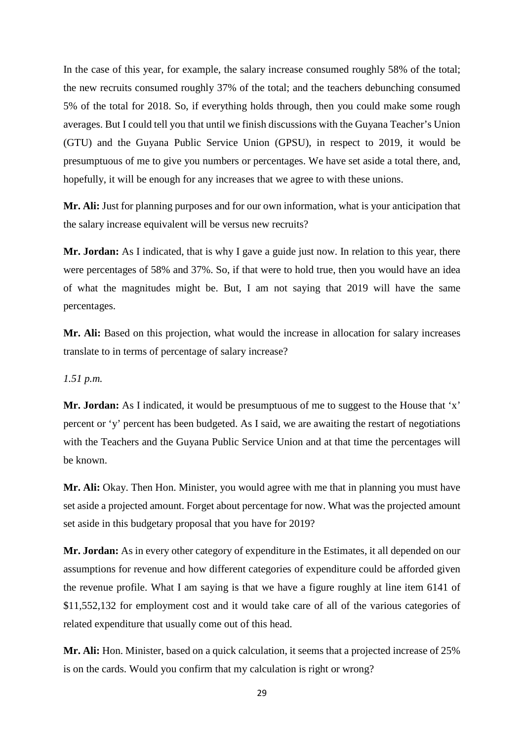In the case of this year, for example, the salary increase consumed roughly 58% of the total; the new recruits consumed roughly 37% of the total; and the teachers debunching consumed 5% of the total for 2018. So, if everything holds through, then you could make some rough averages. But I could tell you that until we finish discussions with the Guyana Teacher's Union (GTU) and the Guyana Public Service Union (GPSU), in respect to 2019, it would be presumptuous of me to give you numbers or percentages. We have set aside a total there, and, hopefully, it will be enough for any increases that we agree to with these unions.

**Mr. Ali:** Just for planning purposes and for our own information, what is your anticipation that the salary increase equivalent will be versus new recruits?

**Mr. Jordan:** As I indicated, that is why I gave a guide just now. In relation to this year, there were percentages of 58% and 37%. So, if that were to hold true, then you would have an idea of what the magnitudes might be. But, I am not saying that 2019 will have the same percentages.

**Mr. Ali:** Based on this projection, what would the increase in allocation for salary increases translate to in terms of percentage of salary increase?

*1.51 p.m.*

**Mr. Jordan:** As I indicated, it would be presumptuous of me to suggest to the House that 'x' percent or 'y' percent has been budgeted. As I said, we are awaiting the restart of negotiations with the Teachers and the Guyana Public Service Union and at that time the percentages will be known.

**Mr. Ali:** Okay. Then Hon. Minister, you would agree with me that in planning you must have set aside a projected amount. Forget about percentage for now. What was the projected amount set aside in this budgetary proposal that you have for 2019?

**Mr. Jordan:** As in every other category of expenditure in the Estimates, it all depended on our assumptions for revenue and how different categories of expenditure could be afforded given the revenue profile. What I am saying is that we have a figure roughly at line item 6141 of $11,552,132 for employment cost and it would take care of all of the various categories of related expenditure that usually come out of this head.

**Mr. Ali:** Hon. Minister, based on a quick calculation, it seems that a projected increase of 25% is on the cards. Would you confirm that my calculation is right or wrong?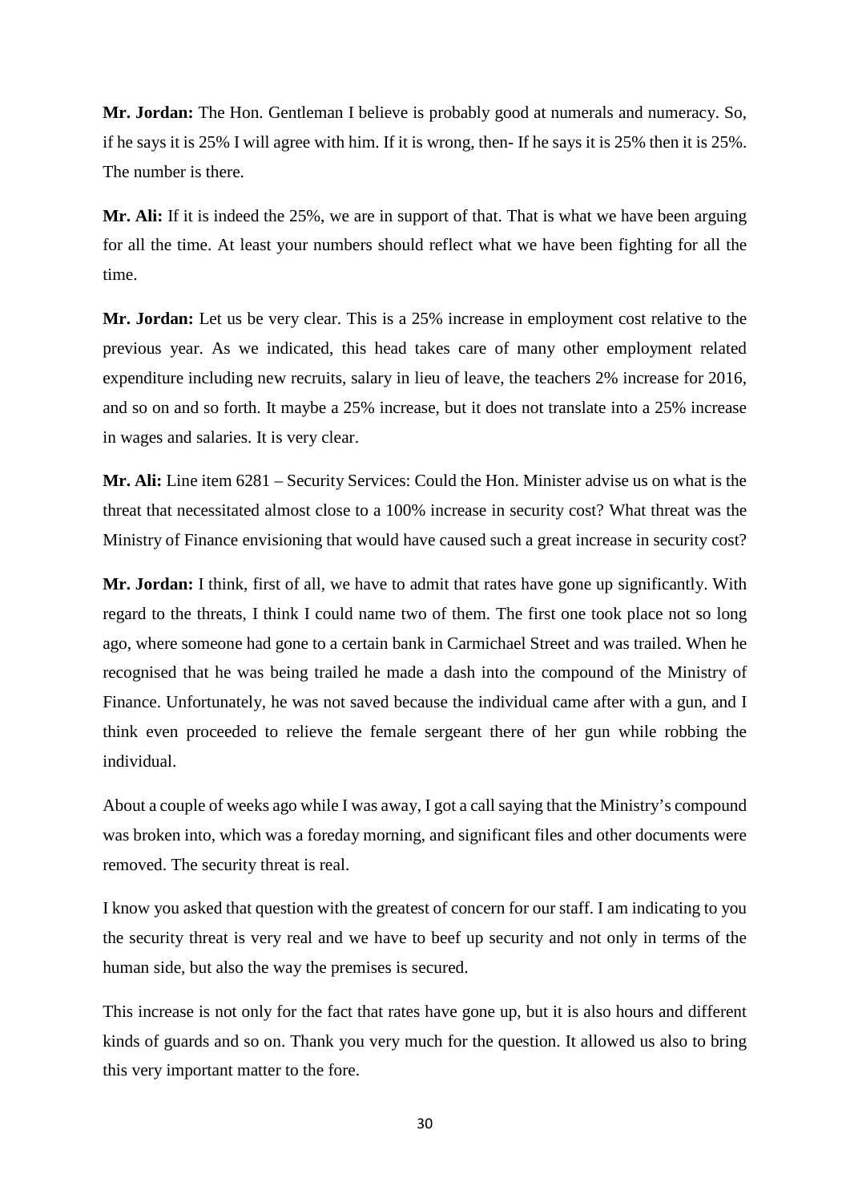**Mr. Jordan:** The Hon. Gentleman I believe is probably good at numerals and numeracy. So, if he says it is 25% I will agree with him. If it is wrong, then- If he says it is 25% then it is 25%. The number is there.

**Mr. Ali:** If it is indeed the 25%, we are in support of that. That is what we have been arguing for all the time. At least your numbers should reflect what we have been fighting for all the time.

**Mr. Jordan:** Let us be very clear. This is a 25% increase in employment cost relative to the previous year. As we indicated, this head takes care of many other employment related expenditure including new recruits, salary in lieu of leave, the teachers 2% increase for 2016, and so on and so forth. It maybe a 25% increase, but it does not translate into a 25% increase in wages and salaries. It is very clear.

**Mr. Ali:** Line item 6281 – Security Services: Could the Hon. Minister advise us on what is the threat that necessitated almost close to a 100% increase in security cost? What threat was the Ministry of Finance envisioning that would have caused such a great increase in security cost?

**Mr. Jordan:** I think, first of all, we have to admit that rates have gone up significantly. With regard to the threats, I think I could name two of them. The first one took place not so long ago, where someone had gone to a certain bank in Carmichael Street and was trailed. When he recognised that he was being trailed he made a dash into the compound of the Ministry of Finance. Unfortunately, he was not saved because the individual came after with a gun, and I think even proceeded to relieve the female sergeant there of her gun while robbing the individual.

About a couple of weeks ago while I was away, I got a call saying that the Ministry's compound was broken into, which was a foreday morning, and significant files and other documents were removed. The security threat is real.

I know you asked that question with the greatest of concern for our staff. I am indicating to you the security threat is very real and we have to beef up security and not only in terms of the human side, but also the way the premises is secured.

This increase is not only for the fact that rates have gone up, but it is also hours and different kinds of guards and so on. Thank you very much for the question. It allowed us also to bring this very important matter to the fore.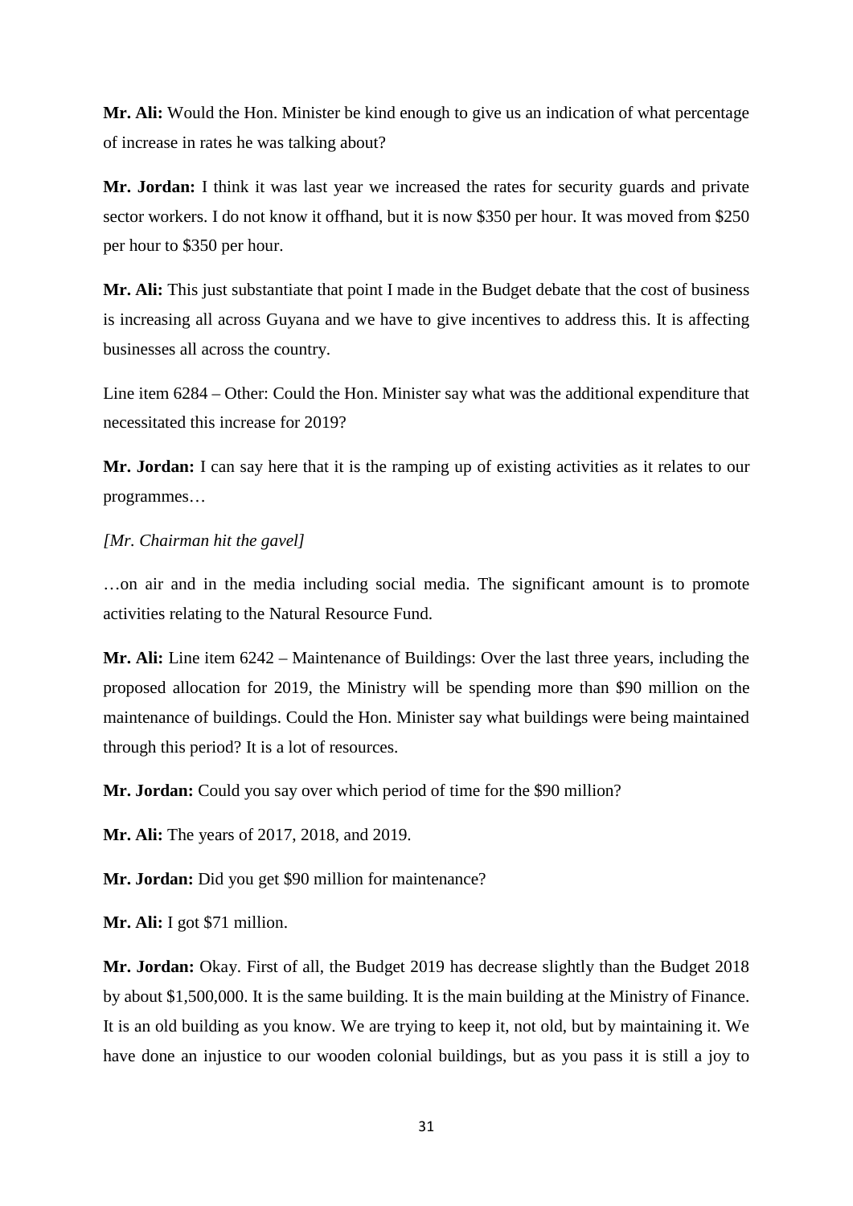**Mr. Ali:** Would the Hon. Minister be kind enough to give us an indication of what percentage of increase in rates he was talking about?

**Mr. Jordan:** I think it was last year we increased the rates for security guards and private sector workers. I do not know it offhand, but it is now $350 per hour. It was moved from $250 per hour to $350 per hour.

**Mr. Ali:** This just substantiate that point I made in the Budget debate that the cost of business is increasing all across Guyana and we have to give incentives to address this. It is affecting businesses all across the country.

Line item 6284 – Other: Could the Hon. Minister say what was the additional expenditure that necessitated this increase for 2019?

**Mr. Jordan:** I can say here that it is the ramping up of existing activities as it relates to our programmes…

*[Mr. Chairman hit the gavel]*

…on air and in the media including social media. The significant amount is to promote activities relating to the Natural Resource Fund.

**Mr. Ali:** Line item 6242 – Maintenance of Buildings: Over the last three years, including the proposed allocation for 2019, the Ministry will be spending more than $90 million on the maintenance of buildings. Could the Hon. Minister say what buildings were being maintained through this period? It is a lot of resources.

**Mr. Jordan:** Could you say over which period of time for the $90 million?

**Mr. Ali:** The years of 2017, 2018, and 2019.

**Mr. Jordan:** Did you get $90 million for maintenance?

**Mr. Ali:** I got $71 million.

**Mr. Jordan:** Okay. First of all, the Budget 2019 has decrease slightly than the Budget 2018 by about $1,500,000. It is the same building. It is the main building at the Ministry of Finance. It is an old building as you know. We are trying to keep it, not old, but by maintaining it. We have done an injustice to our wooden colonial buildings, but as you pass it is still a joy to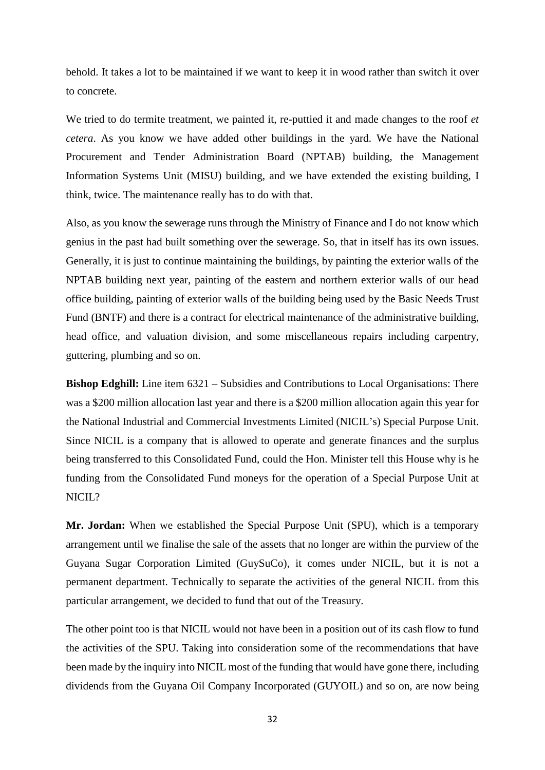behold. It takes a lot to be maintained if we want to keep it in wood rather than switch it over to concrete.

We tried to do termite treatment, we painted it, re-puttied it and made changes to the roof *et cetera*. As you know we have added other buildings in the yard. We have the National Procurement and Tender Administration Board (NPTAB) building, the Management Information Systems Unit (MISU) building, and we have extended the existing building, I think, twice. The maintenance really has to do with that.

Also, as you know the sewerage runs through the Ministry of Finance and I do not know which genius in the past had built something over the sewerage. So, that in itself has its own issues. Generally, it is just to continue maintaining the buildings, by painting the exterior walls of the NPTAB building next year, painting of the eastern and northern exterior walls of our head office building, painting of exterior walls of the building being used by the Basic Needs Trust Fund (BNTF) and there is a contract for electrical maintenance of the administrative building, head office, and valuation division, and some miscellaneous repairs including carpentry, guttering, plumbing and so on.

**Bishop Edghill:** Line item 6321 – Subsidies and Contributions to Local Organisations: There was a $200 million allocation last year and there is a $200 million allocation again this year for the National Industrial and Commercial Investments Limited (NICIL's) Special Purpose Unit. Since NICIL is a company that is allowed to operate and generate finances and the surplus being transferred to this Consolidated Fund, could the Hon. Minister tell this House why is he funding from the Consolidated Fund moneys for the operation of a Special Purpose Unit at NICIL?

**Mr. Jordan:** When we established the Special Purpose Unit (SPU), which is a temporary arrangement until we finalise the sale of the assets that no longer are within the purview of the Guyana Sugar Corporation Limited (GuySuCo), it comes under NICIL, but it is not a permanent department. Technically to separate the activities of the general NICIL from this particular arrangement, we decided to fund that out of the Treasury.

The other point too is that NICIL would not have been in a position out of its cash flow to fund the activities of the SPU. Taking into consideration some of the recommendations that have been made by the inquiry into NICIL most of the funding that would have gone there, including dividends from the Guyana Oil Company Incorporated (GUYOIL) and so on, are now being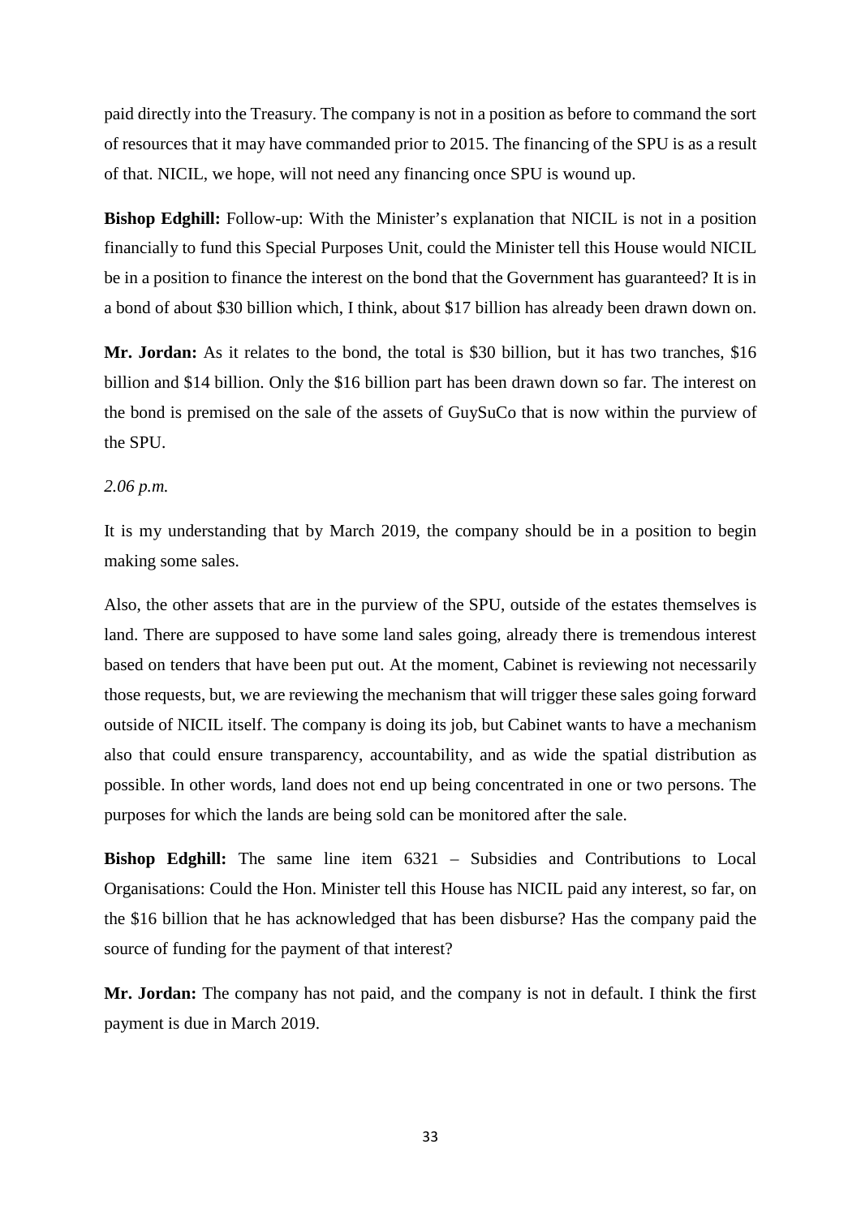paid directly into the Treasury. The company is not in a position as before to command the sort of resources that it may have commanded prior to 2015. The financing of the SPU is as a result of that. NICIL, we hope, will not need any financing once SPU is wound up.

**Bishop Edghill:** Follow-up: With the Minister's explanation that NICIL is not in a position financially to fund this Special Purposes Unit, could the Minister tell this House would NICIL be in a position to finance the interest on the bond that the Government has guaranteed? It is in a bond of about $30 billion which, I think, about $17 billion has already been drawn down on.

**Mr. Jordan:** As it relates to the bond, the total is $30 billion, but it has two tranches, $16 billion and $14 billion. Only the $16 billion part has been drawn down so far. The interest on the bond is premised on the sale of the assets of GuySuCo that is now within the purview of the SPU.

*2.06 p.m.*

It is my understanding that by March 2019, the company should be in a position to begin making some sales.

Also, the other assets that are in the purview of the SPU, outside of the estates themselves is land. There are supposed to have some land sales going, already there is tremendous interest based on tenders that have been put out. At the moment, Cabinet is reviewing not necessarily those requests, but, we are reviewing the mechanism that will trigger these sales going forward outside of NICIL itself. The company is doing its job, but Cabinet wants to have a mechanism also that could ensure transparency, accountability, and as wide the spatial distribution as possible. In other words, land does not end up being concentrated in one or two persons. The purposes for which the lands are being sold can be monitored after the sale.

**Bishop Edghill:** The same line item 6321 – Subsidies and Contributions to Local Organisations: Could the Hon. Minister tell this House has NICIL paid any interest, so far, on the $16 billion that he has acknowledged that has been disburse? Has the company paid the source of funding for the payment of that interest?

**Mr. Jordan:** The company has not paid, and the company is not in default. I think the first payment is due in March 2019.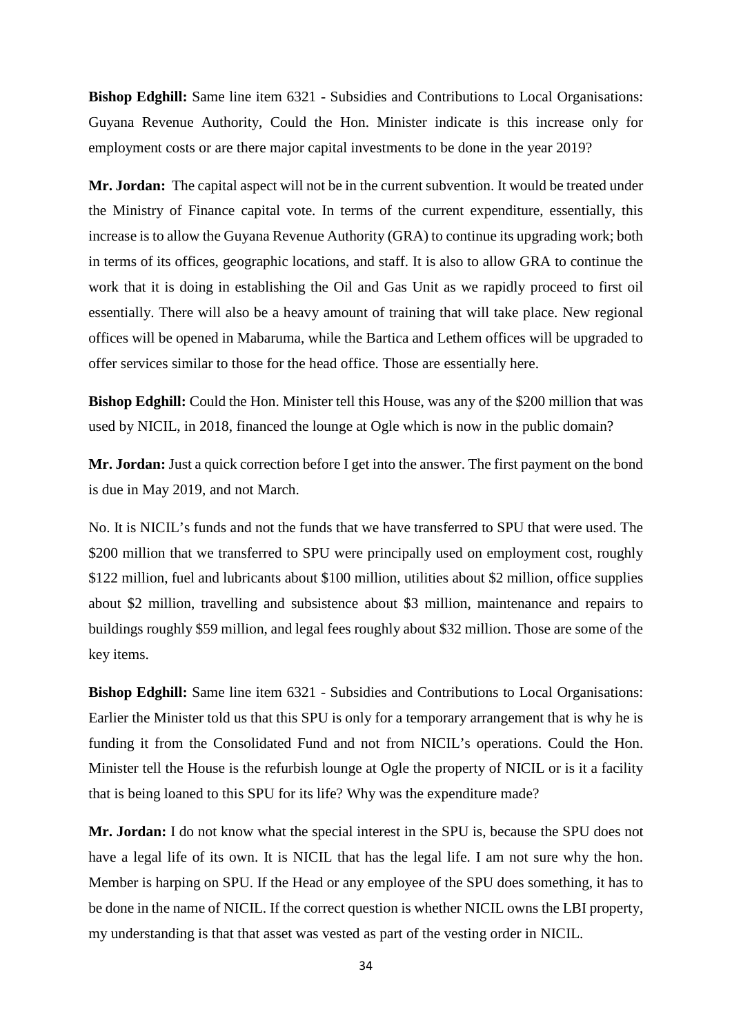**Bishop Edghill:** Same line item 6321 - Subsidies and Contributions to Local Organisations: Guyana Revenue Authority, Could the Hon. Minister indicate is this increase only for employment costs or are there major capital investments to be done in the year 2019?

**Mr. Jordan:** The capital aspect will not be in the current subvention. It would be treated under the Ministry of Finance capital vote. In terms of the current expenditure, essentially, this increase is to allow the Guyana Revenue Authority (GRA) to continue its upgrading work; both in terms of its offices, geographic locations, and staff. It is also to allow GRA to continue the work that it is doing in establishing the Oil and Gas Unit as we rapidly proceed to first oil essentially. There will also be a heavy amount of training that will take place. New regional offices will be opened in Mabaruma, while the Bartica and Lethem offices will be upgraded to offer services similar to those for the head office. Those are essentially here.

**Bishop Edghill:** Could the Hon. Minister tell this House, was any of the $200 million that was used by NICIL, in 2018, financed the lounge at Ogle which is now in the public domain?

**Mr. Jordan:** Just a quick correction before I get into the answer. The first payment on the bond is due in May 2019, and not March.

No. It is NICIL's funds and not the funds that we have transferred to SPU that were used. The $200 million that we transferred to SPU were principally used on employment cost, roughly $122 million, fuel and lubricants about $100 million, utilities about $2 million, office supplies about $2 million, travelling and subsistence about $3 million, maintenance and repairs to buildings roughly $59 million, and legal fees roughly about $32 million. Those are some of the key items.

**Bishop Edghill:** Same line item 6321 - Subsidies and Contributions to Local Organisations: Earlier the Minister told us that this SPU is only for a temporary arrangement that is why he is funding it from the Consolidated Fund and not from NICIL's operations. Could the Hon. Minister tell the House is the refurbish lounge at Ogle the property of NICIL or is it a facility that is being loaned to this SPU for its life? Why was the expenditure made?

**Mr. Jordan:** I do not know what the special interest in the SPU is, because the SPU does not have a legal life of its own. It is NICIL that has the legal life. I am not sure why the hon. Member is harping on SPU. If the Head or any employee of the SPU does something, it has to be done in the name of NICIL. If the correct question is whether NICIL owns the LBI property, my understanding is that that asset was vested as part of the vesting order in NICIL.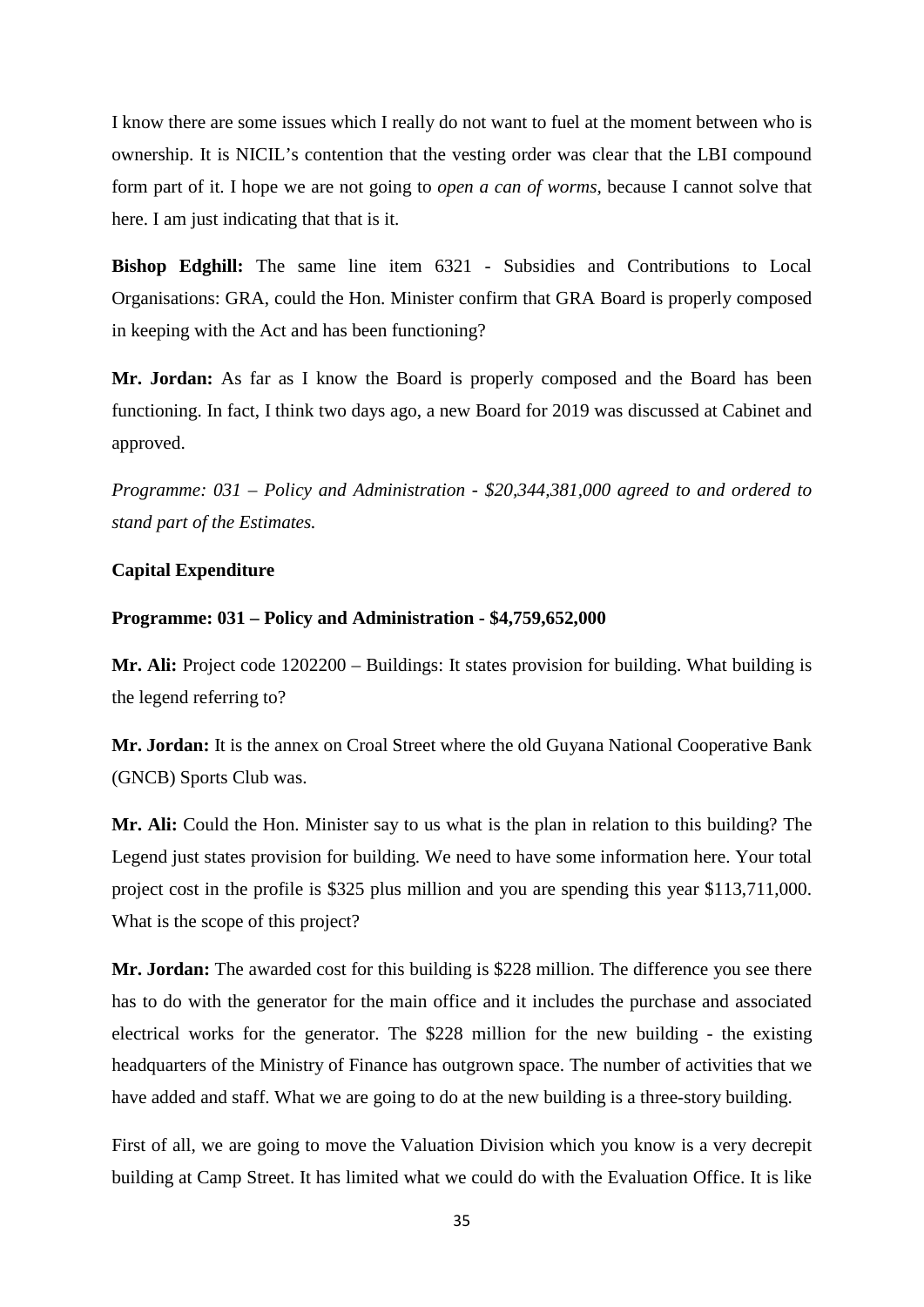I know there are some issues which I really do not want to fuel at the moment between who is ownership. It is NICIL's contention that the vesting order was clear that the LBI compound form part of it. I hope we are not going to *open a can of worms*, because I cannot solve that here. I am just indicating that that is it.

**Bishop Edghill:** The same line item 6321 - Subsidies and Contributions to Local Organisations: GRA, could the Hon. Minister confirm that GRA Board is properly composed in keeping with the Act and has been functioning?

**Mr. Jordan:** As far as I know the Board is properly composed and the Board has been functioning. In fact, I think two days ago, a new Board for 2019 was discussed at Cabinet and approved.

*Programme: 031 – Policy and Administration - $20,344,381,000 agreed to and ordered to stand part of the Estimates.*

**Capital Expenditure**

**Programme: 031 – Policy and Administration - $4,759,652,000**

**Mr. Ali:** Project code 1202200 – Buildings: It states provision for building. What building is the legend referring to?

**Mr. Jordan:** It is the annex on Croal Street where the old Guyana National Cooperative Bank (GNCB) Sports Club was.

**Mr. Ali:** Could the Hon. Minister say to us what is the plan in relation to this building? The Legend just states provision for building. We need to have some information here. Your total project cost in the profile is $325 plus million and you are spending this year $113,711,000. What is the scope of this project?

**Mr. Jordan:** The awarded cost for this building is $228 million. The difference you see there has to do with the generator for the main office and it includes the purchase and associated electrical works for the generator. The $228 million for the new building - the existing headquarters of the Ministry of Finance has outgrown space. The number of activities that we have added and staff. What we are going to do at the new building is a three-story building.

First of all, we are going to move the Valuation Division which you know is a very decrepit building at Camp Street. It has limited what we could do with the Evaluation Office. It is like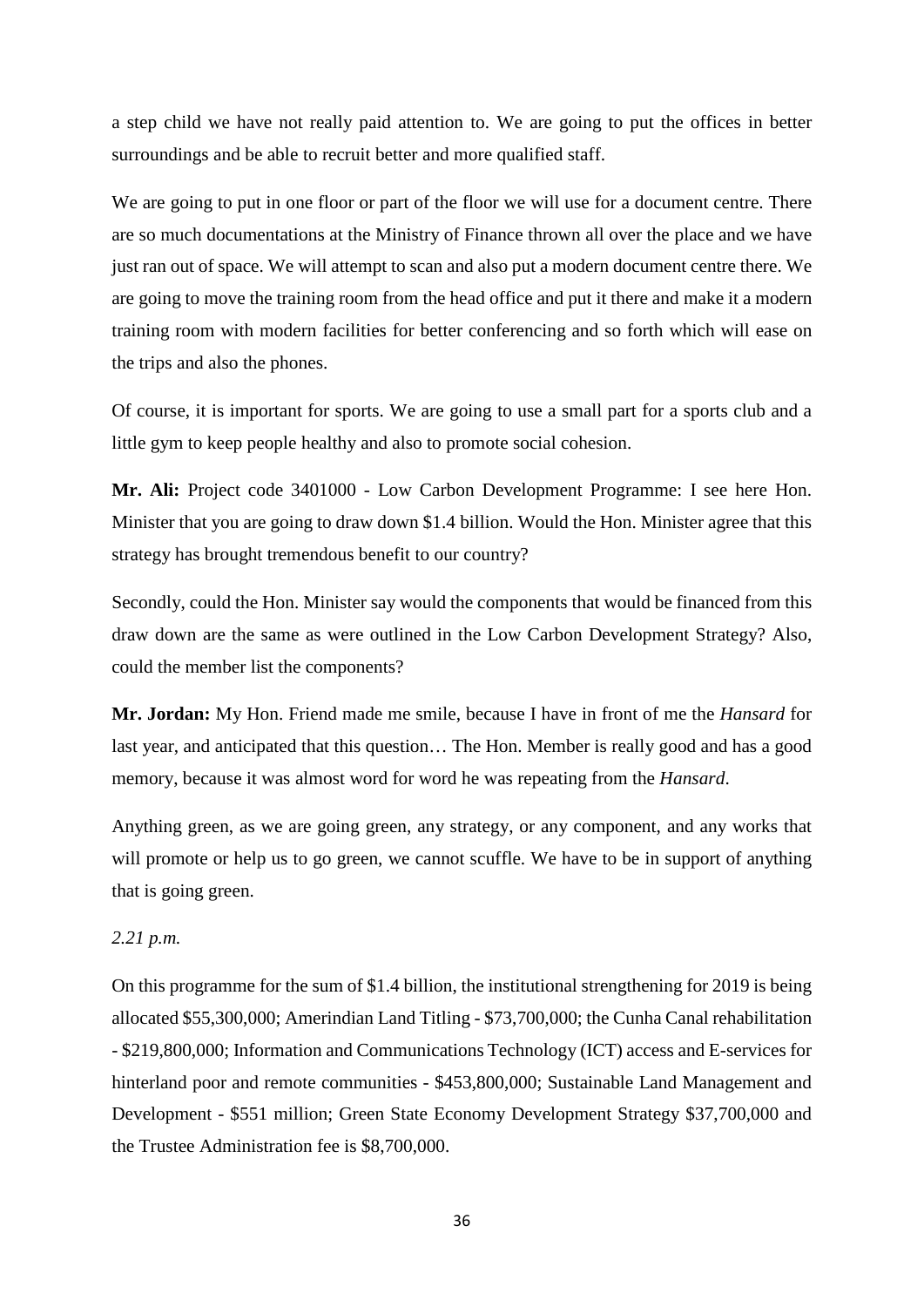a step child we have not really paid attention to. We are going to put the offices in better surroundings and be able to recruit better and more qualified staff.

We are going to put in one floor or part of the floor we will use for a document centre. There are so much documentations at the Ministry of Finance thrown all over the place and we have just ran out of space. We will attempt to scan and also put a modern document centre there. We are going to move the training room from the head office and put it there and make it a modern training room with modern facilities for better conferencing and so forth which will ease on the trips and also the phones.

Of course, it is important for sports. We are going to use a small part for a sports club and a little gym to keep people healthy and also to promote social cohesion.

**Mr. Ali:** Project code 3401000 - Low Carbon Development Programme: I see here Hon. Minister that you are going to draw down $1.4 billion. Would the Hon. Minister agree that this strategy has brought tremendous benefit to our country?

Secondly, could the Hon. Minister say would the components that would be financed from this draw down are the same as were outlined in the Low Carbon Development Strategy? Also, could the member list the components?

**Mr. Jordan:** My Hon. Friend made me smile, because I have in front of me the *Hansard* for last year, and anticipated that this question… The Hon. Member is really good and has a good memory, because it was almost word for word he was repeating from the *Hansard*.

Anything green, as we are going green, any strategy, or any component, and any works that will promote or help us to go green, we cannot scuffle. We have to be in support of anything that is going green.

*2.21 p.m.*

On this programme for the sum of $1.4 billion, the institutional strengthening for 2019 is being allocated $55,300,000; Amerindian Land Titling - $73,700,000; the Cunha Canal rehabilitation - $219,800,000; Information and Communications Technology (ICT) access and E-services for hinterland poor and remote communities - $453,800,000; Sustainable Land Management and Development - $551 million; Green State Economy Development Strategy $37,700,000 and the Trustee Administration fee is $8,700,000.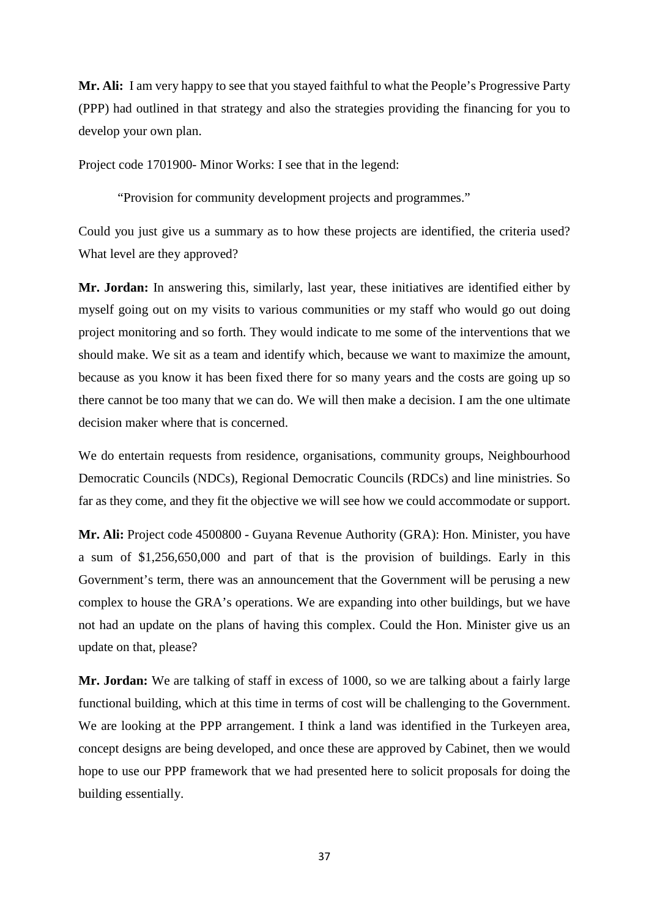**Mr. Ali:** I am very happy to see that you stayed faithful to what the People's Progressive Party (PPP) had outlined in that strategy and also the strategies providing the financing for you to develop your own plan.

Project code 1701900- Minor Works: I see that in the legend:

> "Provision for community development projects and programmes."

Could you just give us a summary as to how these projects are identified, the criteria used? What level are they approved?

**Mr. Jordan:** In answering this, similarly, last year, these initiatives are identified either by myself going out on my visits to various communities or my staff who would go out doing project monitoring and so forth. They would indicate to me some of the interventions that we should make. We sit as a team and identify which, because we want to maximize the amount, because as you know it has been fixed there for so many years and the costs are going up so there cannot be too many that we can do. We will then make a decision. I am the one ultimate decision maker where that is concerned.

We do entertain requests from residence, organisations, community groups, Neighbourhood Democratic Councils (NDCs), Regional Democratic Councils (RDCs) and line ministries. So far as they come, and they fit the objective we will see how we could accommodate or support.

**Mr. Ali:** Project code 4500800 - Guyana Revenue Authority (GRA): Hon. Minister, you have a sum of $1,256,650,000 and part of that is the provision of buildings. Early in this Government's term, there was an announcement that the Government will be perusing a new complex to house the GRA's operations. We are expanding into other buildings, but we have not had an update on the plans of having this complex. Could the Hon. Minister give us an update on that, please?

**Mr. Jordan:** We are talking of staff in excess of 1000, so we are talking about a fairly large functional building, which at this time in terms of cost will be challenging to the Government. We are looking at the PPP arrangement. I think a land was identified in the Turkeyen area, concept designs are being developed, and once these are approved by Cabinet, then we would hope to use our PPP framework that we had presented here to solicit proposals for doing the building essentially.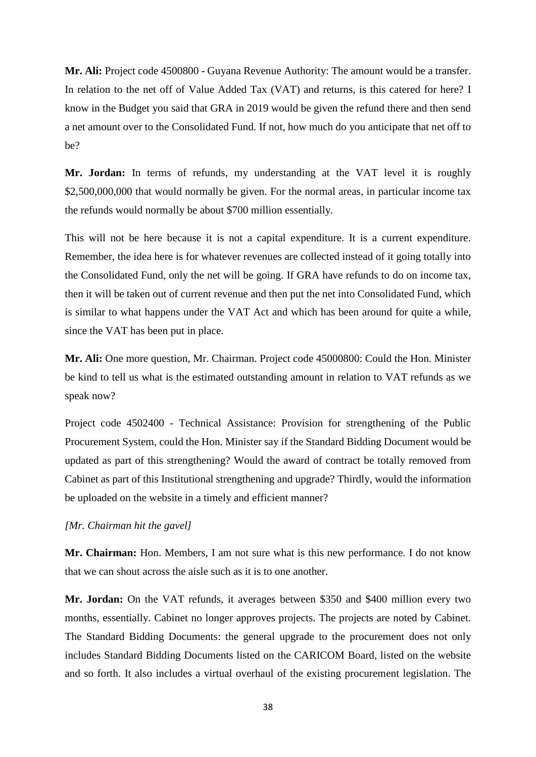**Mr. Ali:** Project code 4500800 - Guyana Revenue Authority: The amount would be a transfer. In relation to the net off of Value Added Tax (VAT) and returns, is this catered for here? I know in the Budget you said that GRA in 2019 would be given the refund there and then send a net amount over to the Consolidated Fund. If not, how much do you anticipate that net off to be?

**Mr. Jordan:** In terms of refunds, my understanding at the VAT level it is roughly \$2,500,000,000 that would normally be given. For the normal areas, in particular income tax the refunds would normally be about \$700 million essentially.

This will not be here because it is not a capital expenditure. It is a current expenditure. Remember, the idea here is for whatever revenues are collected instead of it going totally into the Consolidated Fund, only the net will be going. If GRA have refunds to do on income tax, then it will be taken out of current revenue and then put the net into Consolidated Fund, which is similar to what happens under the VAT Act and which has been around for quite a while, since the VAT has been put in place.

**Mr. Ali:** One more question, Mr. Chairman. Project code 45000800: Could the Hon. Minister be kind to tell us what is the estimated outstanding amount in relation to VAT refunds as we speak now?

Project code 4502400 - Technical Assistance: Provision for strengthening of the Public Procurement System, could the Hon. Minister say if the Standard Bidding Document would be updated as part of this strengthening? Would the award of contract be totally removed from Cabinet as part of this Institutional strengthening and upgrade? Thirdly, would the information be uploaded on the website in a timely and efficient manner?

*[Mr. Chairman hit the gavel]*

**Mr. Chairman:** Hon. Members, I am not sure what is this new performance. I do not know that we can shout across the aisle such as it is to one another.

**Mr. Jordan:** On the VAT refunds, it averages between \$350 and \$400 million every two months, essentially. Cabinet no longer approves projects. The projects are noted by Cabinet. The Standard Bidding Documents: the general upgrade to the procurement does not only includes Standard Bidding Documents listed on the CARICOM Board, listed on the website and so forth. It also includes a virtual overhaul of the existing procurement legislation. The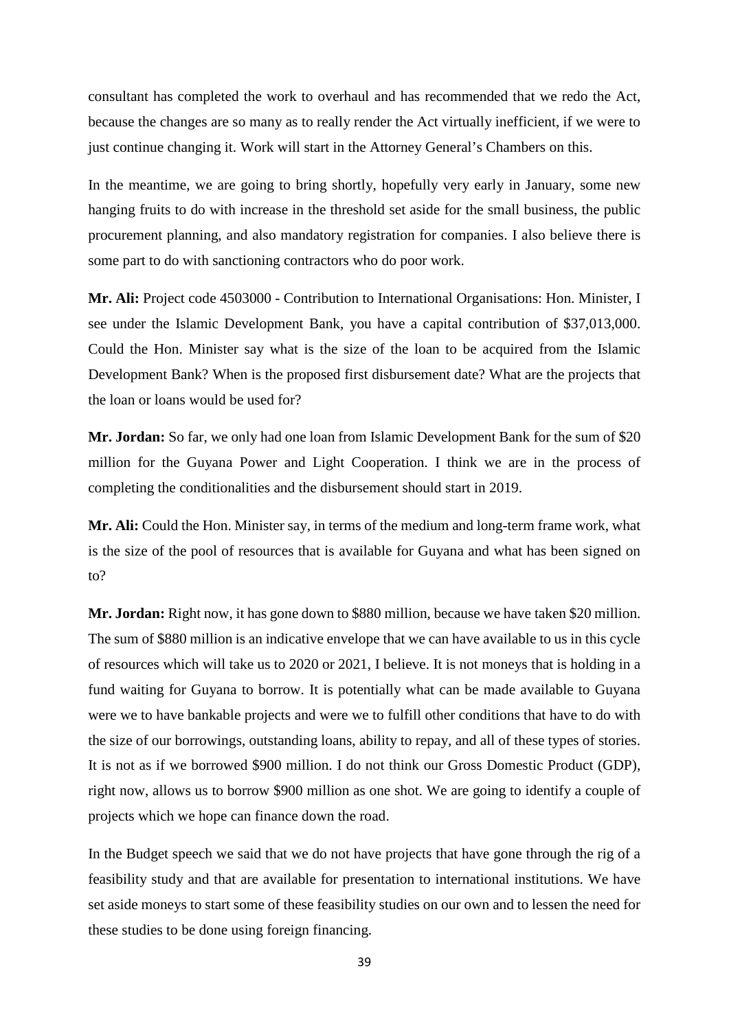consultant has completed the work to overhaul and has recommended that we redo the Act, because the changes are so many as to really render the Act virtually inefficient, if we were to just continue changing it. Work will start in the Attorney General's Chambers on this.

In the meantime, we are going to bring shortly, hopefully very early in January, some new hanging fruits to do with increase in the threshold set aside for the small business, the public procurement planning, and also mandatory registration for companies. I also believe there is some part to do with sanctioning contractors who do poor work.

**Mr. Ali:** Project code 4503000 - Contribution to International Organisations: Hon. Minister, I see under the Islamic Development Bank, you have a capital contribution of $37,013,000. Could the Hon. Minister say what is the size of the loan to be acquired from the Islamic Development Bank? When is the proposed first disbursement date? What are the projects that the loan or loans would be used for?

**Mr. Jordan:** So far, we only had one loan from Islamic Development Bank for the sum of $20 million for the Guyana Power and Light Cooperation. I think we are in the process of completing the conditionalities and the disbursement should start in 2019.

**Mr. Ali:** Could the Hon. Minister say, in terms of the medium and long-term frame work, what is the size of the pool of resources that is available for Guyana and what has been signed on to?

**Mr. Jordan:** Right now, it has gone down to $880 million, because we have taken $20 million. The sum of $880 million is an indicative envelope that we can have available to us in this cycle of resources which will take us to 2020 or 2021, I believe. It is not moneys that is holding in a fund waiting for Guyana to borrow. It is potentially what can be made available to Guyana were we to have bankable projects and were we to fulfill other conditions that have to do with the size of our borrowings, outstanding loans, ability to repay, and all of these types of stories. It is not as if we borrowed $900 million. I do not think our Gross Domestic Product (GDP), right now, allows us to borrow $900 million as one shot. We are going to identify a couple of projects which we hope can finance down the road.

In the Budget speech we said that we do not have projects that have gone through the rig of a feasibility study and that are available for presentation to international institutions. We have set aside moneys to start some of these feasibility studies on our own and to lessen the need for these studies to be done using foreign financing.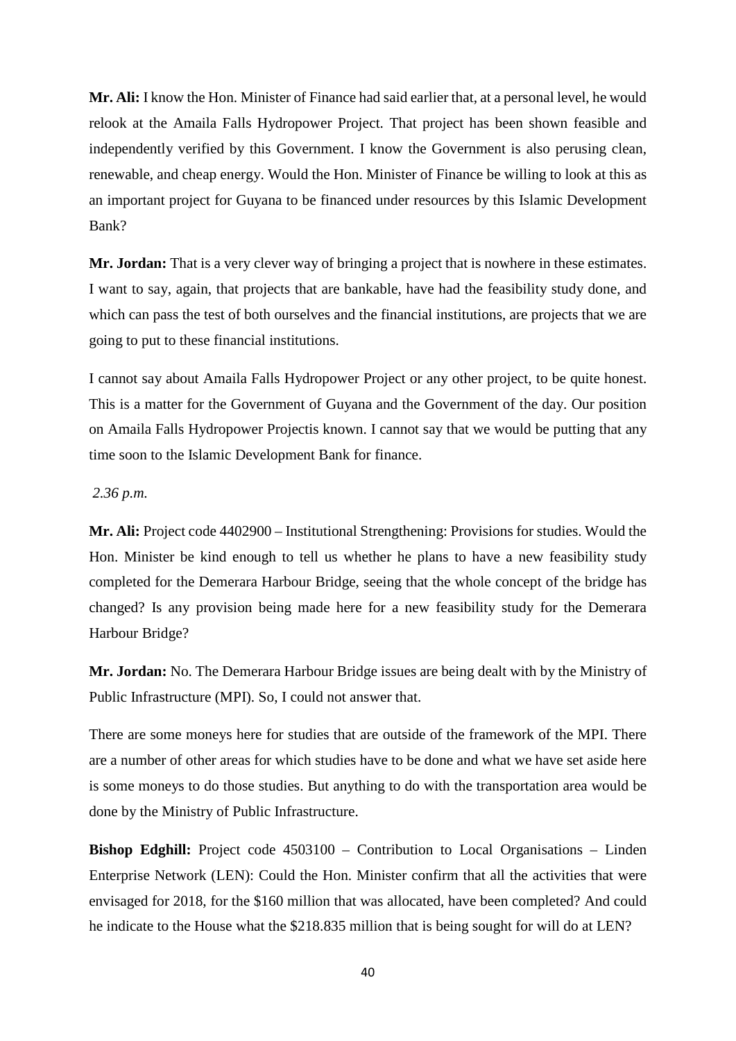**Mr. Ali:** I know the Hon. Minister of Finance had said earlier that, at a personal level, he would relook at the Amaila Falls Hydropower Project. That project has been shown feasible and independently verified by this Government. I know the Government is also perusing clean, renewable, and cheap energy. Would the Hon. Minister of Finance be willing to look at this as an important project for Guyana to be financed under resources by this Islamic Development Bank?

**Mr. Jordan:** That is a very clever way of bringing a project that is nowhere in these estimates. I want to say, again, that projects that are bankable, have had the feasibility study done, and which can pass the test of both ourselves and the financial institutions, are projects that we are going to put to these financial institutions.

I cannot say about Amaila Falls Hydropower Project or any other project, to be quite honest. This is a matter for the Government of Guyana and the Government of the day. Our position on Amaila Falls Hydropower Projectis known. I cannot say that we would be putting that any time soon to the Islamic Development Bank for finance.

*2.36 p.m.*

**Mr. Ali:** Project code 4402900 – Institutional Strengthening: Provisions for studies. Would the Hon. Minister be kind enough to tell us whether he plans to have a new feasibility study completed for the Demerara Harbour Bridge, seeing that the whole concept of the bridge has changed? Is any provision being made here for a new feasibility study for the Demerara Harbour Bridge?

**Mr. Jordan:** No. The Demerara Harbour Bridge issues are being dealt with by the Ministry of Public Infrastructure (MPI). So, I could not answer that.

There are some moneys here for studies that are outside of the framework of the MPI. There are a number of other areas for which studies have to be done and what we have set aside here is some moneys to do those studies. But anything to do with the transportation area would be done by the Ministry of Public Infrastructure.

**Bishop Edghill:** Project code 4503100 – Contribution to Local Organisations – Linden Enterprise Network (LEN): Could the Hon. Minister confirm that all the activities that were envisaged for 2018, for the $160 million that was allocated, have been completed? And could he indicate to the House what the $218.835 million that is being sought for will do at LEN?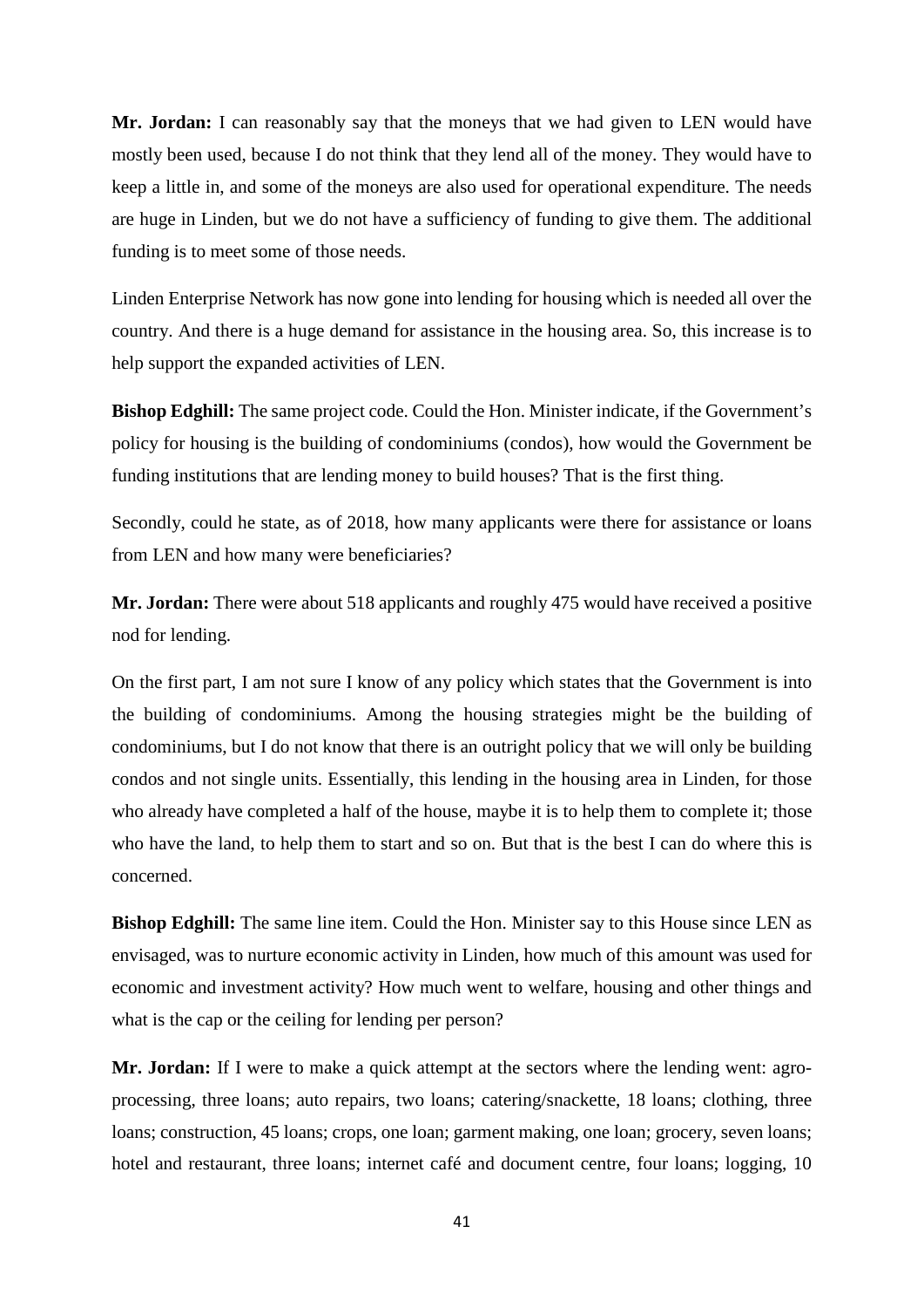**Mr. Jordan:** I can reasonably say that the moneys that we had given to LEN would have mostly been used, because I do not think that they lend all of the money. They would have to keep a little in, and some of the moneys are also used for operational expenditure. The needs are huge in Linden, but we do not have a sufficiency of funding to give them. The additional funding is to meet some of those needs.

Linden Enterprise Network has now gone into lending for housing which is needed all over the country. And there is a huge demand for assistance in the housing area. So, this increase is to help support the expanded activities of LEN.

**Bishop Edghill:** The same project code. Could the Hon. Minister indicate, if the Government's policy for housing is the building of condominiums (condos), how would the Government be funding institutions that are lending money to build houses? That is the first thing.

Secondly, could he state, as of 2018, how many applicants were there for assistance or loans from LEN and how many were beneficiaries?

**Mr. Jordan:** There were about 518 applicants and roughly 475 would have received a positive nod for lending.

On the first part, I am not sure I know of any policy which states that the Government is into the building of condominiums. Among the housing strategies might be the building of condominiums, but I do not know that there is an outright policy that we will only be building condos and not single units. Essentially, this lending in the housing area in Linden, for those who already have completed a half of the house, maybe it is to help them to complete it; those who have the land, to help them to start and so on. But that is the best I can do where this is concerned.

**Bishop Edghill:** The same line item. Could the Hon. Minister say to this House since LEN as envisaged, was to nurture economic activity in Linden, how much of this amount was used for economic and investment activity? How much went to welfare, housing and other things and what is the cap or the ceiling for lending per person?

**Mr. Jordan:** If I were to make a quick attempt at the sectors where the lending went: agro-processing, three loans; auto repairs, two loans; catering/snackette, 18 loans; clothing, three loans; construction, 45 loans; crops, one loan; garment making, one loan; grocery, seven loans; hotel and restaurant, three loans; internet café and document centre, four loans; logging, 10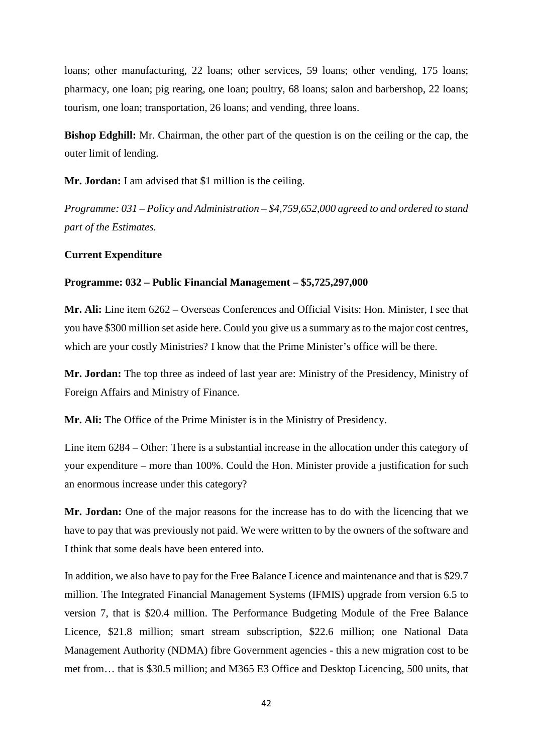loans; other manufacturing, 22 loans; other services, 59 loans; other vending, 175 loans; pharmacy, one loan; pig rearing, one loan; poultry, 68 loans; salon and barbershop, 22 loans; tourism, one loan; transportation, 26 loans; and vending, three loans.

**Bishop Edghill:** Mr. Chairman, the other part of the question is on the ceiling or the cap, the outer limit of lending.

**Mr. Jordan:** I am advised that $1 million is the ceiling.

*Programme: 031 – Policy and Administration – $4,759,652,000 agreed to and ordered to stand part of the Estimates.*

**Current Expenditure**

**Programme: 032 – Public Financial Management – $5,725,297,000**

**Mr. Ali:** Line item 6262 – Overseas Conferences and Official Visits: Hon. Minister, I see that you have $300 million set aside here. Could you give us a summary as to the major cost centres, which are your costly Ministries? I know that the Prime Minister's office will be there.

**Mr. Jordan:** The top three as indeed of last year are: Ministry of the Presidency, Ministry of Foreign Affairs and Ministry of Finance.

**Mr. Ali:** The Office of the Prime Minister is in the Ministry of Presidency.

Line item 6284 – Other: There is a substantial increase in the allocation under this category of your expenditure – more than 100%. Could the Hon. Minister provide a justification for such an enormous increase under this category?

**Mr. Jordan:** One of the major reasons for the increase has to do with the licencing that we have to pay that was previously not paid. We were written to by the owners of the software and I think that some deals have been entered into.

In addition, we also have to pay for the Free Balance Licence and maintenance and that is $29.7 million. The Integrated Financial Management Systems (IFMIS) upgrade from version 6.5 to version 7, that is $20.4 million. The Performance Budgeting Module of the Free Balance Licence, $21.8 million; smart stream subscription, $22.6 million; one National Data Management Authority (NDMA) fibre Government agencies - this a new migration cost to be met from… that is $30.5 million; and M365 E3 Office and Desktop Licencing, 500 units, that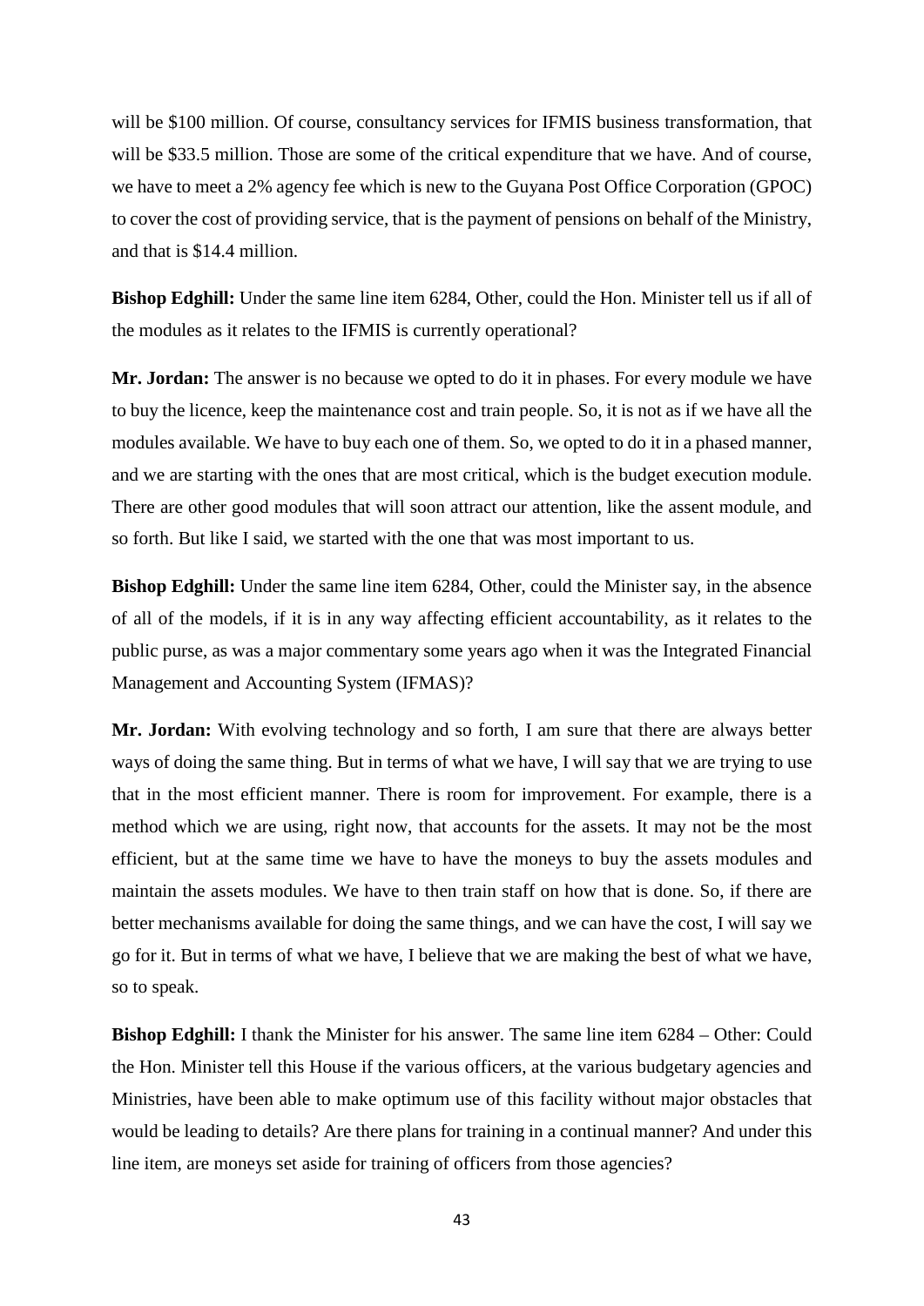will be $100 million. Of course, consultancy services for IFMIS business transformation, that will be $33.5 million. Those are some of the critical expenditure that we have. And of course, we have to meet a 2% agency fee which is new to the Guyana Post Office Corporation (GPOC) to cover the cost of providing service, that is the payment of pensions on behalf of the Ministry, and that is $14.4 million.

**Bishop Edghill:** Under the same line item 6284, Other, could the Hon. Minister tell us if all of the modules as it relates to the IFMIS is currently operational?

**Mr. Jordan:** The answer is no because we opted to do it in phases. For every module we have to buy the licence, keep the maintenance cost and train people. So, it is not as if we have all the modules available. We have to buy each one of them. So, we opted to do it in a phased manner, and we are starting with the ones that are most critical, which is the budget execution module. There are other good modules that will soon attract our attention, like the assent module, and so forth. But like I said, we started with the one that was most important to us.

**Bishop Edghill:** Under the same line item 6284, Other, could the Minister say, in the absence of all of the models, if it is in any way affecting efficient accountability, as it relates to the public purse, as was a major commentary some years ago when it was the Integrated Financial Management and Accounting System (IFMAS)?

**Mr. Jordan:** With evolving technology and so forth, I am sure that there are always better ways of doing the same thing. But in terms of what we have, I will say that we are trying to use that in the most efficient manner. There is room for improvement. For example, there is a method which we are using, right now, that accounts for the assets. It may not be the most efficient, but at the same time we have to have the moneys to buy the assets modules and maintain the assets modules. We have to then train staff on how that is done. So, if there are better mechanisms available for doing the same things, and we can have the cost, I will say we go for it. But in terms of what we have, I believe that we are making the best of what we have, so to speak.

**Bishop Edghill:** I thank the Minister for his answer. The same line item 6284 – Other: Could the Hon. Minister tell this House if the various officers, at the various budgetary agencies and Ministries, have been able to make optimum use of this facility without major obstacles that would be leading to details? Are there plans for training in a continual manner? And under this line item, are moneys set aside for training of officers from those agencies?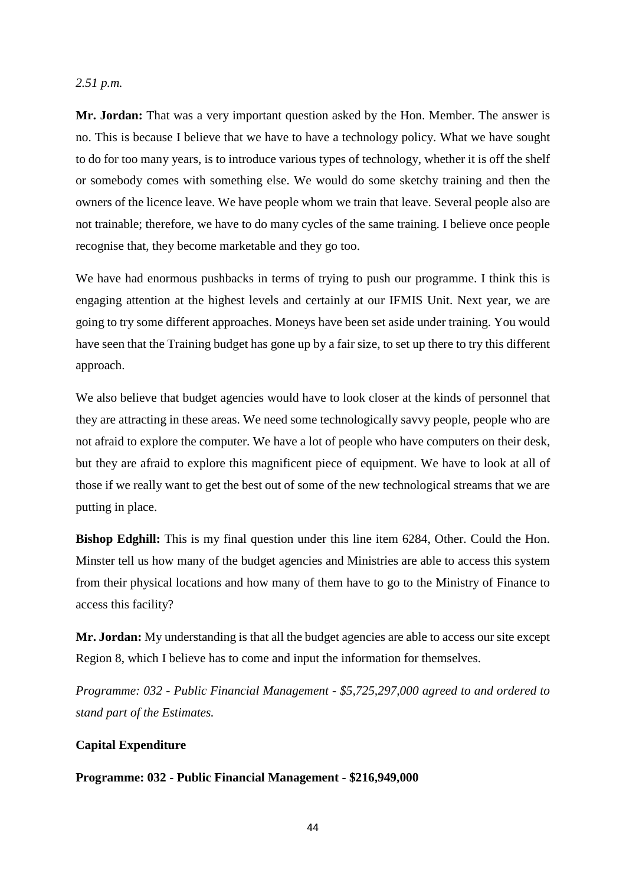*2.51 p.m.*

**Mr. Jordan:** That was a very important question asked by the Hon. Member. The answer is no. This is because I believe that we have to have a technology policy. What we have sought to do for too many years, is to introduce various types of technology, whether it is off the shelf or somebody comes with something else. We would do some sketchy training and then the owners of the licence leave. We have people whom we train that leave. Several people also are not trainable; therefore, we have to do many cycles of the same training. I believe once people recognise that, they become marketable and they go too.

We have had enormous pushbacks in terms of trying to push our programme. I think this is engaging attention at the highest levels and certainly at our IFMIS Unit. Next year, we are going to try some different approaches. Moneys have been set aside under training. You would have seen that the Training budget has gone up by a fair size, to set up there to try this different approach.

We also believe that budget agencies would have to look closer at the kinds of personnel that they are attracting in these areas. We need some technologically savvy people, people who are not afraid to explore the computer. We have a lot of people who have computers on their desk, but they are afraid to explore this magnificent piece of equipment. We have to look at all of those if we really want to get the best out of some of the new technological streams that we are putting in place.

**Bishop Edghill:** This is my final question under this line item 6284, Other. Could the Hon. Minster tell us how many of the budget agencies and Ministries are able to access this system from their physical locations and how many of them have to go to the Ministry of Finance to access this facility?

**Mr. Jordan:** My understanding is that all the budget agencies are able to access our site except Region 8, which I believe has to come and input the information for themselves.

*Programme: 032 - Public Financial Management - $5,725,297,000 agreed to and ordered to stand part of the Estimates.*

**Capital Expenditure**

**Programme: 032 - Public Financial Management - $216,949,000**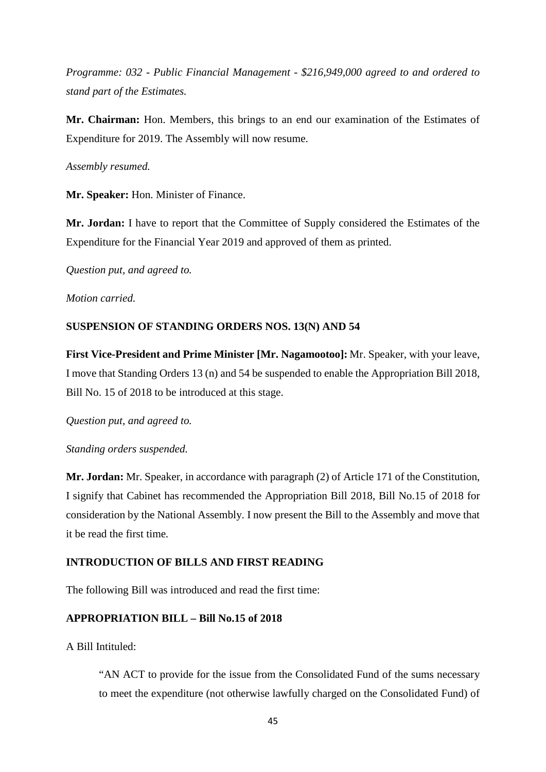*Programme: 032 - Public Financial Management - $216,949,000 agreed to and ordered to stand part of the Estimates.*

**Mr. Chairman:** Hon. Members, this brings to an end our examination of the Estimates of Expenditure for 2019. The Assembly will now resume.

*Assembly resumed.*

**Mr. Speaker:** Hon. Minister of Finance.

**Mr. Jordan:** I have to report that the Committee of Supply considered the Estimates of the Expenditure for the Financial Year 2019 and approved of them as printed.

*Question put, and agreed to.*

*Motion carried.*

**SUSPENSION OF STANDING ORDERS NOS. 13(N) AND 54**

**First Vice-President and Prime Minister [Mr. Nagamootoo]:** Mr. Speaker, with your leave, I move that Standing Orders 13 (n) and 54 be suspended to enable the Appropriation Bill 2018, Bill No. 15 of 2018 to be introduced at this stage.

*Question put, and agreed to.*

*Standing orders suspended.*

**Mr. Jordan:** Mr. Speaker, in accordance with paragraph (2) of Article 171 of the Constitution, I signify that Cabinet has recommended the Appropriation Bill 2018, Bill No.15 of 2018 for consideration by the National Assembly. I now present the Bill to the Assembly and move that it be read the first time.

**INTRODUCTION OF BILLS AND FIRST READING**

The following Bill was introduced and read the first time:

**APPROPRIATION BILL – Bill No.15 of 2018**

A Bill Intituled:

> "AN ACT to provide for the issue from the Consolidated Fund of the sums necessary to meet the expenditure (not otherwise lawfully charged on the Consolidated Fund) of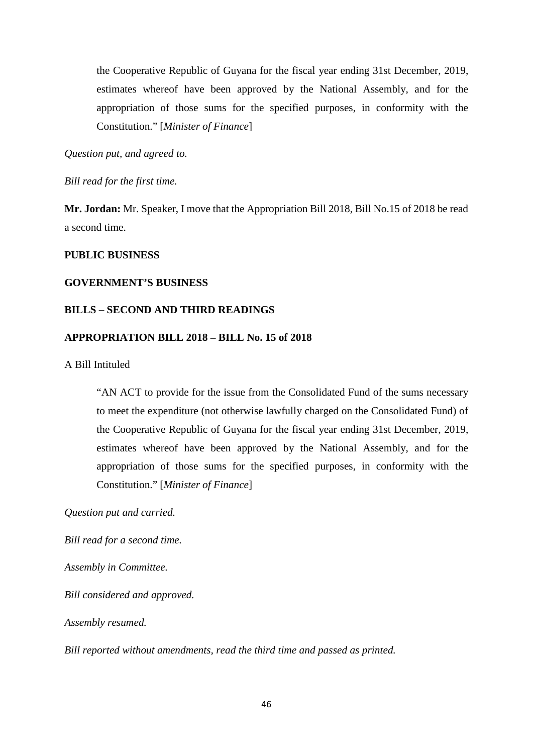the Cooperative Republic of Guyana for the fiscal year ending 31st December, 2019, estimates whereof have been approved by the National Assembly, and for the appropriation of those sums for the specified purposes, in conformity with the Constitution." [*Minister of Finance*]

*Question put, and agreed to.*

*Bill read for the first time.*

**Mr. Jordan:** Mr. Speaker, I move that the Appropriation Bill 2018, Bill No.15 of 2018 be read a second time.

**PUBLIC BUSINESS**

**GOVERNMENT'S BUSINESS**

**BILLS – SECOND AND THIRD READINGS**

**APPROPRIATION BILL 2018 – BILL No. 15 of 2018**

A Bill Intituled

> "AN ACT to provide for the issue from the Consolidated Fund of the sums necessary to meet the expenditure (not otherwise lawfully charged on the Consolidated Fund) of the Cooperative Republic of Guyana for the fiscal year ending 31st December, 2019, estimates whereof have been approved by the National Assembly, and for the appropriation of those sums for the specified purposes, in conformity with the Constitution." [*Minister of Finance*]

*Question put and carried.*

*Bill read for a second time.*

*Assembly in Committee.*

*Bill considered and approved.*

*Assembly resumed.*

*Bill reported without amendments, read the third time and passed as printed.*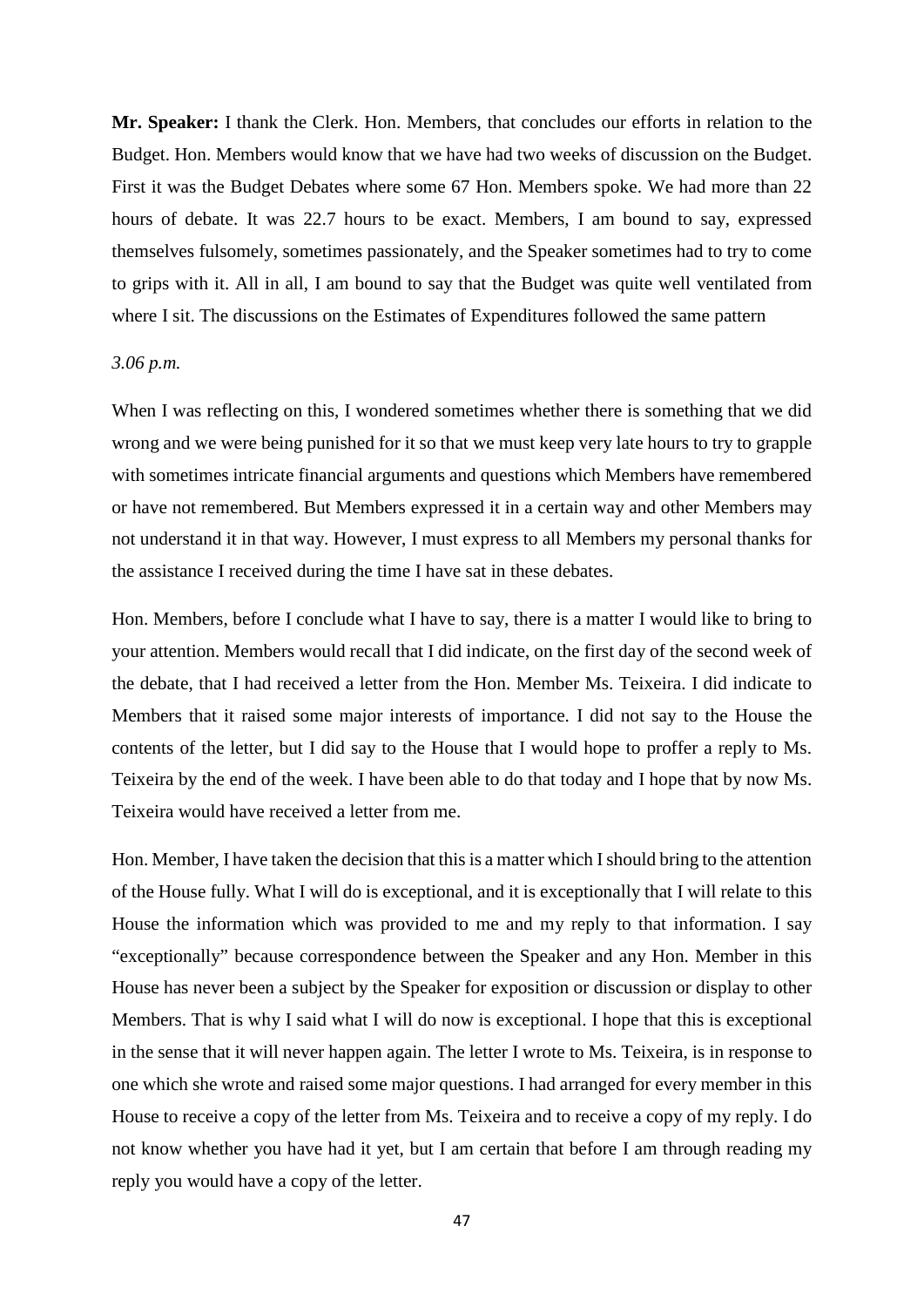**Mr. Speaker:** I thank the Clerk. Hon. Members, that concludes our efforts in relation to the Budget. Hon. Members would know that we have had two weeks of discussion on the Budget. First it was the Budget Debates where some 67 Hon. Members spoke. We had more than 22 hours of debate. It was 22.7 hours to be exact. Members, I am bound to say, expressed themselves fulsomely, sometimes passionately, and the Speaker sometimes had to try to come to grips with it. All in all, I am bound to say that the Budget was quite well ventilated from where I sit. The discussions on the Estimates of Expenditures followed the same pattern

*3.06 p.m.*

When I was reflecting on this, I wondered sometimes whether there is something that we did wrong and we were being punished for it so that we must keep very late hours to try to grapple with sometimes intricate financial arguments and questions which Members have remembered or have not remembered. But Members expressed it in a certain way and other Members may not understand it in that way. However, I must express to all Members my personal thanks for the assistance I received during the time I have sat in these debates.

Hon. Members, before I conclude what I have to say, there is a matter I would like to bring to your attention. Members would recall that I did indicate, on the first day of the second week of the debate, that I had received a letter from the Hon. Member Ms. Teixeira. I did indicate to Members that it raised some major interests of importance. I did not say to the House the contents of the letter, but I did say to the House that I would hope to proffer a reply to Ms. Teixeira by the end of the week. I have been able to do that today and I hope that by now Ms. Teixeira would have received a letter from me.

Hon. Member, I have taken the decision that this is a matter which I should bring to the attention of the House fully. What I will do is exceptional, and it is exceptionally that I will relate to this House the information which was provided to me and my reply to that information. I say "exceptionally" because correspondence between the Speaker and any Hon. Member in this House has never been a subject by the Speaker for exposition or discussion or display to other Members. That is why I said what I will do now is exceptional. I hope that this is exceptional in the sense that it will never happen again. The letter I wrote to Ms. Teixeira, is in response to one which she wrote and raised some major questions. I had arranged for every member in this House to receive a copy of the letter from Ms. Teixeira and to receive a copy of my reply. I do not know whether you have had it yet, but I am certain that before I am through reading my reply you would have a copy of the letter.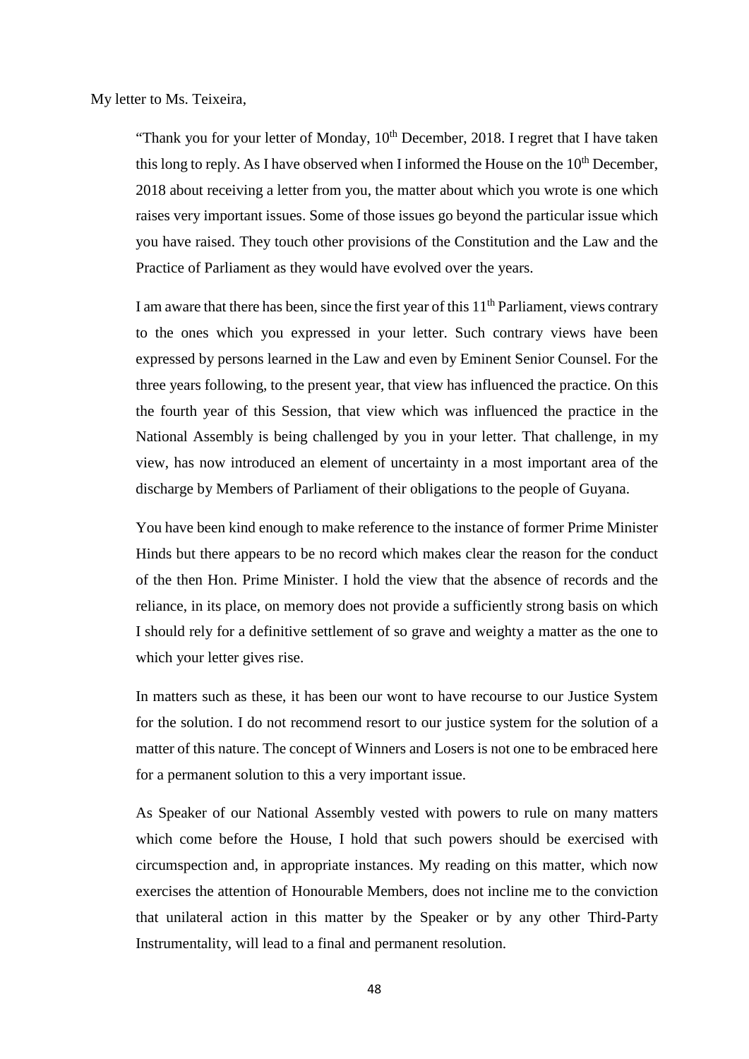My letter to Ms. Teixeira,

> "Thank you for your letter of Monday, 10th December, 2018. I regret that I have taken this long to reply. As I have observed when I informed the House on the 10th December, 2018 about receiving a letter from you, the matter about which you wrote is one which raises very important issues. Some of those issues go beyond the particular issue which you have raised. They touch other provisions of the Constitution and the Law and the Practice of Parliament as they would have evolved over the years.
>
> I am aware that there has been, since the first year of this 11th Parliament, views contrary to the ones which you expressed in your letter. Such contrary views have been expressed by persons learned in the Law and even by Eminent Senior Counsel. For the three years following, to the present year, that view has influenced the practice. On this the fourth year of this Session, that view which was influenced the practice in the National Assembly is being challenged by you in your letter. That challenge, in my view, has now introduced an element of uncertainty in a most important area of the discharge by Members of Parliament of their obligations to the people of Guyana.
>
> You have been kind enough to make reference to the instance of former Prime Minister Hinds but there appears to be no record which makes clear the reason for the conduct of the then Hon. Prime Minister. I hold the view that the absence of records and the reliance, in its place, on memory does not provide a sufficiently strong basis on which I should rely for a definitive settlement of so grave and weighty a matter as the one to which your letter gives rise.
>
> In matters such as these, it has been our wont to have recourse to our Justice System for the solution. I do not recommend resort to our justice system for the solution of a matter of this nature. The concept of Winners and Losers is not one to be embraced here for a permanent solution to this a very important issue.
>
> As Speaker of our National Assembly vested with powers to rule on many matters which come before the House, I hold that such powers should be exercised with circumspection and, in appropriate instances. My reading on this matter, which now exercises the attention of Honourable Members, does not incline me to the conviction that unilateral action in this matter by the Speaker or by any other Third-Party Instrumentality, will lead to a final and permanent resolution.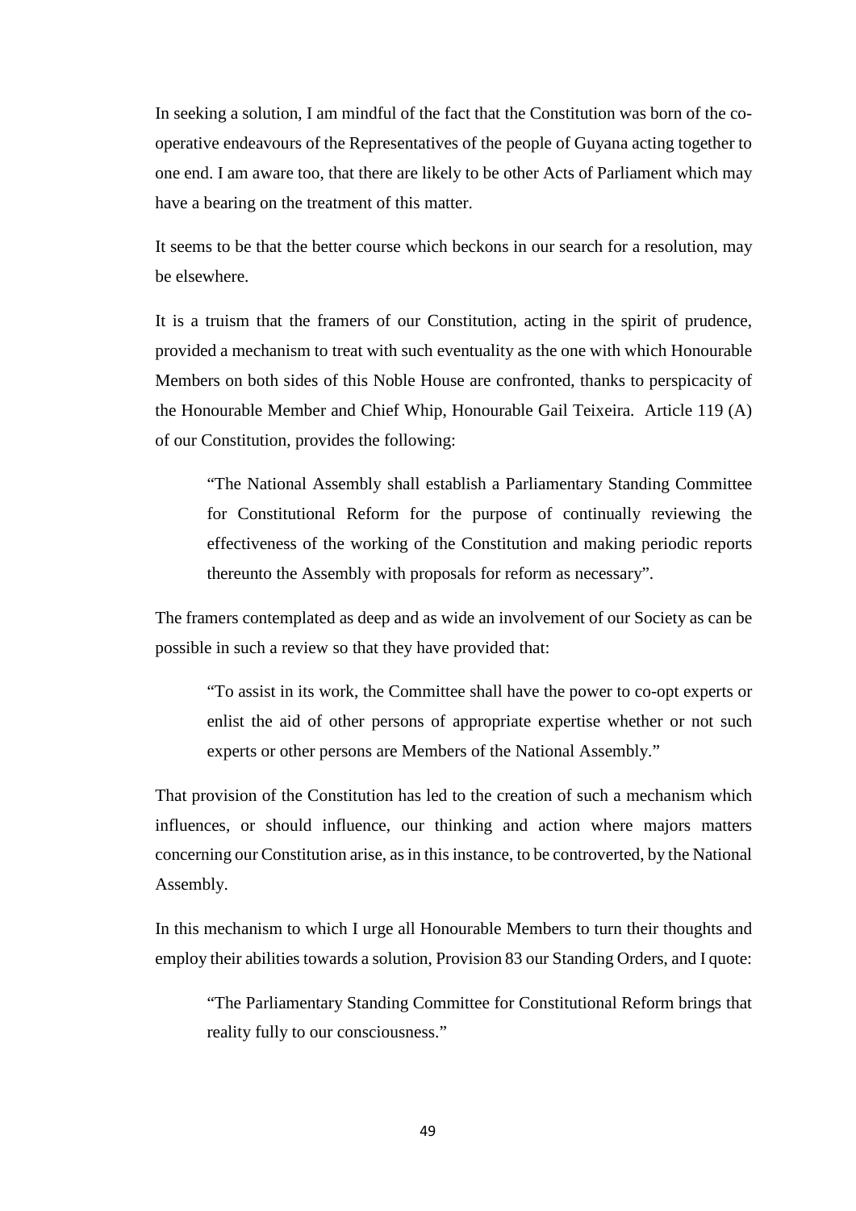In seeking a solution, I am mindful of the fact that the Constitution was born of the co-operative endeavours of the Representatives of the people of Guyana acting together to one end. I am aware too, that there are likely to be other Acts of Parliament which may have a bearing on the treatment of this matter.

It seems to be that the better course which beckons in our search for a resolution, may be elsewhere.

It is a truism that the framers of our Constitution, acting in the spirit of prudence, provided a mechanism to treat with such eventuality as the one with which Honourable Members on both sides of this Noble House are confronted, thanks to perspicacity of the Honourable Member and Chief Whip, Honourable Gail Teixeira. Article 119 (A) of our Constitution, provides the following:

> "The National Assembly shall establish a Parliamentary Standing Committee for Constitutional Reform for the purpose of continually reviewing the effectiveness of the working of the Constitution and making periodic reports thereunto the Assembly with proposals for reform as necessary".

The framers contemplated as deep and as wide an involvement of our Society as can be possible in such a review so that they have provided that:

> "To assist in its work, the Committee shall have the power to co-opt experts or enlist the aid of other persons of appropriate expertise whether or not such experts or other persons are Members of the National Assembly."

That provision of the Constitution has led to the creation of such a mechanism which influences, or should influence, our thinking and action where majors matters concerning our Constitution arise, as in this instance, to be controverted, by the National Assembly.

In this mechanism to which I urge all Honourable Members to turn their thoughts and employ their abilities towards a solution, Provision 83 our Standing Orders, and I quote:

> "The Parliamentary Standing Committee for Constitutional Reform brings that reality fully to our consciousness."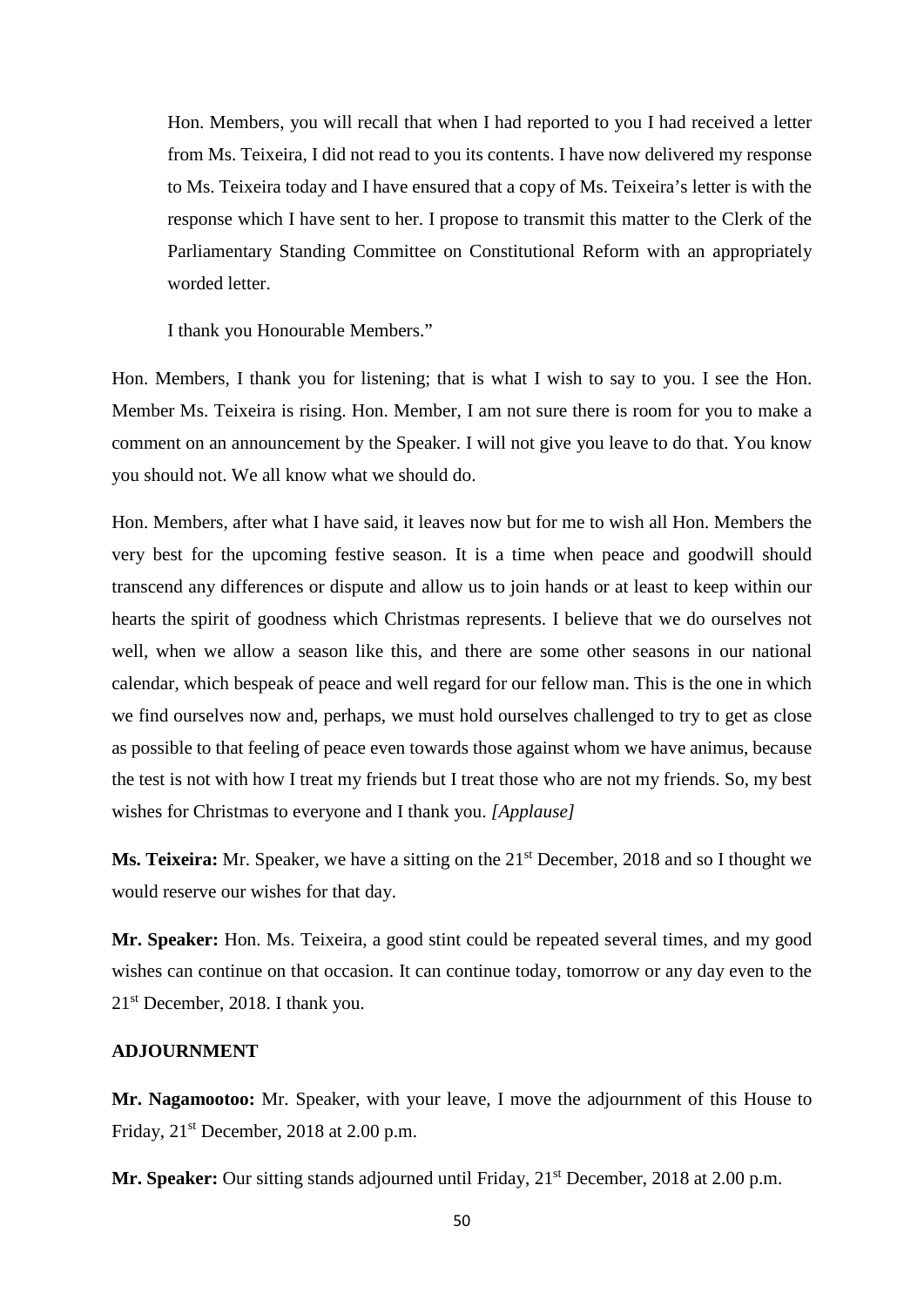Hon. Members, you will recall that when I had reported to you I had received a letter from Ms. Teixeira, I did not read to you its contents. I have now delivered my response to Ms. Teixeira today and I have ensured that a copy of Ms. Teixeira's letter is with the response which I have sent to her. I propose to transmit this matter to the Clerk of the Parliamentary Standing Committee on Constitutional Reform with an appropriately worded letter.

I thank you Honourable Members."

Hon. Members, I thank you for listening; that is what I wish to say to you. I see the Hon. Member Ms. Teixeira is rising. Hon. Member, I am not sure there is room for you to make a comment on an announcement by the Speaker. I will not give you leave to do that. You know you should not. We all know what we should do.

Hon. Members, after what I have said, it leaves now but for me to wish all Hon. Members the very best for the upcoming festive season. It is a time when peace and goodwill should transcend any differences or dispute and allow us to join hands or at least to keep within our hearts the spirit of goodness which Christmas represents. I believe that we do ourselves not well, when we allow a season like this, and there are some other seasons in our national calendar, which bespeak of peace and well regard for our fellow man. This is the one in which we find ourselves now and, perhaps, we must hold ourselves challenged to try to get as close as possible to that feeling of peace even towards those against whom we have animus, because the test is not with how I treat my friends but I treat those who are not my friends. So, my best wishes for Christmas to everyone and I thank you. *[Applause]*

**Ms. Teixeira:** Mr. Speaker, we have a sitting on the 21st December, 2018 and so I thought we would reserve our wishes for that day.

**Mr. Speaker:** Hon. Ms. Teixeira, a good stint could be repeated several times, and my good wishes can continue on that occasion. It can continue today, tomorrow or any day even to the 21st December, 2018. I thank you.

**ADJOURNMENT**

**Mr. Nagamootoo:** Mr. Speaker, with your leave, I move the adjournment of this House to Friday, 21st December, 2018 at 2.00 p.m.

**Mr. Speaker:** Our sitting stands adjourned until Friday, 21st December, 2018 at 2.00 p.m.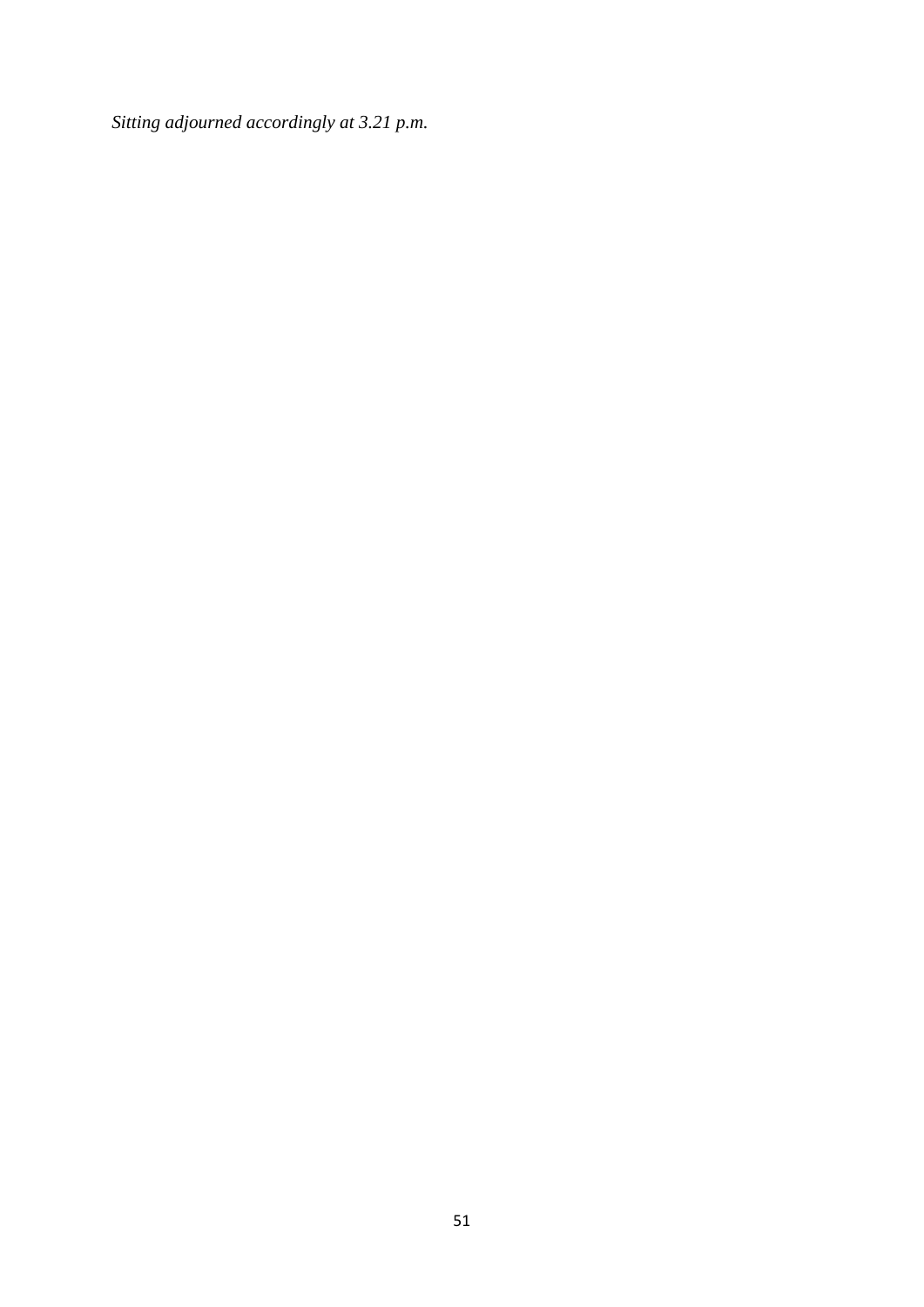*Sitting adjourned accordingly at 3.21 p.m.*